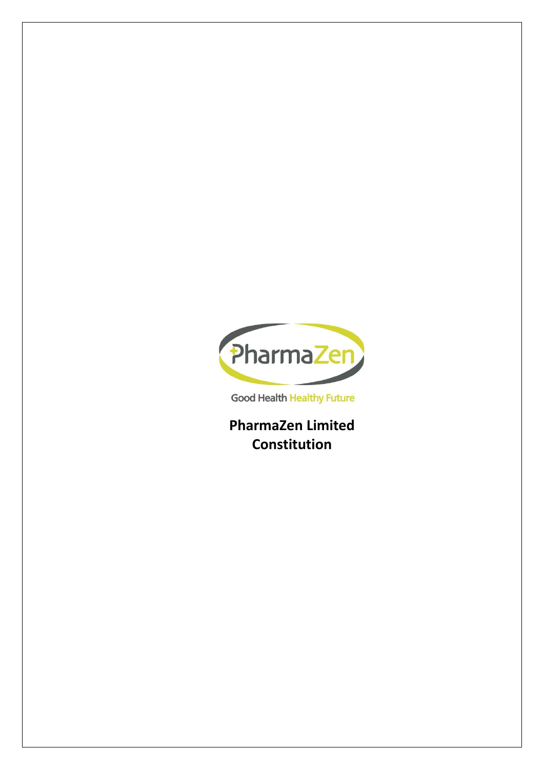PharmaZen

Good Health Healthy Future

# PharmaZen Limited Constitution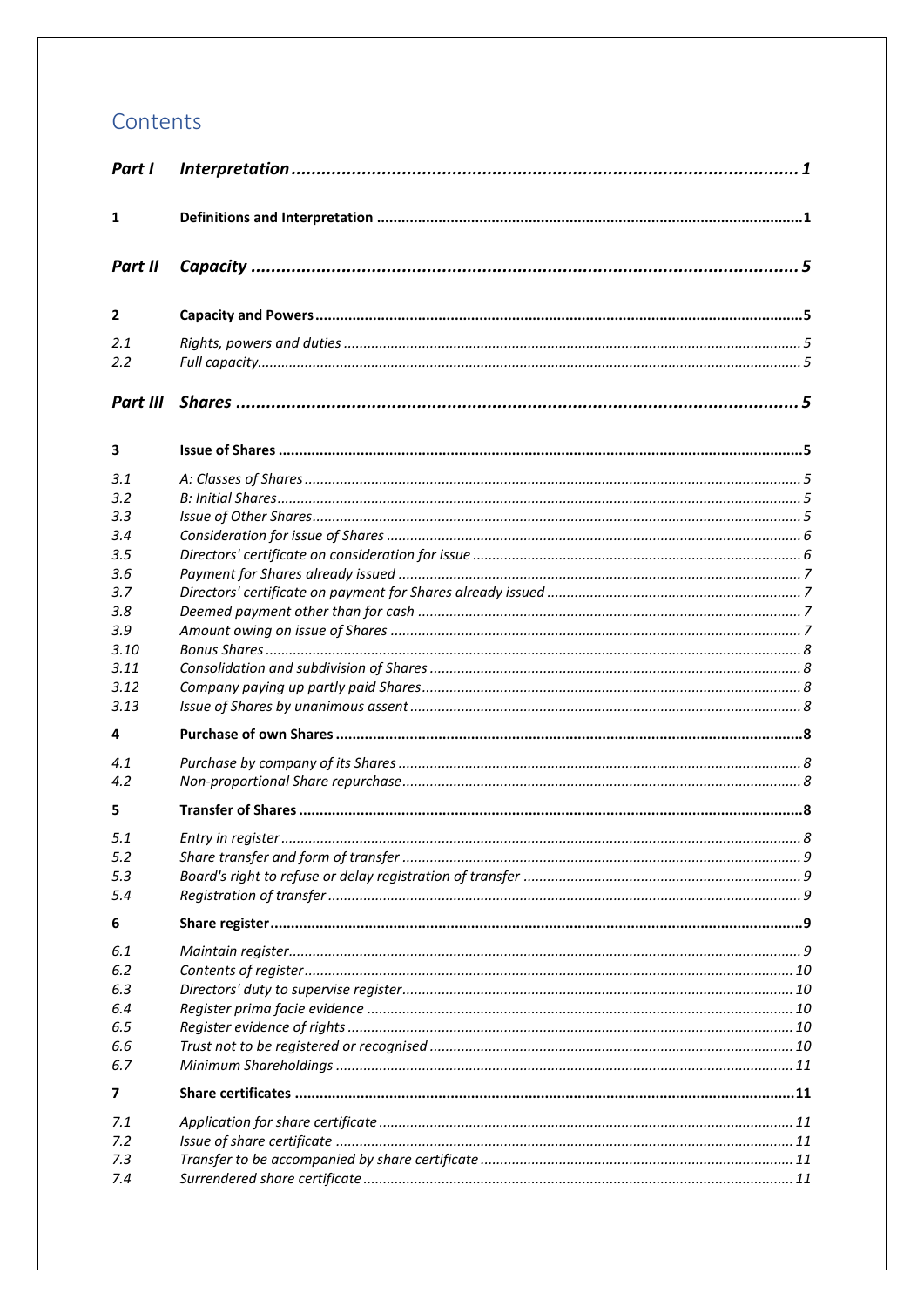# Contents

| | | |
|---|---|---|
| ***Part I*** | ***Interpretation*** | ***1*** |
| **1** | **Definitions and Interpretation** | **1** |
| ***Part II*** | ***Capacity*** | ***5*** |
| **2** | **Capacity and Powers** | **5** |
| *2.1* | *Rights, powers and duties* | *5* |
| *2.2* | *Full capacity* | *5* |
| ***Part III*** | ***Shares*** | ***5*** |
| **3** | **Issue of Shares** | **5** |
| *3.1* | *A: Classes of Shares* | *5* |
| *3.2* | *B: Initial Shares* | *5* |
| *3.3* | *Issue of Other Shares* | *5* |
| *3.4* | *Consideration for issue of Shares* | *6* |
| *3.5* | *Directors' certificate on consideration for issue* | *6* |
| *3.6* | *Payment for Shares already issued* | *7* |
| *3.7* | *Directors' certificate on payment for Shares already issued* | *7* |
| *3.8* | *Deemed payment other than for cash* | *7* |
| *3.9* | *Amount owing on issue of Shares* | *7* |
| *3.10* | *Bonus Shares* | *8* |
| *3.11* | *Consolidation and subdivision of Shares* | *8* |
| *3.12* | *Company paying up partly paid Shares* | *8* |
| *3.13* | *Issue of Shares by unanimous assent* | *8* |
| **4** | **Purchase of own Shares** | **8** |
| *4.1* | *Purchase by company of its Shares* | *8* |
| *4.2* | *Non-proportional Share repurchase* | *8* |
| **5** | **Transfer of Shares** | **8** |
| *5.1* | *Entry in register* | *8* |
| *5.2* | *Share transfer and form of transfer* | *9* |
| *5.3* | *Board's right to refuse or delay registration of transfer* | *9* |
| *5.4* | *Registration of transfer* | *9* |
| **6** | **Share register** | **9** |
| *6.1* | *Maintain register* | *9* |
| *6.2* | *Contents of register* | *10* |
| *6.3* | *Directors' duty to supervise register* | *10* |
| *6.4* | *Register prima facie evidence* | *10* |
| *6.5* | *Register evidence of rights* | *10* |
| *6.6* | *Trust not to be registered or recognised* | *10* |
| *6.7* | *Minimum Shareholdings* | *11* |
| **7** | **Share certificates** | **11** |
| *7.1* | *Application for share certificate* | *11* |
| *7.2* | *Issue of share certificate* | *11* |
| *7.3* | *Transfer to be accompanied by share certificate* | *11* |
| *7.4* | *Surrendered share certificate* | *11* |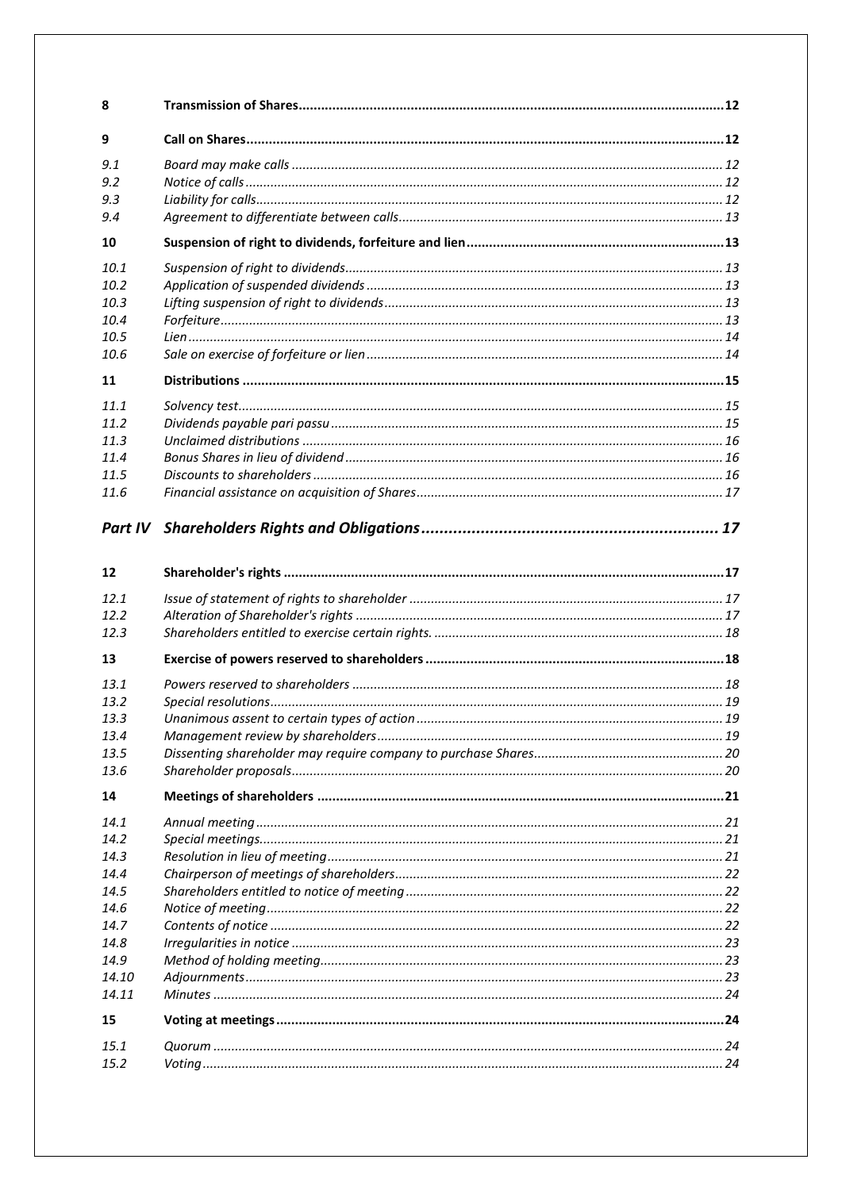| | | |
|---|---|---|
| **8** | **Transmission of Shares** | **12** |
| **9** | **Call on Shares** | **12** |
| *9.1* | *Board may make calls* | *12* |
| *9.2* | *Notice of calls* | *12* |
| *9.3* | *Liability for calls* | *12* |
| *9.4* | *Agreement to differentiate between calls* | *13* |
| **10** | **Suspension of right to dividends, forfeiture and lien** | **13** |
| *10.1* | *Suspension of right to dividends* | *13* |
| *10.2* | *Application of suspended dividends* | *13* |
| *10.3* | *Lifting suspension of right to dividends* | *13* |
| *10.4* | *Forfeiture* | *13* |
| *10.5* | *Lien* | *14* |
| *10.6* | *Sale on exercise of forfeiture or lien* | *14* |
| **11** | **Distributions** | **15** |
| *11.1* | *Solvency test* | *15* |
| *11.2* | *Dividends payable pari passu* | *15* |
| *11.3* | *Unclaimed distributions* | *16* |
| *11.4* | *Bonus Shares in lieu of dividend* | *16* |
| *11.5* | *Discounts to shareholders* | *16* |
| *11.6* | *Financial assistance on acquisition of Shares* | *17* |
| ***Part IV*** | ***Shareholders Rights and Obligations*** | ***17*** |
| **12** | **Shareholder's rights** | **17** |
| *12.1* | *Issue of statement of rights to shareholder* | *17* |
| *12.2* | *Alteration of Shareholder's rights* | *17* |
| *12.3* | *Shareholders entitled to exercise certain rights.* | *18* |
| **13** | **Exercise of powers reserved to shareholders** | **18** |
| *13.1* | *Powers reserved to shareholders* | *18* |
| *13.2* | *Special resolutions* | *19* |
| *13.3* | *Unanimous assent to certain types of action* | *19* |
| *13.4* | *Management review by shareholders* | *19* |
| *13.5* | *Dissenting shareholder may require company to purchase Shares* | *20* |
| *13.6* | *Shareholder proposals* | *20* |
| **14** | **Meetings of shareholders** | **21** |
| *14.1* | *Annual meeting* | *21* |
| *14.2* | *Special meetings* | *21* |
| *14.3* | *Resolution in lieu of meeting* | *21* |
| *14.4* | *Chairperson of meetings of shareholders* | *22* |
| *14.5* | *Shareholders entitled to notice of meeting* | *22* |
| *14.6* | *Notice of meeting* | *22* |
| *14.7* | *Contents of notice* | *22* |
| *14.8* | *Irregularities in notice* | *23* |
| *14.9* | *Method of holding meeting* | *23* |
| *14.10* | *Adjournments* | *23* |
| *14.11* | *Minutes* | *24* |
| **15** | **Voting at meetings** | **24** |
| *15.1* | *Quorum* | *24* |
| *15.2* | *Voting* | *24* |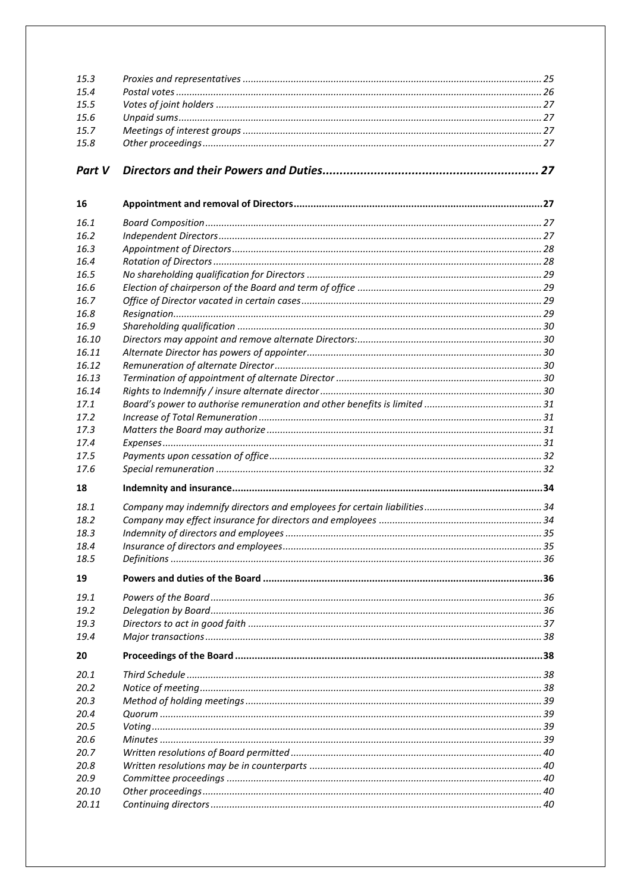| | | |
|---|---|---|
| *15.3* | *Proxies and representatives* | 25 |
| *15.4* | *Postal votes* | 26 |
| *15.5* | *Votes of joint holders* | 27 |
| *15.6* | *Unpaid sums* | 27 |
| *15.7* | *Meetings of interest groups* | 27 |
| *15.8* | *Other proceedings* | 27 |
| ***Part V*** | ***Directors and their Powers and Duties*** | ***27*** |
| **16** | **Appointment and removal of Directors** | **27** |
| *16.1* | *Board Composition* | 27 |
| *16.2* | *Independent Directors* | 27 |
| *16.3* | *Appointment of Directors* | 28 |
| *16.4* | *Rotation of Directors* | 28 |
| *16.5* | *No shareholding qualification for Directors* | 29 |
| *16.6* | *Election of chairperson of the Board and term of office* | 29 |
| *16.7* | *Office of Director vacated in certain cases* | 29 |
| *16.8* | *Resignation* | 29 |
| *16.9* | *Shareholding qualification* | 30 |
| *16.10* | *Directors may appoint and remove alternate Directors:* | 30 |
| *16.11* | *Alternate Director has powers of appointer* | 30 |
| *16.12* | *Remuneration of alternate Director* | 30 |
| *16.13* | *Termination of appointment of alternate Director* | 30 |
| *16.14* | *Rights to Indemnify / insure alternate director* | 30 |
| *17.1* | *Board's power to authorise remuneration and other benefits is limited* | 31 |
| *17.2* | *Increase of Total Remuneration* | 31 |
| *17.3* | *Matters the Board may authorize* | 31 |
| *17.4* | *Expenses* | 31 |
| *17.5* | *Payments upon cessation of office* | 32 |
| *17.6* | *Special remuneration* | 32 |
| **18** | **Indemnity and insurance** | **34** |
| *18.1* | *Company may indemnify directors and employees for certain liabilities* | 34 |
| *18.2* | *Company may effect insurance for directors and employees* | 34 |
| *18.3* | *Indemnity of directors and employees* | 35 |
| *18.4* | *Insurance of directors and employees* | 35 |
| *18.5* | *Definitions* | 36 |
| **19** | **Powers and duties of the Board** | **36** |
| *19.1* | *Powers of the Board* | 36 |
| *19.2* | *Delegation by Board* | 36 |
| *19.3* | *Directors to act in good faith* | 37 |
| *19.4* | *Major transactions* | 38 |
| **20** | **Proceedings of the Board** | **38** |
| *20.1* | *Third Schedule* | 38 |
| *20.2* | *Notice of meeting* | 38 |
| *20.3* | *Method of holding meetings* | 39 |
| *20.4* | *Quorum* | 39 |
| *20.5* | *Voting* | 39 |
| *20.6* | *Minutes* | 39 |
| *20.7* | *Written resolutions of Board permitted* | 40 |
| *20.8* | *Written resolutions may be in counterparts* | 40 |
| *20.9* | *Committee proceedings* | 40 |
| *20.10* | *Other proceedings* | 40 |
| *20.11* | *Continuing directors* | 40 |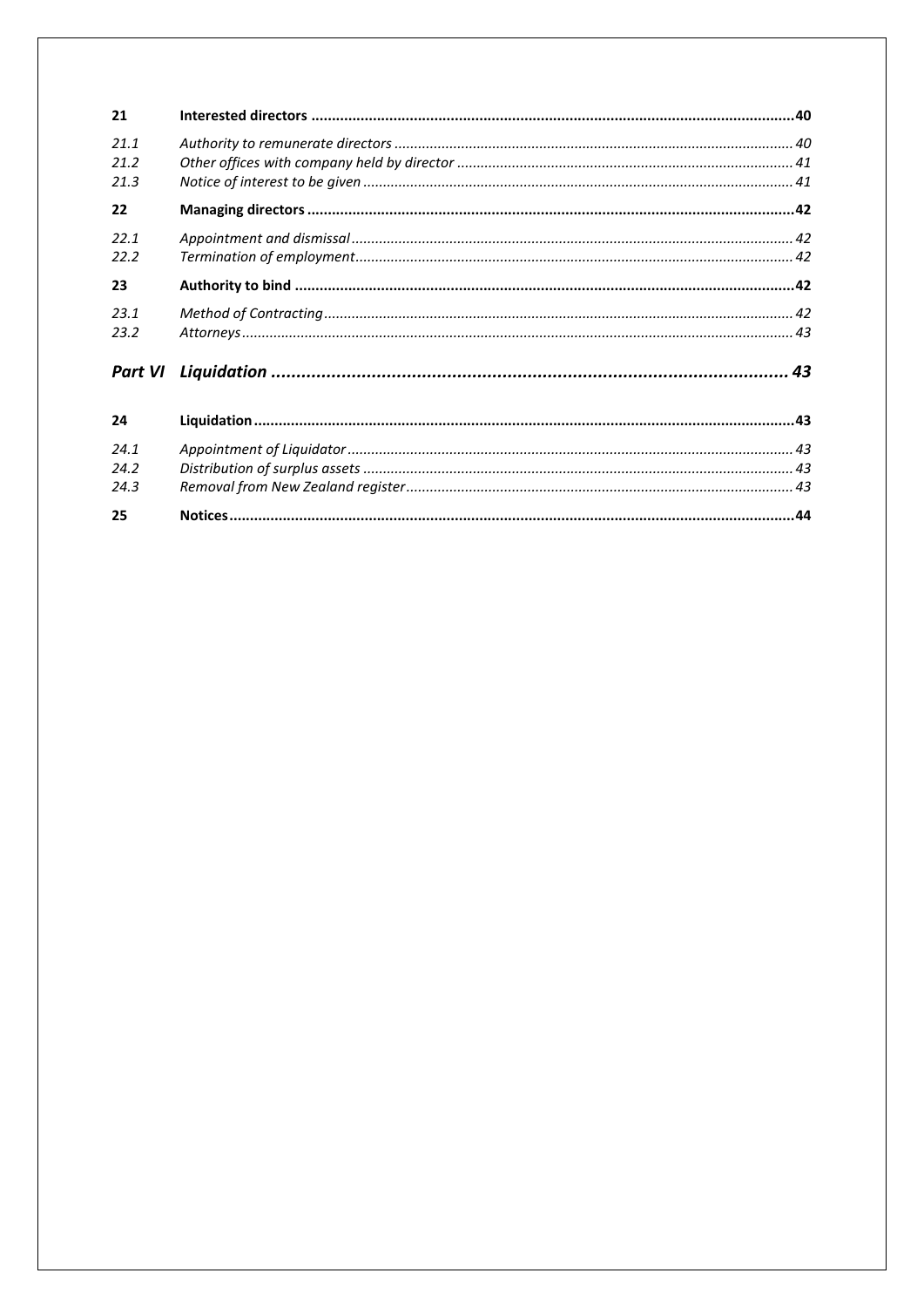| | | |
|---|---|---|
| **21** | **Interested directors** | **40** |
| *21.1* | *Authority to remunerate directors* | *40* |
| *21.2* | *Other offices with company held by director* | *41* |
| *21.3* | *Notice of interest to be given* | *41* |
| **22** | **Managing directors** | **42** |
| *22.1* | *Appointment and dismissal* | *42* |
| *22.2* | *Termination of employment* | *42* |
| **23** | **Authority to bind** | **42** |
| *23.1* | *Method of Contracting* | *42* |
| *23.2* | *Attorneys* | *43* |
| ***Part VI*** | ***Liquidation*** | ***43*** |
| **24** | **Liquidation** | **43** |
| *24.1* | *Appointment of Liquidator* | *43* |
| *24.2* | *Distribution of surplus assets* | *43* |
| *24.3* | *Removal from New Zealand register* | *43* |
| **25** | **Notices** | **44** |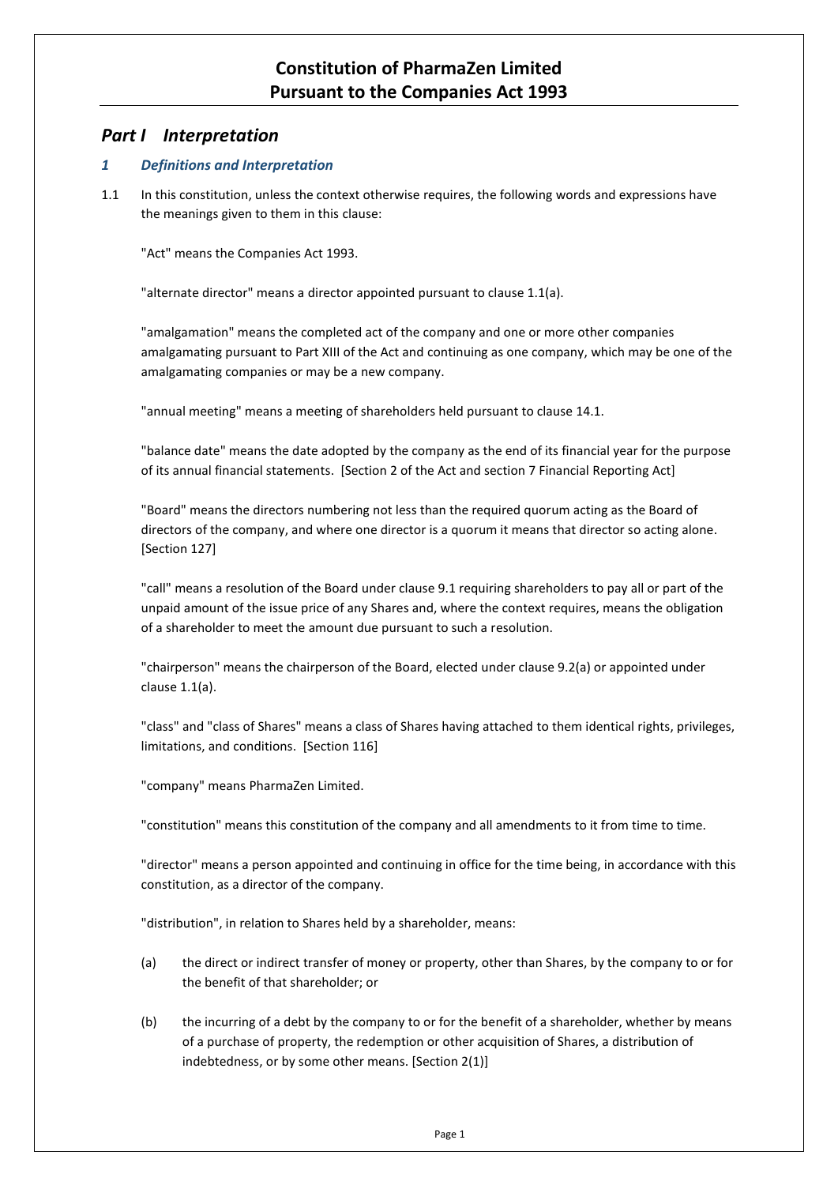# Constitution of PharmaZen Limited
# Pursuant to the Companies Act 1993

## *Part I Interpretation*

### *1 Definitions and Interpretation*

1.1 In this constitution, unless the context otherwise requires, the following words and expressions have the meanings given to them in this clause:

"Act" means the Companies Act 1993.

"alternate director" means a director appointed pursuant to clause 1.1(a).

"amalgamation" means the completed act of the company and one or more other companies amalgamating pursuant to Part XIII of the Act and continuing as one company, which may be one of the amalgamating companies or may be a new company.

"annual meeting" means a meeting of shareholders held pursuant to clause 14.1.

"balance date" means the date adopted by the company as the end of its financial year for the purpose of its annual financial statements. [Section 2 of the Act and section 7 Financial Reporting Act]

"Board" means the directors numbering not less than the required quorum acting as the Board of directors of the company, and where one director is a quorum it means that director so acting alone. [Section 127]

"call" means a resolution of the Board under clause 9.1 requiring shareholders to pay all or part of the unpaid amount of the issue price of any Shares and, where the context requires, means the obligation of a shareholder to meet the amount due pursuant to such a resolution.

"chairperson" means the chairperson of the Board, elected under clause 9.2(a) or appointed under clause 1.1(a).

"class" and "class of Shares" means a class of Shares having attached to them identical rights, privileges, limitations, and conditions. [Section 116]

"company" means PharmaZen Limited.

"constitution" means this constitution of the company and all amendments to it from time to time.

"director" means a person appointed and continuing in office for the time being, in accordance with this constitution, as a director of the company.

"distribution", in relation to Shares held by a shareholder, means:

(a) the direct or indirect transfer of money or property, other than Shares, by the company to or for the benefit of that shareholder; or

(b) the incurring of a debt by the company to or for the benefit of a shareholder, whether by means of a purchase of property, the redemption or other acquisition of Shares, a distribution of indebtedness, or by some other means. [Section 2(1)]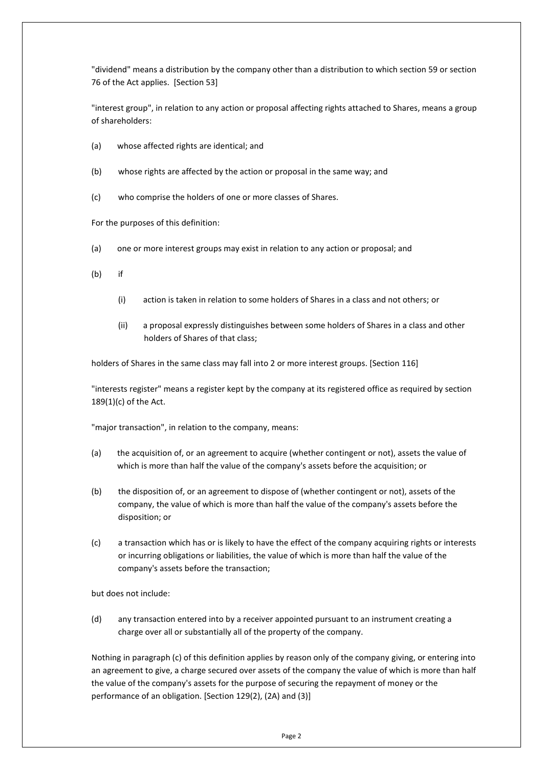"dividend" means a distribution by the company other than a distribution to which section 59 or section 76 of the Act applies. [Section 53]

"interest group", in relation to any action or proposal affecting rights attached to Shares, means a group of shareholders:

(a) whose affected rights are identical; and

(b) whose rights are affected by the action or proposal in the same way; and

(c) who comprise the holders of one or more classes of Shares.

For the purposes of this definition:

(a) one or more interest groups may exist in relation to any action or proposal; and

(b) if

  (i) action is taken in relation to some holders of Shares in a class and not others; or

  (ii) a proposal expressly distinguishes between some holders of Shares in a class and other holders of Shares of that class;

holders of Shares in the same class may fall into 2 or more interest groups. [Section 116]

"interests register" means a register kept by the company at its registered office as required by section 189(1)(c) of the Act.

"major transaction", in relation to the company, means:

(a) the acquisition of, or an agreement to acquire (whether contingent or not), assets the value of which is more than half the value of the company's assets before the acquisition; or

(b) the disposition of, or an agreement to dispose of (whether contingent or not), assets of the company, the value of which is more than half the value of the company's assets before the disposition; or

(c) a transaction which has or is likely to have the effect of the company acquiring rights or interests or incurring obligations or liabilities, the value of which is more than half the value of the company's assets before the transaction;

but does not include:

(d) any transaction entered into by a receiver appointed pursuant to an instrument creating a charge over all or substantially all of the property of the company.

Nothing in paragraph (c) of this definition applies by reason only of the company giving, or entering into an agreement to give, a charge secured over assets of the company the value of which is more than half the value of the company's assets for the purpose of securing the repayment of money or the performance of an obligation. [Section 129(2), (2A) and (3)]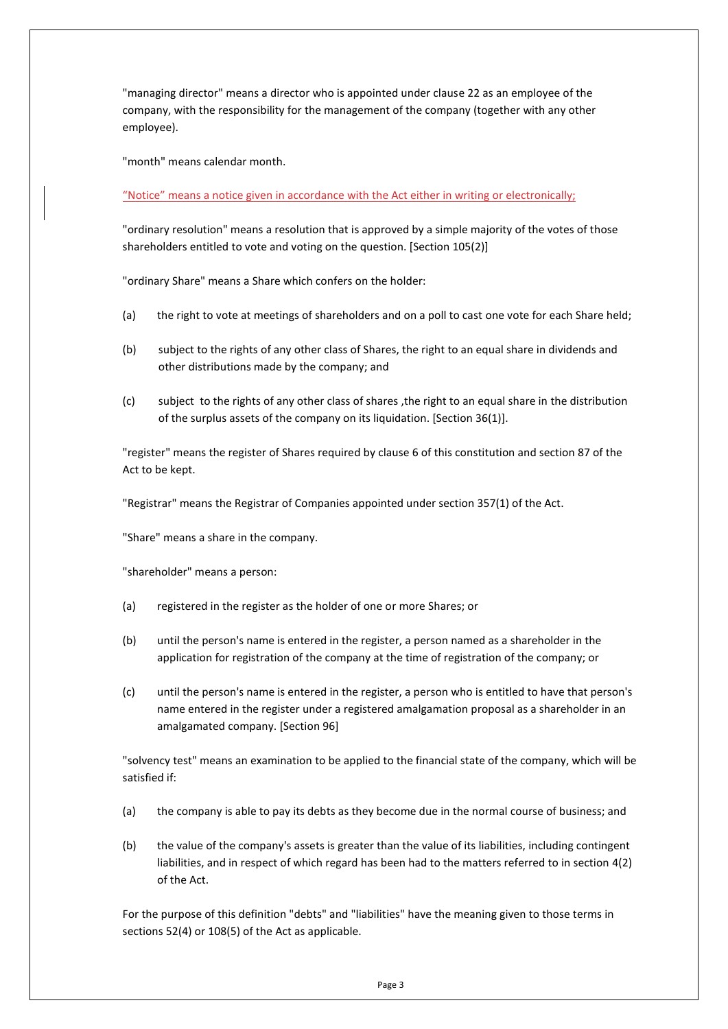"managing director" means a director who is appointed under clause 22 as an employee of the company, with the responsibility for the management of the company (together with any other employee).

"month" means calendar month.

"Notice" means a notice given in accordance with the Act either in writing or electronically;

"ordinary resolution" means a resolution that is approved by a simple majority of the votes of those shareholders entitled to vote and voting on the question. [Section 105(2)]

"ordinary Share" means a Share which confers on the holder:

(a) the right to vote at meetings of shareholders and on a poll to cast one vote for each Share held;

(b) subject to the rights of any other class of Shares, the right to an equal share in dividends and other distributions made by the company; and

(c) subject to the rights of any other class of shares ,the right to an equal share in the distribution of the surplus assets of the company on its liquidation. [Section 36(1)].

"register" means the register of Shares required by clause 6 of this constitution and section 87 of the Act to be kept.

"Registrar" means the Registrar of Companies appointed under section 357(1) of the Act.

"Share" means a share in the company.

"shareholder" means a person:

(a) registered in the register as the holder of one or more Shares; or

(b) until the person's name is entered in the register, a person named as a shareholder in the application for registration of the company at the time of registration of the company; or

(c) until the person's name is entered in the register, a person who is entitled to have that person's name entered in the register under a registered amalgamation proposal as a shareholder in an amalgamated company. [Section 96]

"solvency test" means an examination to be applied to the financial state of the company, which will be satisfied if:

(a) the company is able to pay its debts as they become due in the normal course of business; and

(b) the value of the company's assets is greater than the value of its liabilities, including contingent liabilities, and in respect of which regard has been had to the matters referred to in section 4(2) of the Act.

For the purpose of this definition "debts" and "liabilities" have the meaning given to those terms in sections 52(4) or 108(5) of the Act as applicable.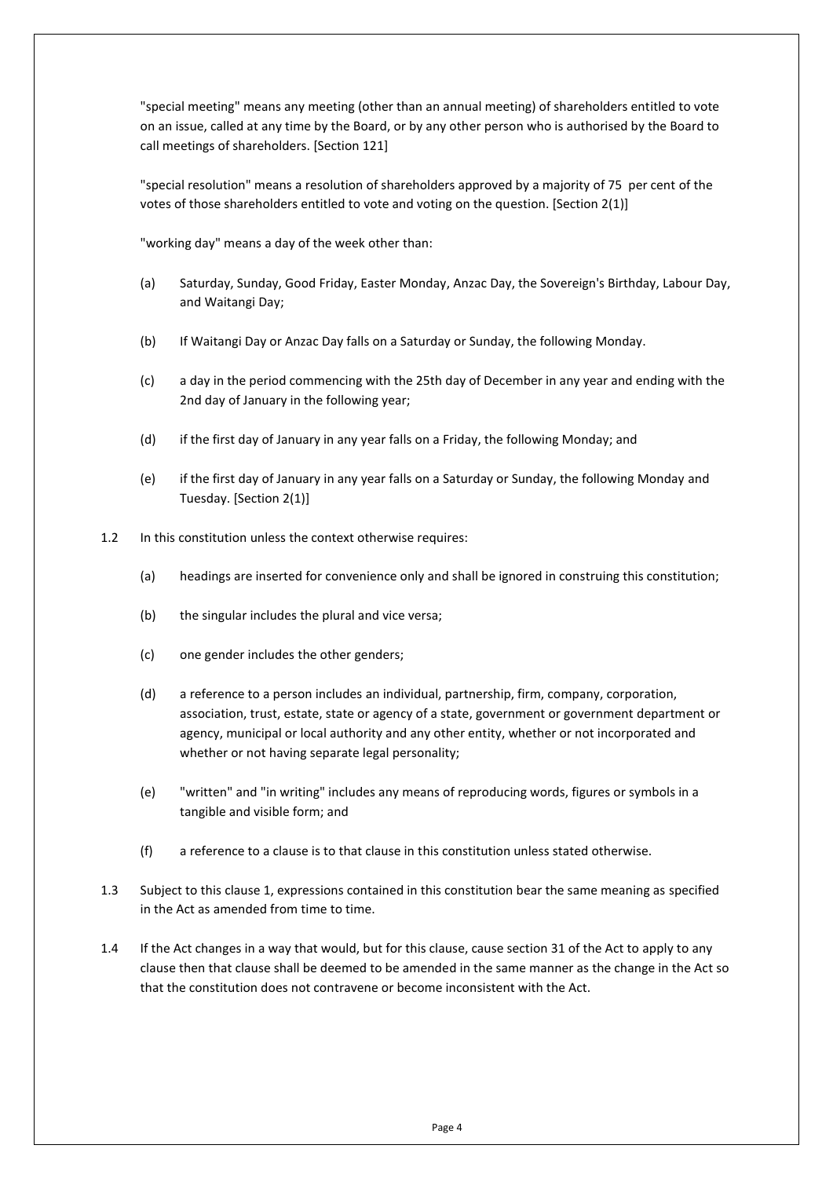"special meeting" means any meeting (other than an annual meeting) of shareholders entitled to vote on an issue, called at any time by the Board, or by any other person who is authorised by the Board to call meetings of shareholders. [Section 121]

"special resolution" means a resolution of shareholders approved by a majority of 75 per cent of the votes of those shareholders entitled to vote and voting on the question. [Section 2(1)]

"working day" means a day of the week other than:

(a) Saturday, Sunday, Good Friday, Easter Monday, Anzac Day, the Sovereign's Birthday, Labour Day, and Waitangi Day;

(b) If Waitangi Day or Anzac Day falls on a Saturday or Sunday, the following Monday.

(c) a day in the period commencing with the 25th day of December in any year and ending with the 2nd day of January in the following year;

(d) if the first day of January in any year falls on a Friday, the following Monday; and

(e) if the first day of January in any year falls on a Saturday or Sunday, the following Monday and Tuesday. [Section 2(1)]

1.2 In this constitution unless the context otherwise requires:

(a) headings are inserted for convenience only and shall be ignored in construing this constitution;

(b) the singular includes the plural and vice versa;

(c) one gender includes the other genders;

(d) a reference to a person includes an individual, partnership, firm, company, corporation, association, trust, estate, state or agency of a state, government or government department or agency, municipal or local authority and any other entity, whether or not incorporated and whether or not having separate legal personality;

(e) "written" and "in writing" includes any means of reproducing words, figures or symbols in a tangible and visible form; and

(f) a reference to a clause is to that clause in this constitution unless stated otherwise.

1.3 Subject to this clause 1, expressions contained in this constitution bear the same meaning as specified in the Act as amended from time to time.

1.4 If the Act changes in a way that would, but for this clause, cause section 31 of the Act to apply to any clause then that clause shall be deemed to be amended in the same manner as the change in the Act so that the constitution does not contravene or become inconsistent with the Act.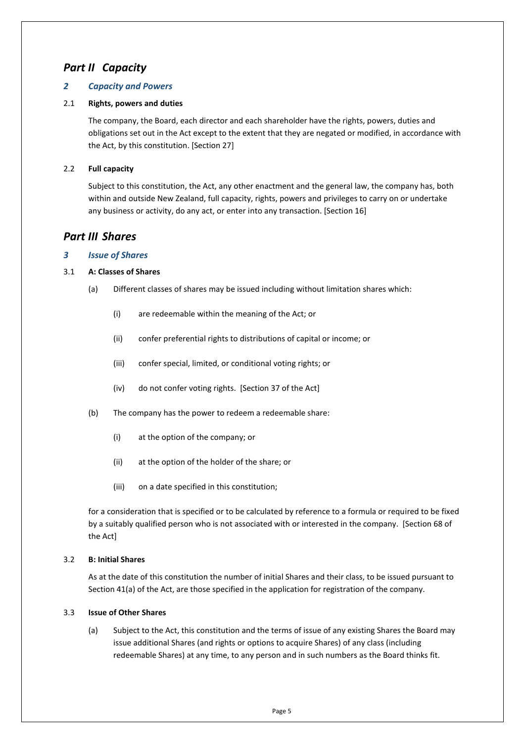## *Part II Capacity*

### *2 Capacity and Powers*

2.1 **Rights, powers and duties**

The company, the Board, each director and each shareholder have the rights, powers, duties and obligations set out in the Act except to the extent that they are negated or modified, in accordance with the Act, by this constitution. [Section 27]

2.2 **Full capacity**

Subject to this constitution, the Act, any other enactment and the general law, the company has, both within and outside New Zealand, full capacity, rights, powers and privileges to carry on or undertake any business or activity, do any act, or enter into any transaction. [Section 16]

## *Part III Shares*

### *3 Issue of Shares*

3.1 **A: Classes of Shares**

(a) Different classes of shares may be issued including without limitation shares which:

(i) are redeemable within the meaning of the Act; or

(ii) confer preferential rights to distributions of capital or income; or

(iii) confer special, limited, or conditional voting rights; or

(iv) do not confer voting rights. [Section 37 of the Act]

(b) The company has the power to redeem a redeemable share:

(i) at the option of the company; or

(ii) at the option of the holder of the share; or

(iii) on a date specified in this constitution;

for a consideration that is specified or to be calculated by reference to a formula or required to be fixed by a suitably qualified person who is not associated with or interested in the company. [Section 68 of the Act]

3.2 **B: Initial Shares**

As at the date of this constitution the number of initial Shares and their class, to be issued pursuant to Section 41(a) of the Act, are those specified in the application for registration of the company.

3.3 **Issue of Other Shares**

(a) Subject to the Act, this constitution and the terms of issue of any existing Shares the Board may issue additional Shares (and rights or options to acquire Shares) of any class (including redeemable Shares) at any time, to any person and in such numbers as the Board thinks fit.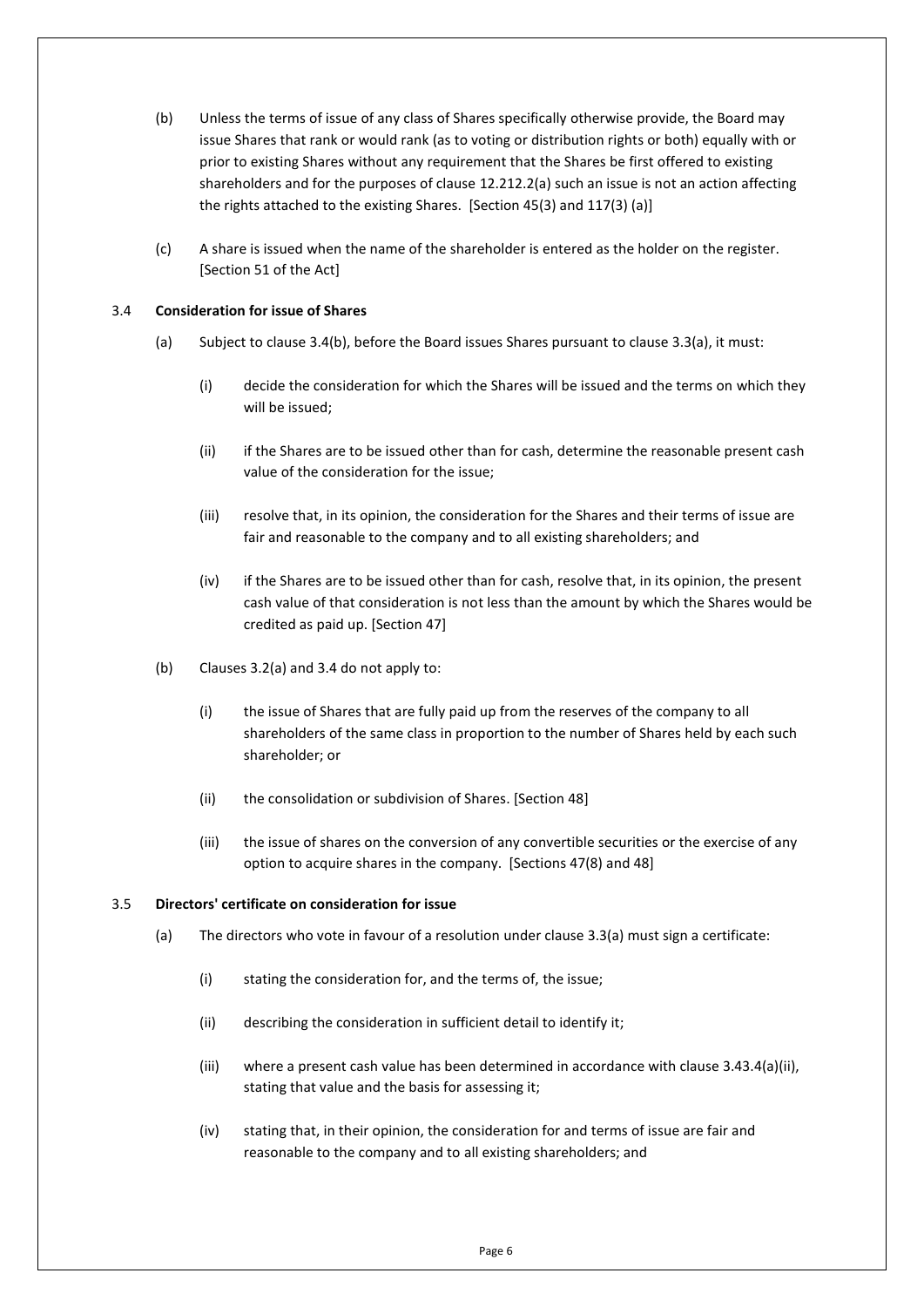(b) Unless the terms of issue of any class of Shares specifically otherwise provide, the Board may issue Shares that rank or would rank (as to voting or distribution rights or both) equally with or prior to existing Shares without any requirement that the Shares be first offered to existing shareholders and for the purposes of clause 12.212.2(a) such an issue is not an action affecting the rights attached to the existing Shares. [Section 45(3) and 117(3) (a)]

(c) A share is issued when the name of the shareholder is entered as the holder on the register. [Section 51 of the Act]

### 3.4 Consideration for issue of Shares

(a) Subject to clause 3.4(b), before the Board issues Shares pursuant to clause 3.3(a), it must:

(i) decide the consideration for which the Shares will be issued and the terms on which they will be issued;

(ii) if the Shares are to be issued other than for cash, determine the reasonable present cash value of the consideration for the issue;

(iii) resolve that, in its opinion, the consideration for the Shares and their terms of issue are fair and reasonable to the company and to all existing shareholders; and

(iv) if the Shares are to be issued other than for cash, resolve that, in its opinion, the present cash value of that consideration is not less than the amount by which the Shares would be credited as paid up. [Section 47]

(b) Clauses 3.2(a) and 3.4 do not apply to:

(i) the issue of Shares that are fully paid up from the reserves of the company to all shareholders of the same class in proportion to the number of Shares held by each such shareholder; or

(ii) the consolidation or subdivision of Shares. [Section 48]

(iii) the issue of shares on the conversion of any convertible securities or the exercise of any option to acquire shares in the company. [Sections 47(8) and 48]

### 3.5 Directors' certificate on consideration for issue

(a) The directors who vote in favour of a resolution under clause 3.3(a) must sign a certificate:

(i) stating the consideration for, and the terms of, the issue;

(ii) describing the consideration in sufficient detail to identify it;

(iii) where a present cash value has been determined in accordance with clause 3.43.4(a)(ii), stating that value and the basis for assessing it;

(iv) stating that, in their opinion, the consideration for and terms of issue are fair and reasonable to the company and to all existing shareholders; and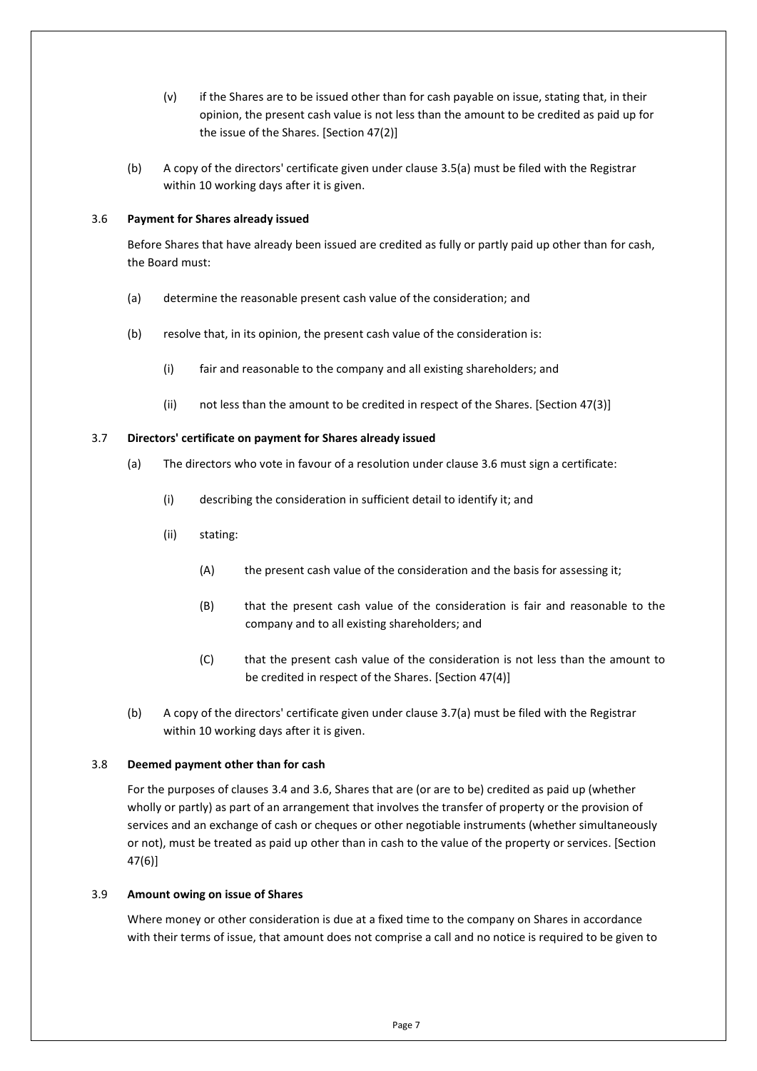(v) if the Shares are to be issued other than for cash payable on issue, stating that, in their opinion, the present cash value is not less than the amount to be credited as paid up for the issue of the Shares. [Section 47(2)]

(b) A copy of the directors' certificate given under clause 3.5(a) must be filed with the Registrar within 10 working days after it is given.

### 3.6 Payment for Shares already issued

Before Shares that have already been issued are credited as fully or partly paid up other than for cash, the Board must:

(a) determine the reasonable present cash value of the consideration; and

(b) resolve that, in its opinion, the present cash value of the consideration is:

(i) fair and reasonable to the company and all existing shareholders; and

(ii) not less than the amount to be credited in respect of the Shares. [Section 47(3)]

### 3.7 Directors' certificate on payment for Shares already issued

(a) The directors who vote in favour of a resolution under clause 3.6 must sign a certificate:

(i) describing the consideration in sufficient detail to identify it; and

(ii) stating:

(A) the present cash value of the consideration and the basis for assessing it;

(B) that the present cash value of the consideration is fair and reasonable to the company and to all existing shareholders; and

(C) that the present cash value of the consideration is not less than the amount to be credited in respect of the Shares. [Section 47(4)]

(b) A copy of the directors' certificate given under clause 3.7(a) must be filed with the Registrar within 10 working days after it is given.

### 3.8 Deemed payment other than for cash

For the purposes of clauses 3.4 and 3.6, Shares that are (or are to be) credited as paid up (whether wholly or partly) as part of an arrangement that involves the transfer of property or the provision of services and an exchange of cash or cheques or other negotiable instruments (whether simultaneously or not), must be treated as paid up other than in cash to the value of the property or services. [Section 47(6)]

### 3.9 Amount owing on issue of Shares

Where money or other consideration is due at a fixed time to the company on Shares in accordance with their terms of issue, that amount does not comprise a call and no notice is required to be given to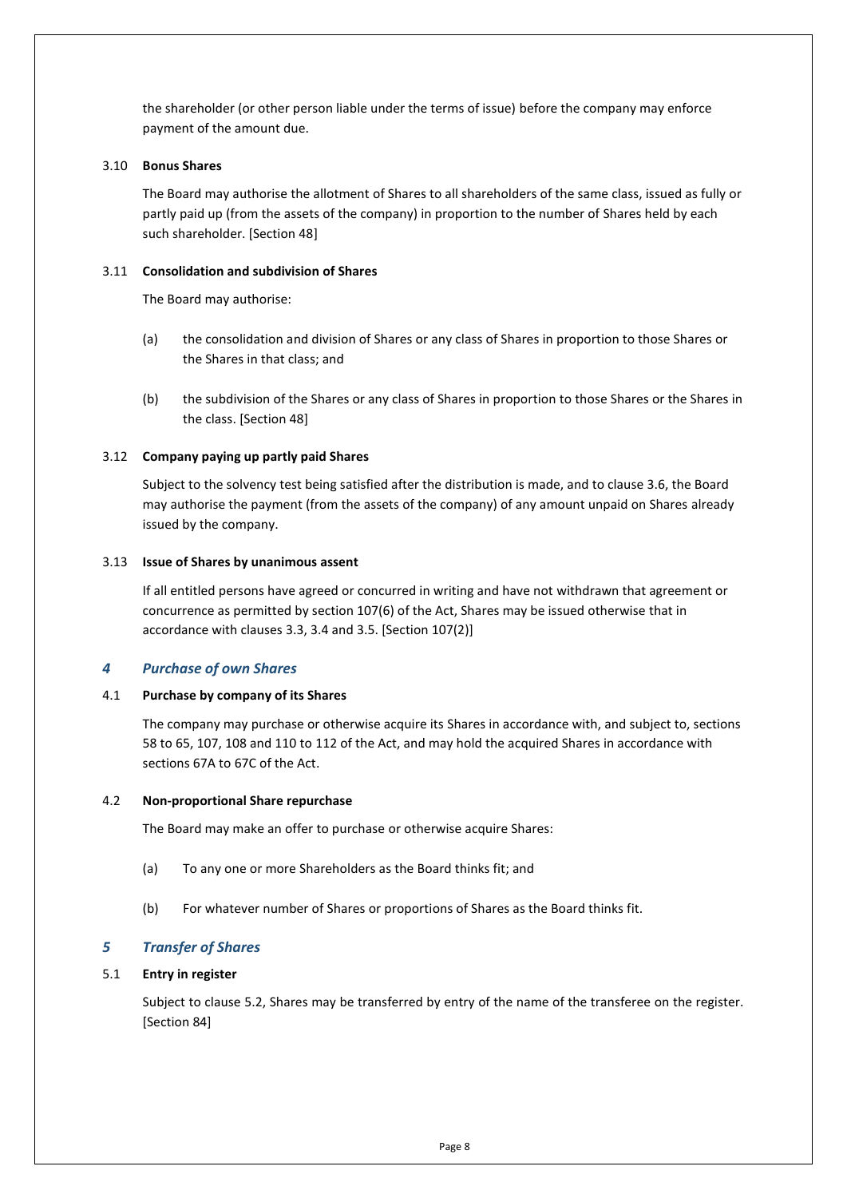the shareholder (or other person liable under the terms of issue) before the company may enforce payment of the amount due.

3.10 **Bonus Shares**

The Board may authorise the allotment of Shares to all shareholders of the same class, issued as fully or partly paid up (from the assets of the company) in proportion to the number of Shares held by each such shareholder. [Section 48]

3.11 **Consolidation and subdivision of Shares**

The Board may authorise:

(a) the consolidation and division of Shares or any class of Shares in proportion to those Shares or the Shares in that class; and

(b) the subdivision of the Shares or any class of Shares in proportion to those Shares or the Shares in the class. [Section 48]

3.12 **Company paying up partly paid Shares**

Subject to the solvency test being satisfied after the distribution is made, and to clause 3.6, the Board may authorise the payment (from the assets of the company) of any amount unpaid on Shares already issued by the company.

3.13 **Issue of Shares by unanimous assent**

If all entitled persons have agreed or concurred in writing and have not withdrawn that agreement or concurrence as permitted by section 107(6) of the Act, Shares may be issued otherwise that in accordance with clauses 3.3, 3.4 and 3.5. [Section 107(2)]

## *4 Purchase of own Shares*

4.1 **Purchase by company of its Shares**

The company may purchase or otherwise acquire its Shares in accordance with, and subject to, sections 58 to 65, 107, 108 and 110 to 112 of the Act, and may hold the acquired Shares in accordance with sections 67A to 67C of the Act.

4.2 **Non-proportional Share repurchase**

The Board may make an offer to purchase or otherwise acquire Shares:

(a) To any one or more Shareholders as the Board thinks fit; and

(b) For whatever number of Shares or proportions of Shares as the Board thinks fit.

## *5 Transfer of Shares*

5.1 **Entry in register**

Subject to clause 5.2, Shares may be transferred by entry of the name of the transferee on the register. [Section 84]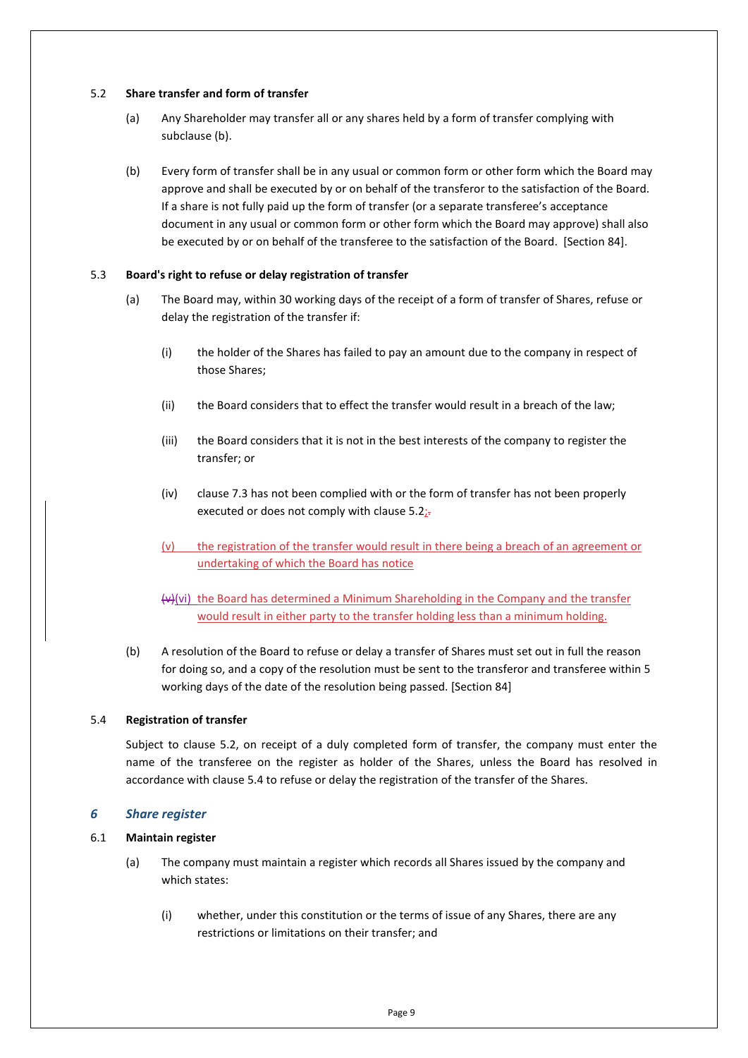#### 5.2 Share transfer and form of transfer

(a) Any Shareholder may transfer all or any shares held by a form of transfer complying with subclause (b).

(b) Every form of transfer shall be in any usual or common form or other form which the Board may approve and shall be executed by or on behalf of the transferor to the satisfaction of the Board. If a share is not fully paid up the form of transfer (or a separate transferee's acceptance document in any usual or common form or other form which the Board may approve) shall also be executed by or on behalf of the transferee to the satisfaction of the Board. [Section 84].

#### 5.3 Board's right to refuse or delay registration of transfer

(a) The Board may, within 30 working days of the receipt of a form of transfer of Shares, refuse or delay the registration of the transfer if:

(i) the holder of the Shares has failed to pay an amount due to the company in respect of those Shares;

(ii) the Board considers that to effect the transfer would result in a breach of the law;

(iii) the Board considers that it is not in the best interests of the company to register the transfer; or

(iv) clause 7.3 has not been complied with or the form of transfer has not been properly executed or does not comply with clause 5.2;~~.~~

(v) the registration of the transfer would result in there being a breach of an agreement or undertaking of which the Board has notice

~~(v)~~(vi) the Board has determined a Minimum Shareholding in the Company and the transfer would result in either party to the transfer holding less than a minimum holding.

(b) A resolution of the Board to refuse or delay a transfer of Shares must set out in full the reason for doing so, and a copy of the resolution must be sent to the transferor and transferee within 5 working days of the date of the resolution being passed. [Section 84]

#### 5.4 Registration of transfer

Subject to clause 5.2, on receipt of a duly completed form of transfer, the company must enter the name of the transferee on the register as holder of the Shares, unless the Board has resolved in accordance with clause 5.4 to refuse or delay the registration of the transfer of the Shares.

## *6 Share register*

#### 6.1 Maintain register

(a) The company must maintain a register which records all Shares issued by the company and which states:

(i) whether, under this constitution or the terms of issue of any Shares, there are any restrictions or limitations on their transfer; and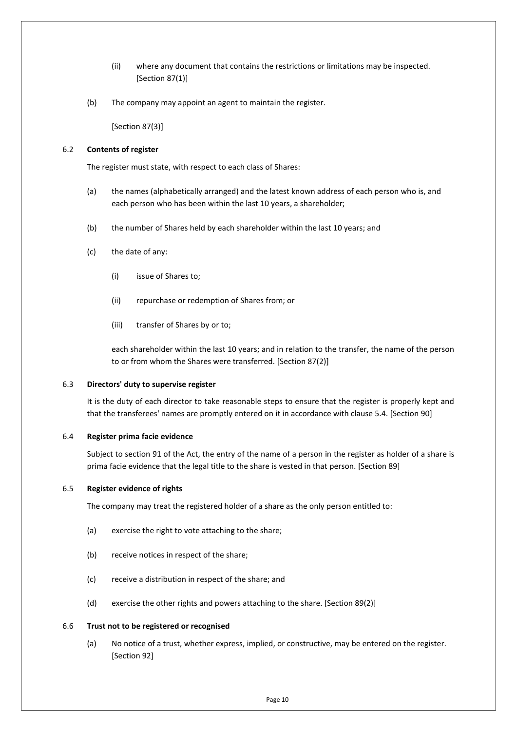(ii) where any document that contains the restrictions or limitations may be inspected. [Section 87(1)]

(b) The company may appoint an agent to maintain the register.

[Section 87(3)]

### 6.2 Contents of register

The register must state, with respect to each class of Shares:

(a) the names (alphabetically arranged) and the latest known address of each person who is, and each person who has been within the last 10 years, a shareholder;

(b) the number of Shares held by each shareholder within the last 10 years; and

(c) the date of any:

(i) issue of Shares to;

(ii) repurchase or redemption of Shares from; or

(iii) transfer of Shares by or to;

each shareholder within the last 10 years; and in relation to the transfer, the name of the person to or from whom the Shares were transferred. [Section 87(2)]

### 6.3 Directors' duty to supervise register

It is the duty of each director to take reasonable steps to ensure that the register is properly kept and that the transferees' names are promptly entered on it in accordance with clause 5.4. [Section 90]

### 6.4 Register prima facie evidence

Subject to section 91 of the Act, the entry of the name of a person in the register as holder of a share is prima facie evidence that the legal title to the share is vested in that person. [Section 89]

### 6.5 Register evidence of rights

The company may treat the registered holder of a share as the only person entitled to:

(a) exercise the right to vote attaching to the share;

(b) receive notices in respect of the share;

(c) receive a distribution in respect of the share; and

(d) exercise the other rights and powers attaching to the share. [Section 89(2)]

### 6.6 Trust not to be registered or recognised

(a) No notice of a trust, whether express, implied, or constructive, may be entered on the register. [Section 92]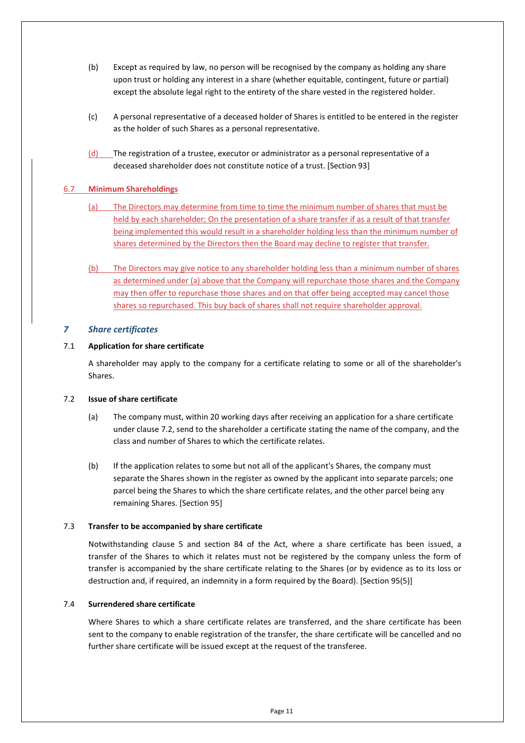(b) Except as required by law, no person will be recognised by the company as holding any share upon trust or holding any interest in a share (whether equitable, contingent, future or partial) except the absolute legal right to the entirety of the share vested in the registered holder.

(c) A personal representative of a deceased holder of Shares is entitled to be entered in the register as the holder of such Shares as a personal representative.

(d) The registration of a trustee, executor or administrator as a personal representative of a deceased shareholder does not constitute notice of a trust. [Section 93]

### 6.7 Minimum Shareholdings

(a) The Directors may determine from time to time the minimum number of shares that must be held by each shareholder; On the presentation of a share transfer if as a result of that transfer being implemented this would result in a shareholder holding less than the minimum number of shares determined by the Directors then the Board may decline to register that transfer.

(b) The Directors may give notice to any shareholder holding less than a minimum number of shares as determined under (a) above that the Company will repurchase those shares and the Company may then offer to repurchase those shares and on that offer being accepted may cancel those shares so repurchased. This buy back of shares shall not require shareholder approval.

## *7 Share certificates*

### 7.1 Application for share certificate

A shareholder may apply to the company for a certificate relating to some or all of the shareholder's Shares.

### 7.2 Issue of share certificate

(a) The company must, within 20 working days after receiving an application for a share certificate under clause 7.2, send to the shareholder a certificate stating the name of the company, and the class and number of Shares to which the certificate relates.

(b) If the application relates to some but not all of the applicant's Shares, the company must separate the Shares shown in the register as owned by the applicant into separate parcels; one parcel being the Shares to which the share certificate relates, and the other parcel being any remaining Shares. [Section 95]

### 7.3 Transfer to be accompanied by share certificate

Notwithstanding clause 5 and section 84 of the Act, where a share certificate has been issued, a transfer of the Shares to which it relates must not be registered by the company unless the form of transfer is accompanied by the share certificate relating to the Shares (or by evidence as to its loss or destruction and, if required, an indemnity in a form required by the Board). [Section 95(5)]

### 7.4 Surrendered share certificate

Where Shares to which a share certificate relates are transferred, and the share certificate has been sent to the company to enable registration of the transfer, the share certificate will be cancelled and no further share certificate will be issued except at the request of the transferee.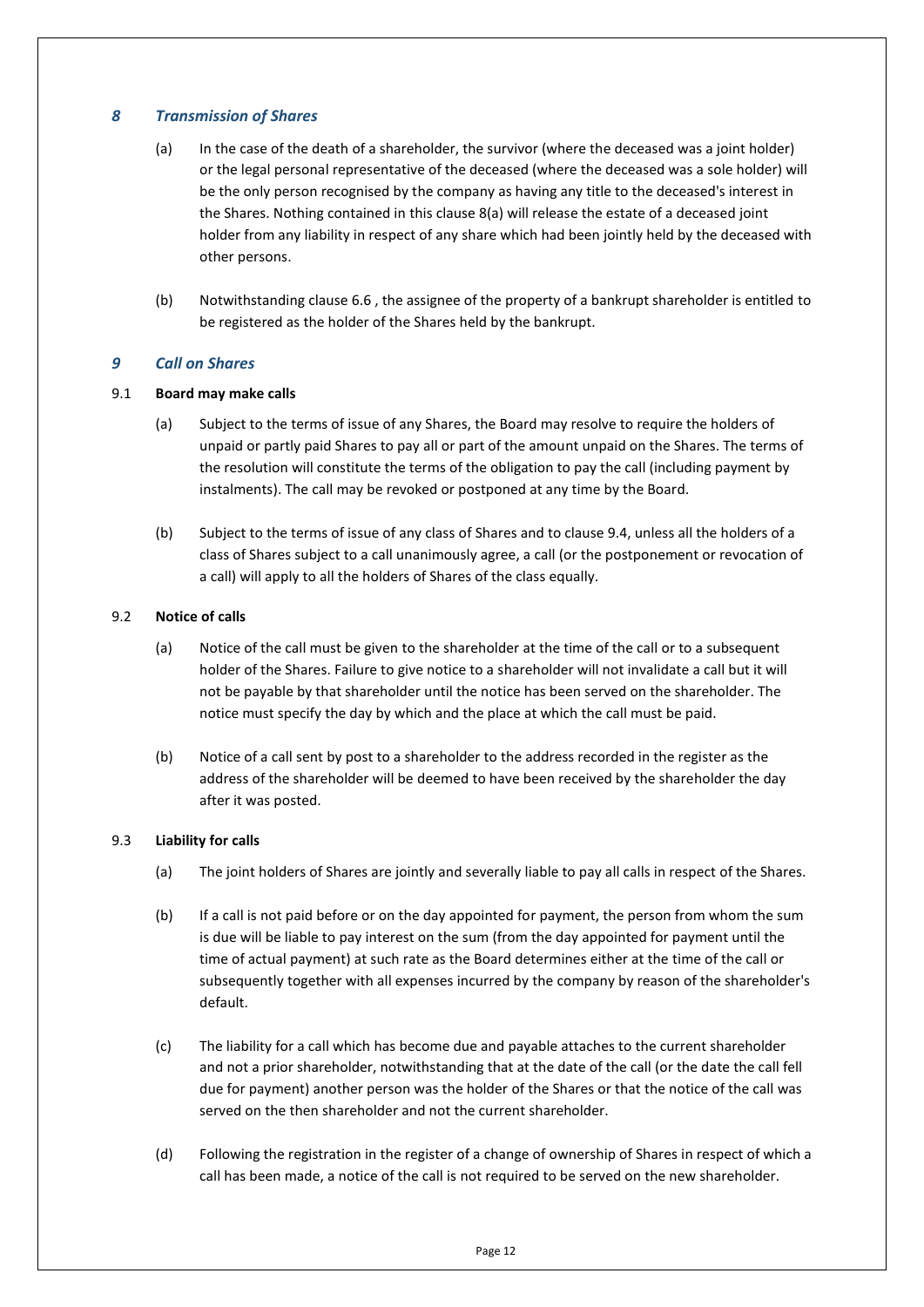## *8 Transmission of Shares*

(a) In the case of the death of a shareholder, the survivor (where the deceased was a joint holder) or the legal personal representative of the deceased (where the deceased was a sole holder) will be the only person recognised by the company as having any title to the deceased's interest in the Shares. Nothing contained in this clause 8(a) will release the estate of a deceased joint holder from any liability in respect of any share which had been jointly held by the deceased with other persons.

(b) Notwithstanding clause 6.6 , the assignee of the property of a bankrupt shareholder is entitled to be registered as the holder of the Shares held by the bankrupt.

## *9 Call on Shares*

### 9.1 Board may make calls

(a) Subject to the terms of issue of any Shares, the Board may resolve to require the holders of unpaid or partly paid Shares to pay all or part of the amount unpaid on the Shares. The terms of the resolution will constitute the terms of the obligation to pay the call (including payment by instalments). The call may be revoked or postponed at any time by the Board.

(b) Subject to the terms of issue of any class of Shares and to clause 9.4, unless all the holders of a class of Shares subject to a call unanimously agree, a call (or the postponement or revocation of a call) will apply to all the holders of Shares of the class equally.

### 9.2 Notice of calls

(a) Notice of the call must be given to the shareholder at the time of the call or to a subsequent holder of the Shares. Failure to give notice to a shareholder will not invalidate a call but it will not be payable by that shareholder until the notice has been served on the shareholder. The notice must specify the day by which and the place at which the call must be paid.

(b) Notice of a call sent by post to a shareholder to the address recorded in the register as the address of the shareholder will be deemed to have been received by the shareholder the day after it was posted.

### 9.3 Liability for calls

(a) The joint holders of Shares are jointly and severally liable to pay all calls in respect of the Shares.

(b) If a call is not paid before or on the day appointed for payment, the person from whom the sum is due will be liable to pay interest on the sum (from the day appointed for payment until the time of actual payment) at such rate as the Board determines either at the time of the call or subsequently together with all expenses incurred by the company by reason of the shareholder's default.

(c) The liability for a call which has become due and payable attaches to the current shareholder and not a prior shareholder, notwithstanding that at the date of the call (or the date the call fell due for payment) another person was the holder of the Shares or that the notice of the call was served on the then shareholder and not the current shareholder.

(d) Following the registration in the register of a change of ownership of Shares in respect of which a call has been made, a notice of the call is not required to be served on the new shareholder.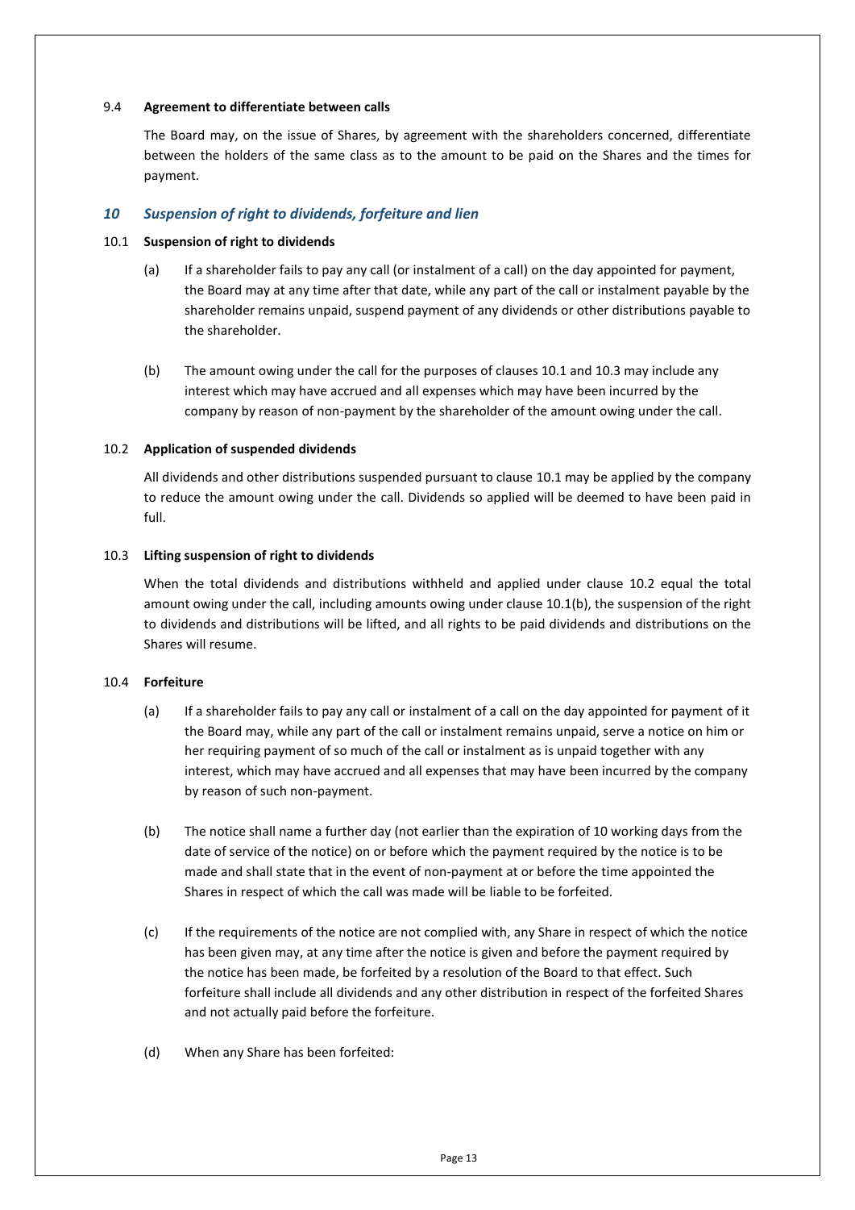### 9.4 **Agreement to differentiate between calls**

The Board may, on the issue of Shares, by agreement with the shareholders concerned, differentiate between the holders of the same class as to the amount to be paid on the Shares and the times for payment.

## *10 Suspension of right to dividends, forfeiture and lien*

### 10.1 **Suspension of right to dividends**

(a) If a shareholder fails to pay any call (or instalment of a call) on the day appointed for payment, the Board may at any time after that date, while any part of the call or instalment payable by the shareholder remains unpaid, suspend payment of any dividends or other distributions payable to the shareholder.

(b) The amount owing under the call for the purposes of clauses 10.1 and 10.3 may include any interest which may have accrued and all expenses which may have been incurred by the company by reason of non-payment by the shareholder of the amount owing under the call.

### 10.2 **Application of suspended dividends**

All dividends and other distributions suspended pursuant to clause 10.1 may be applied by the company to reduce the amount owing under the call. Dividends so applied will be deemed to have been paid in full.

### 10.3 **Lifting suspension of right to dividends**

When the total dividends and distributions withheld and applied under clause 10.2 equal the total amount owing under the call, including amounts owing under clause 10.1(b), the suspension of the right to dividends and distributions will be lifted, and all rights to be paid dividends and distributions on the Shares will resume.

### 10.4 **Forfeiture**

(a) If a shareholder fails to pay any call or instalment of a call on the day appointed for payment of it the Board may, while any part of the call or instalment remains unpaid, serve a notice on him or her requiring payment of so much of the call or instalment as is unpaid together with any interest, which may have accrued and all expenses that may have been incurred by the company by reason of such non-payment.

(b) The notice shall name a further day (not earlier than the expiration of 10 working days from the date of service of the notice) on or before which the payment required by the notice is to be made and shall state that in the event of non-payment at or before the time appointed the Shares in respect of which the call was made will be liable to be forfeited.

(c) If the requirements of the notice are not complied with, any Share in respect of which the notice has been given may, at any time after the notice is given and before the payment required by the notice has been made, be forfeited by a resolution of the Board to that effect. Such forfeiture shall include all dividends and any other distribution in respect of the forfeited Shares and not actually paid before the forfeiture.

(d) When any Share has been forfeited: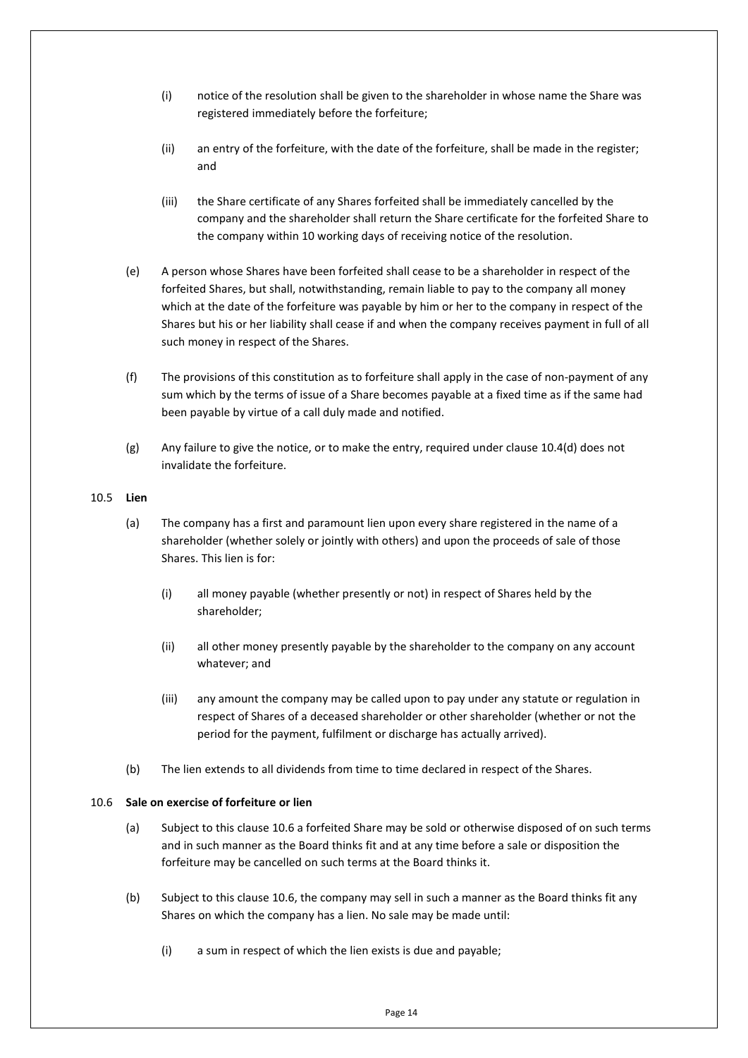(i) notice of the resolution shall be given to the shareholder in whose name the Share was registered immediately before the forfeiture;

(ii) an entry of the forfeiture, with the date of the forfeiture, shall be made in the register; and

(iii) the Share certificate of any Shares forfeited shall be immediately cancelled by the company and the shareholder shall return the Share certificate for the forfeited Share to the company within 10 working days of receiving notice of the resolution.

(e) A person whose Shares have been forfeited shall cease to be a shareholder in respect of the forfeited Shares, but shall, notwithstanding, remain liable to pay to the company all money which at the date of the forfeiture was payable by him or her to the company in respect of the Shares but his or her liability shall cease if and when the company receives payment in full of all such money in respect of the Shares.

(f) The provisions of this constitution as to forfeiture shall apply in the case of non-payment of any sum which by the terms of issue of a Share becomes payable at a fixed time as if the same had been payable by virtue of a call duly made and notified.

(g) Any failure to give the notice, or to make the entry, required under clause 10.4(d) does not invalidate the forfeiture.

10.5 **Lien**

(a) The company has a first and paramount lien upon every share registered in the name of a shareholder (whether solely or jointly with others) and upon the proceeds of sale of those Shares. This lien is for:

(i) all money payable (whether presently or not) in respect of Shares held by the shareholder;

(ii) all other money presently payable by the shareholder to the company on any account whatever; and

(iii) any amount the company may be called upon to pay under any statute or regulation in respect of Shares of a deceased shareholder or other shareholder (whether or not the period for the payment, fulfilment or discharge has actually arrived).

(b) The lien extends to all dividends from time to time declared in respect of the Shares.

10.6 **Sale on exercise of forfeiture or lien**

(a) Subject to this clause 10.6 a forfeited Share may be sold or otherwise disposed of on such terms and in such manner as the Board thinks fit and at any time before a sale or disposition the forfeiture may be cancelled on such terms at the Board thinks it.

(b) Subject to this clause 10.6, the company may sell in such a manner as the Board thinks fit any Shares on which the company has a lien. No sale may be made until:

(i) a sum in respect of which the lien exists is due and payable;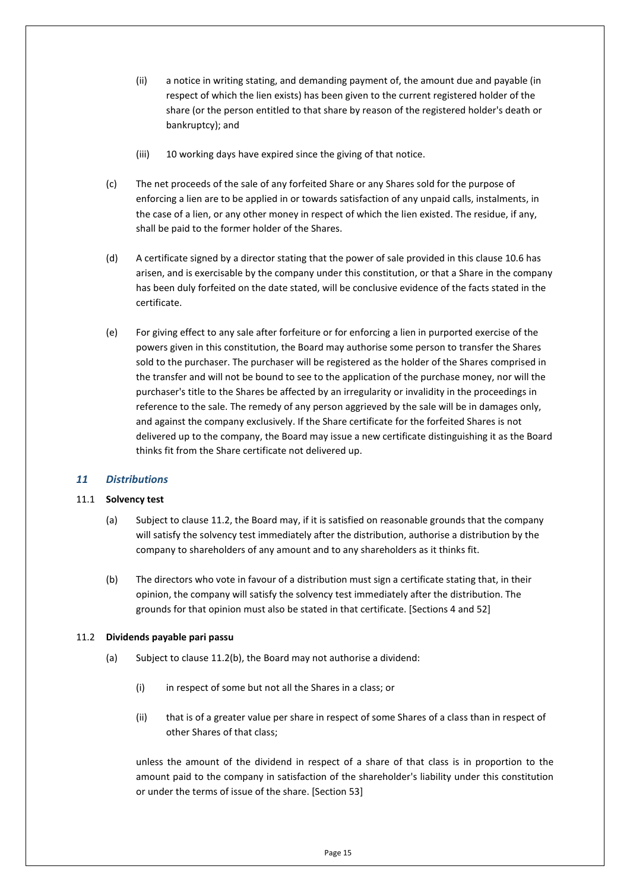(ii) a notice in writing stating, and demanding payment of, the amount due and payable (in respect of which the lien exists) has been given to the current registered holder of the share (or the person entitled to that share by reason of the registered holder's death or bankruptcy); and

(iii) 10 working days have expired since the giving of that notice.

(c) The net proceeds of the sale of any forfeited Share or any Shares sold for the purpose of enforcing a lien are to be applied in or towards satisfaction of any unpaid calls, instalments, in the case of a lien, or any other money in respect of which the lien existed. The residue, if any, shall be paid to the former holder of the Shares.

(d) A certificate signed by a director stating that the power of sale provided in this clause 10.6 has arisen, and is exercisable by the company under this constitution, or that a Share in the company has been duly forfeited on the date stated, will be conclusive evidence of the facts stated in the certificate.

(e) For giving effect to any sale after forfeiture or for enforcing a lien in purported exercise of the powers given in this constitution, the Board may authorise some person to transfer the Shares sold to the purchaser. The purchaser will be registered as the holder of the Shares comprised in the transfer and will not be bound to see to the application of the purchase money, nor will the purchaser's title to the Shares be affected by an irregularity or invalidity in the proceedings in reference to the sale. The remedy of any person aggrieved by the sale will be in damages only, and against the company exclusively. If the Share certificate for the forfeited Shares is not delivered up to the company, the Board may issue a new certificate distinguishing it as the Board thinks fit from the Share certificate not delivered up.

## *11 Distributions*

### 11.1 **Solvency test**

(a) Subject to clause 11.2, the Board may, if it is satisfied on reasonable grounds that the company will satisfy the solvency test immediately after the distribution, authorise a distribution by the company to shareholders of any amount and to any shareholders as it thinks fit.

(b) The directors who vote in favour of a distribution must sign a certificate stating that, in their opinion, the company will satisfy the solvency test immediately after the distribution. The grounds for that opinion must also be stated in that certificate. [Sections 4 and 52]

### 11.2 **Dividends payable pari passu**

(a) Subject to clause 11.2(b), the Board may not authorise a dividend:

(i) in respect of some but not all the Shares in a class; or

(ii) that is of a greater value per share in respect of some Shares of a class than in respect of other Shares of that class;

unless the amount of the dividend in respect of a share of that class is in proportion to the amount paid to the company in satisfaction of the shareholder's liability under this constitution or under the terms of issue of the share. [Section 53]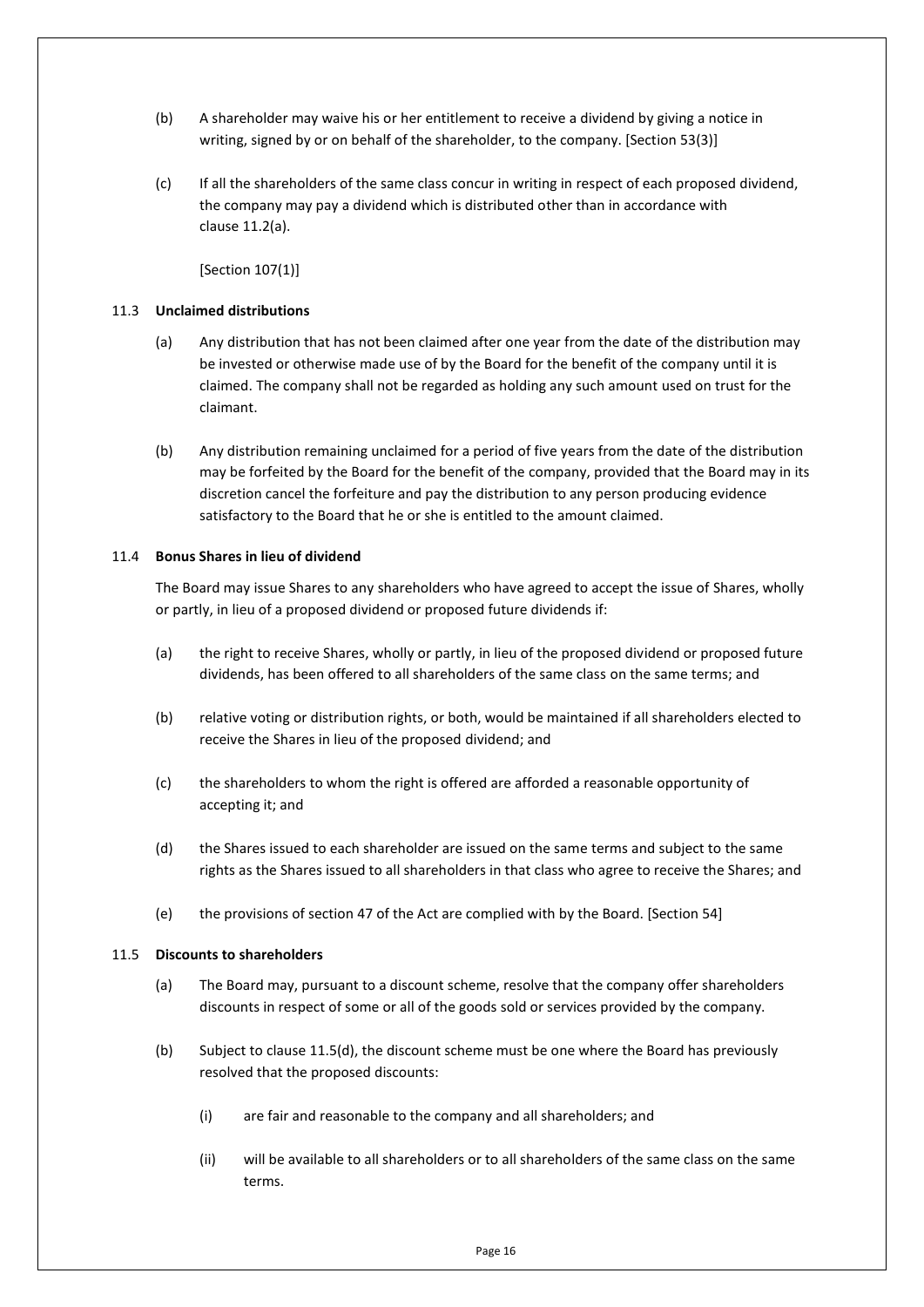(b) A shareholder may waive his or her entitlement to receive a dividend by giving a notice in writing, signed by or on behalf of the shareholder, to the company. [Section 53(3)]

(c) If all the shareholders of the same class concur in writing in respect of each proposed dividend, the company may pay a dividend which is distributed other than in accordance with clause 11.2(a).

[Section 107(1)]

### 11.3 Unclaimed distributions

(a) Any distribution that has not been claimed after one year from the date of the distribution may be invested or otherwise made use of by the Board for the benefit of the company until it is claimed. The company shall not be regarded as holding any such amount used on trust for the claimant.

(b) Any distribution remaining unclaimed for a period of five years from the date of the distribution may be forfeited by the Board for the benefit of the company, provided that the Board may in its discretion cancel the forfeiture and pay the distribution to any person producing evidence satisfactory to the Board that he or she is entitled to the amount claimed.

### 11.4 Bonus Shares in lieu of dividend

The Board may issue Shares to any shareholders who have agreed to accept the issue of Shares, wholly or partly, in lieu of a proposed dividend or proposed future dividends if:

(a) the right to receive Shares, wholly or partly, in lieu of the proposed dividend or proposed future dividends, has been offered to all shareholders of the same class on the same terms; and

(b) relative voting or distribution rights, or both, would be maintained if all shareholders elected to receive the Shares in lieu of the proposed dividend; and

(c) the shareholders to whom the right is offered are afforded a reasonable opportunity of accepting it; and

(d) the Shares issued to each shareholder are issued on the same terms and subject to the same rights as the Shares issued to all shareholders in that class who agree to receive the Shares; and

(e) the provisions of section 47 of the Act are complied with by the Board. [Section 54]

### 11.5 Discounts to shareholders

(a) The Board may, pursuant to a discount scheme, resolve that the company offer shareholders discounts in respect of some or all of the goods sold or services provided by the company.

(b) Subject to clause 11.5(d), the discount scheme must be one where the Board has previously resolved that the proposed discounts:

(i) are fair and reasonable to the company and all shareholders; and

(ii) will be available to all shareholders or to all shareholders of the same class on the same terms.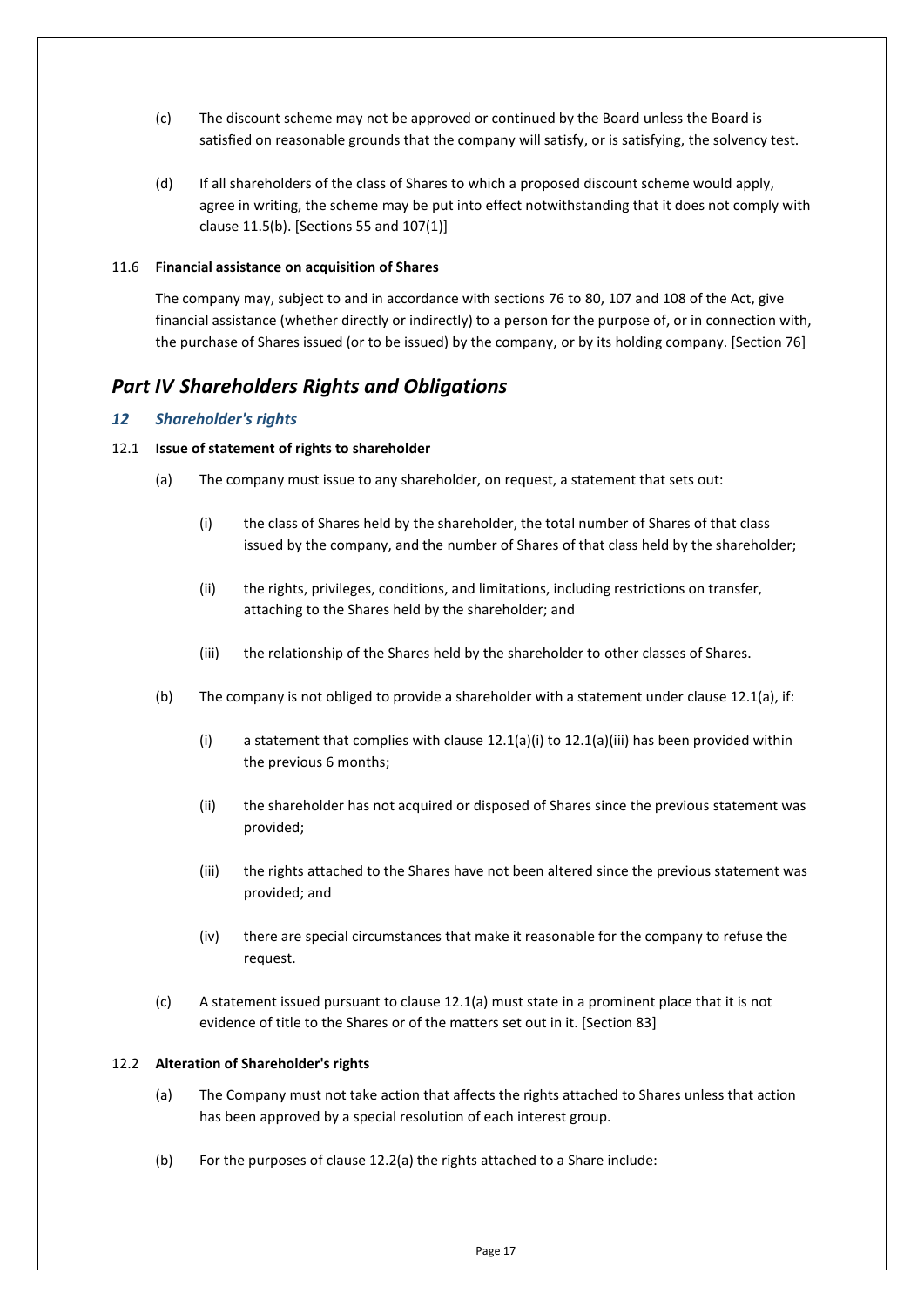(c) The discount scheme may not be approved or continued by the Board unless the Board is satisfied on reasonable grounds that the company will satisfy, or is satisfying, the solvency test.

(d) If all shareholders of the class of Shares to which a proposed discount scheme would apply, agree in writing, the scheme may be put into effect notwithstanding that it does not comply with clause 11.5(b). [Sections 55 and 107(1)]

11.6 **Financial assistance on acquisition of Shares**

The company may, subject to and in accordance with sections 76 to 80, 107 and 108 of the Act, give financial assistance (whether directly or indirectly) to a person for the purpose of, or in connection with, the purchase of Shares issued (or to be issued) by the company, or by its holding company. [Section 76]

## *Part IV Shareholders Rights and Obligations*

### *12 Shareholder's rights*

12.1 **Issue of statement of rights to shareholder**

(a) The company must issue to any shareholder, on request, a statement that sets out:

(i) the class of Shares held by the shareholder, the total number of Shares of that class issued by the company, and the number of Shares of that class held by the shareholder;

(ii) the rights, privileges, conditions, and limitations, including restrictions on transfer, attaching to the Shares held by the shareholder; and

(iii) the relationship of the Shares held by the shareholder to other classes of Shares.

(b) The company is not obliged to provide a shareholder with a statement under clause 12.1(a), if:

(i) a statement that complies with clause 12.1(a)(i) to 12.1(a)(iii) has been provided within the previous 6 months;

(ii) the shareholder has not acquired or disposed of Shares since the previous statement was provided;

(iii) the rights attached to the Shares have not been altered since the previous statement was provided; and

(iv) there are special circumstances that make it reasonable for the company to refuse the request.

(c) A statement issued pursuant to clause 12.1(a) must state in a prominent place that it is not evidence of title to the Shares or of the matters set out in it. [Section 83]

12.2 **Alteration of Shareholder's rights**

(a) The Company must not take action that affects the rights attached to Shares unless that action has been approved by a special resolution of each interest group.

(b) For the purposes of clause 12.2(a) the rights attached to a Share include: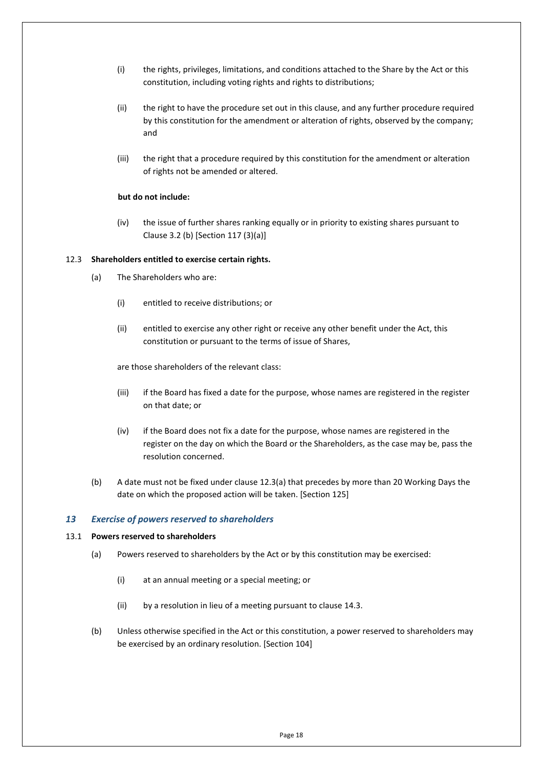(i) the rights, privileges, limitations, and conditions attached to the Share by the Act or this constitution, including voting rights and rights to distributions;

(ii) the right to have the procedure set out in this clause, and any further procedure required by this constitution for the amendment or alteration of rights, observed by the company; and

(iii) the right that a procedure required by this constitution for the amendment or alteration of rights not be amended or altered.

**but do not include:**

(iv) the issue of further shares ranking equally or in priority to existing shares pursuant to Clause 3.2 (b) [Section 117 (3)(a)]

12.3 **Shareholders entitled to exercise certain rights.**

(a) The Shareholders who are:

(i) entitled to receive distributions; or

(ii) entitled to exercise any other right or receive any other benefit under the Act, this constitution or pursuant to the terms of issue of Shares,

are those shareholders of the relevant class:

(iii) if the Board has fixed a date for the purpose, whose names are registered in the register on that date; or

(iv) if the Board does not fix a date for the purpose, whose names are registered in the register on the day on which the Board or the Shareholders, as the case may be, pass the resolution concerned.

(b) A date must not be fixed under clause 12.3(a) that precedes by more than 20 Working Days the date on which the proposed action will be taken. [Section 125]

## *13 Exercise of powers reserved to shareholders*

13.1 **Powers reserved to shareholders**

(a) Powers reserved to shareholders by the Act or by this constitution may be exercised:

(i) at an annual meeting or a special meeting; or

(ii) by a resolution in lieu of a meeting pursuant to clause 14.3.

(b) Unless otherwise specified in the Act or this constitution, a power reserved to shareholders may be exercised by an ordinary resolution. [Section 104]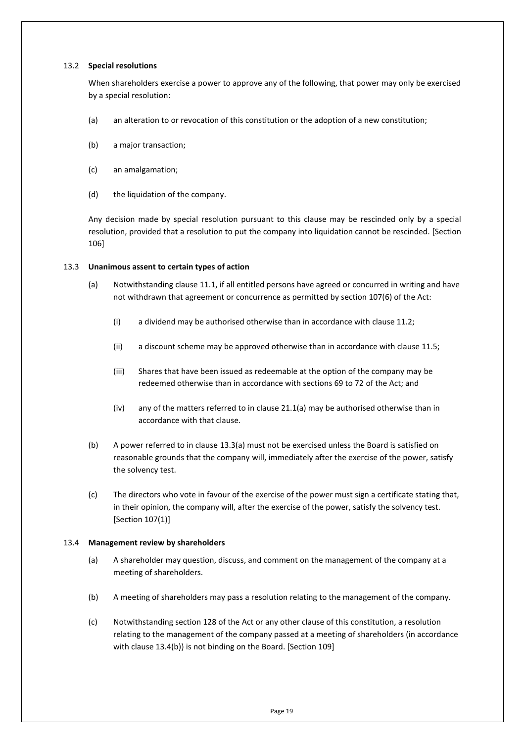### 13.2 **Special resolutions**

When shareholders exercise a power to approve any of the following, that power may only be exercised by a special resolution:

(a) an alteration to or revocation of this constitution or the adoption of a new constitution;

(b) a major transaction;

(c) an amalgamation;

(d) the liquidation of the company.

Any decision made by special resolution pursuant to this clause may be rescinded only by a special resolution, provided that a resolution to put the company into liquidation cannot be rescinded. [Section 106]

### 13.3 **Unanimous assent to certain types of action**

(a) Notwithstanding clause 11.1, if all entitled persons have agreed or concurred in writing and have not withdrawn that agreement or concurrence as permitted by section 107(6) of the Act:

  (i) a dividend may be authorised otherwise than in accordance with clause 11.2;

  (ii) a discount scheme may be approved otherwise than in accordance with clause 11.5;

  (iii) Shares that have been issued as redeemable at the option of the company may be redeemed otherwise than in accordance with sections 69 to 72 of the Act; and

  (iv) any of the matters referred to in clause 21.1(a) may be authorised otherwise than in accordance with that clause.

(b) A power referred to in clause 13.3(a) must not be exercised unless the Board is satisfied on reasonable grounds that the company will, immediately after the exercise of the power, satisfy the solvency test.

(c) The directors who vote in favour of the exercise of the power must sign a certificate stating that, in their opinion, the company will, after the exercise of the power, satisfy the solvency test. [Section 107(1)]

### 13.4 **Management review by shareholders**

(a) A shareholder may question, discuss, and comment on the management of the company at a meeting of shareholders.

(b) A meeting of shareholders may pass a resolution relating to the management of the company.

(c) Notwithstanding section 128 of the Act or any other clause of this constitution, a resolution relating to the management of the company passed at a meeting of shareholders (in accordance with clause 13.4(b)) is not binding on the Board. [Section 109]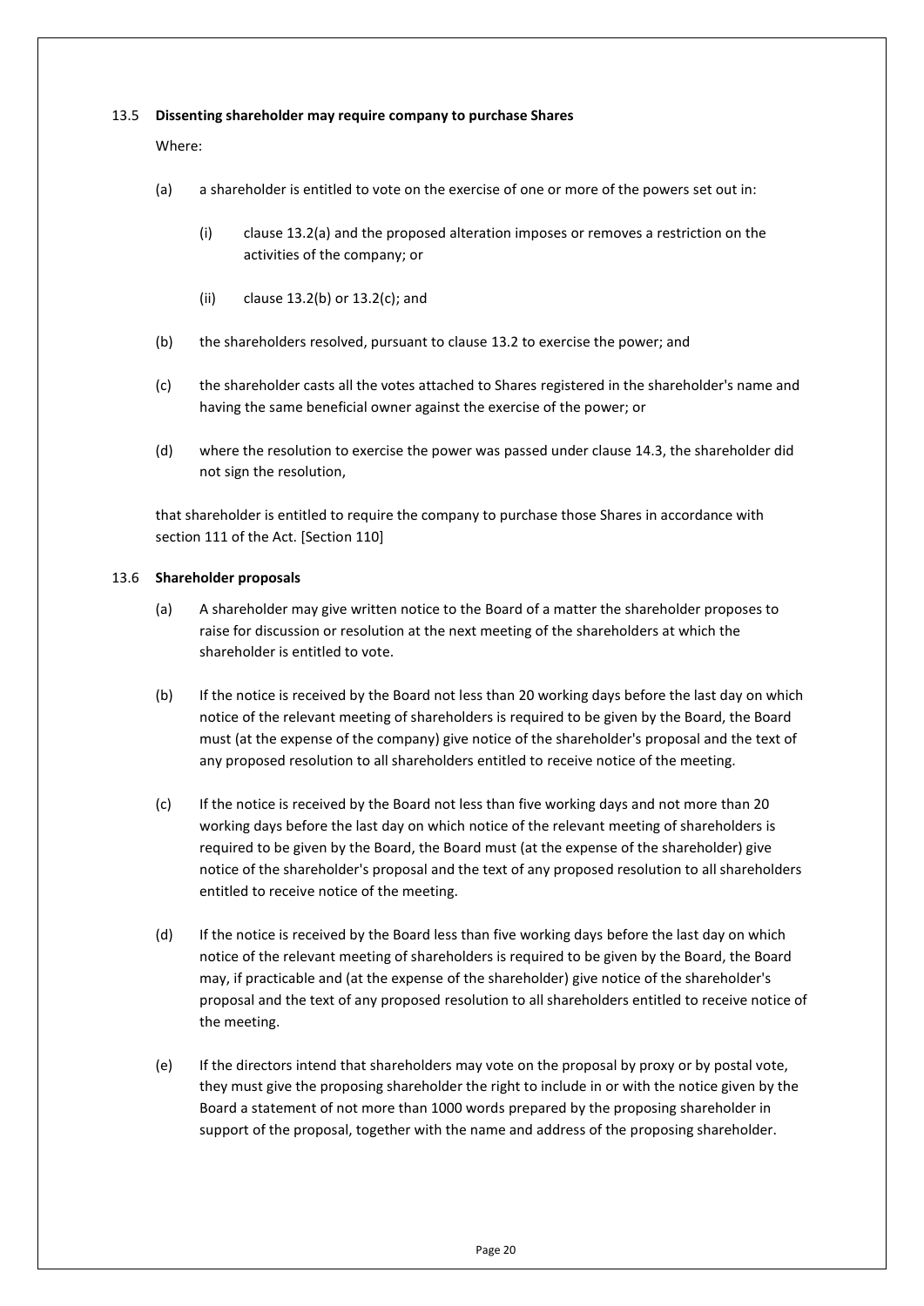### 13.5 **Dissenting shareholder may require company to purchase Shares**

Where:

(a) a shareholder is entitled to vote on the exercise of one or more of the powers set out in:

  (i) clause 13.2(a) and the proposed alteration imposes or removes a restriction on the activities of the company; or

  (ii) clause 13.2(b) or 13.2(c); and

(b) the shareholders resolved, pursuant to clause 13.2 to exercise the power; and

(c) the shareholder casts all the votes attached to Shares registered in the shareholder's name and having the same beneficial owner against the exercise of the power; or

(d) where the resolution to exercise the power was passed under clause 14.3, the shareholder did not sign the resolution,

that shareholder is entitled to require the company to purchase those Shares in accordance with section 111 of the Act. [Section 110]

### 13.6 **Shareholder proposals**

(a) A shareholder may give written notice to the Board of a matter the shareholder proposes to raise for discussion or resolution at the next meeting of the shareholders at which the shareholder is entitled to vote.

(b) If the notice is received by the Board not less than 20 working days before the last day on which notice of the relevant meeting of shareholders is required to be given by the Board, the Board must (at the expense of the company) give notice of the shareholder's proposal and the text of any proposed resolution to all shareholders entitled to receive notice of the meeting.

(c) If the notice is received by the Board not less than five working days and not more than 20 working days before the last day on which notice of the relevant meeting of shareholders is required to be given by the Board, the Board must (at the expense of the shareholder) give notice of the shareholder's proposal and the text of any proposed resolution to all shareholders entitled to receive notice of the meeting.

(d) If the notice is received by the Board less than five working days before the last day on which notice of the relevant meeting of shareholders is required to be given by the Board, the Board may, if practicable and (at the expense of the shareholder) give notice of the shareholder's proposal and the text of any proposed resolution to all shareholders entitled to receive notice of the meeting.

(e) If the directors intend that shareholders may vote on the proposal by proxy or by postal vote, they must give the proposing shareholder the right to include in or with the notice given by the Board a statement of not more than 1000 words prepared by the proposing shareholder in support of the proposal, together with the name and address of the proposing shareholder.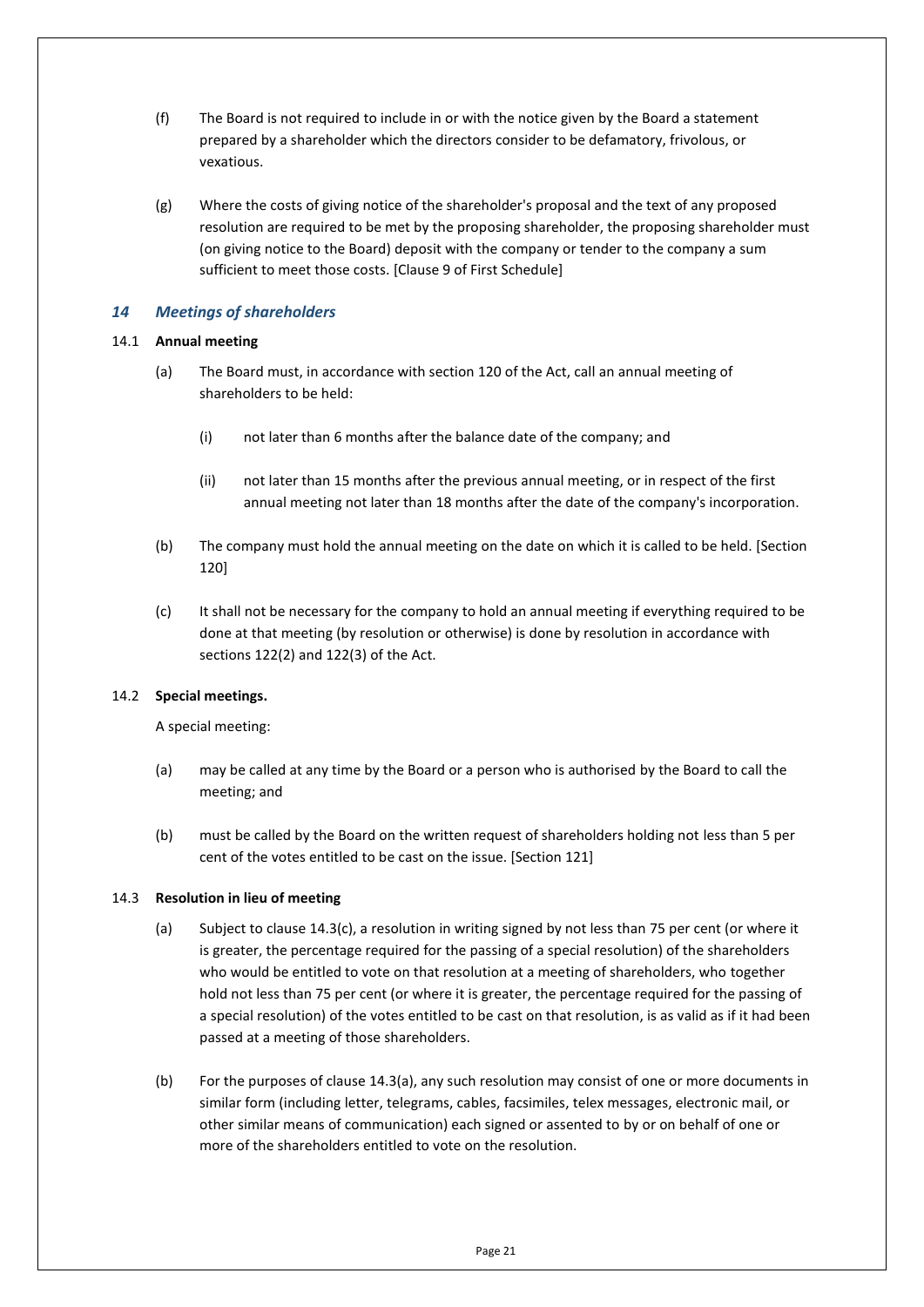(f) The Board is not required to include in or with the notice given by the Board a statement prepared by a shareholder which the directors consider to be defamatory, frivolous, or vexatious.

(g) Where the costs of giving notice of the shareholder's proposal and the text of any proposed resolution are required to be met by the proposing shareholder, the proposing shareholder must (on giving notice to the Board) deposit with the company or tender to the company a sum sufficient to meet those costs. [Clause 9 of First Schedule]

## *14 Meetings of shareholders*

### 14.1 **Annual meeting**

(a) The Board must, in accordance with section 120 of the Act, call an annual meeting of shareholders to be held:

(i) not later than 6 months after the balance date of the company; and

(ii) not later than 15 months after the previous annual meeting, or in respect of the first annual meeting not later than 18 months after the date of the company's incorporation.

(b) The company must hold the annual meeting on the date on which it is called to be held. [Section 120]

(c) It shall not be necessary for the company to hold an annual meeting if everything required to be done at that meeting (by resolution or otherwise) is done by resolution in accordance with sections 122(2) and 122(3) of the Act.

### 14.2 **Special meetings.**

A special meeting:

(a) may be called at any time by the Board or a person who is authorised by the Board to call the meeting; and

(b) must be called by the Board on the written request of shareholders holding not less than 5 per cent of the votes entitled to be cast on the issue. [Section 121]

### 14.3 **Resolution in lieu of meeting**

(a) Subject to clause 14.3(c), a resolution in writing signed by not less than 75 per cent (or where it is greater, the percentage required for the passing of a special resolution) of the shareholders who would be entitled to vote on that resolution at a meeting of shareholders, who together hold not less than 75 per cent (or where it is greater, the percentage required for the passing of a special resolution) of the votes entitled to be cast on that resolution, is as valid as if it had been passed at a meeting of those shareholders.

(b) For the purposes of clause 14.3(a), any such resolution may consist of one or more documents in similar form (including letter, telegrams, cables, facsimiles, telex messages, electronic mail, or other similar means of communication) each signed or assented to by or on behalf of one or more of the shareholders entitled to vote on the resolution.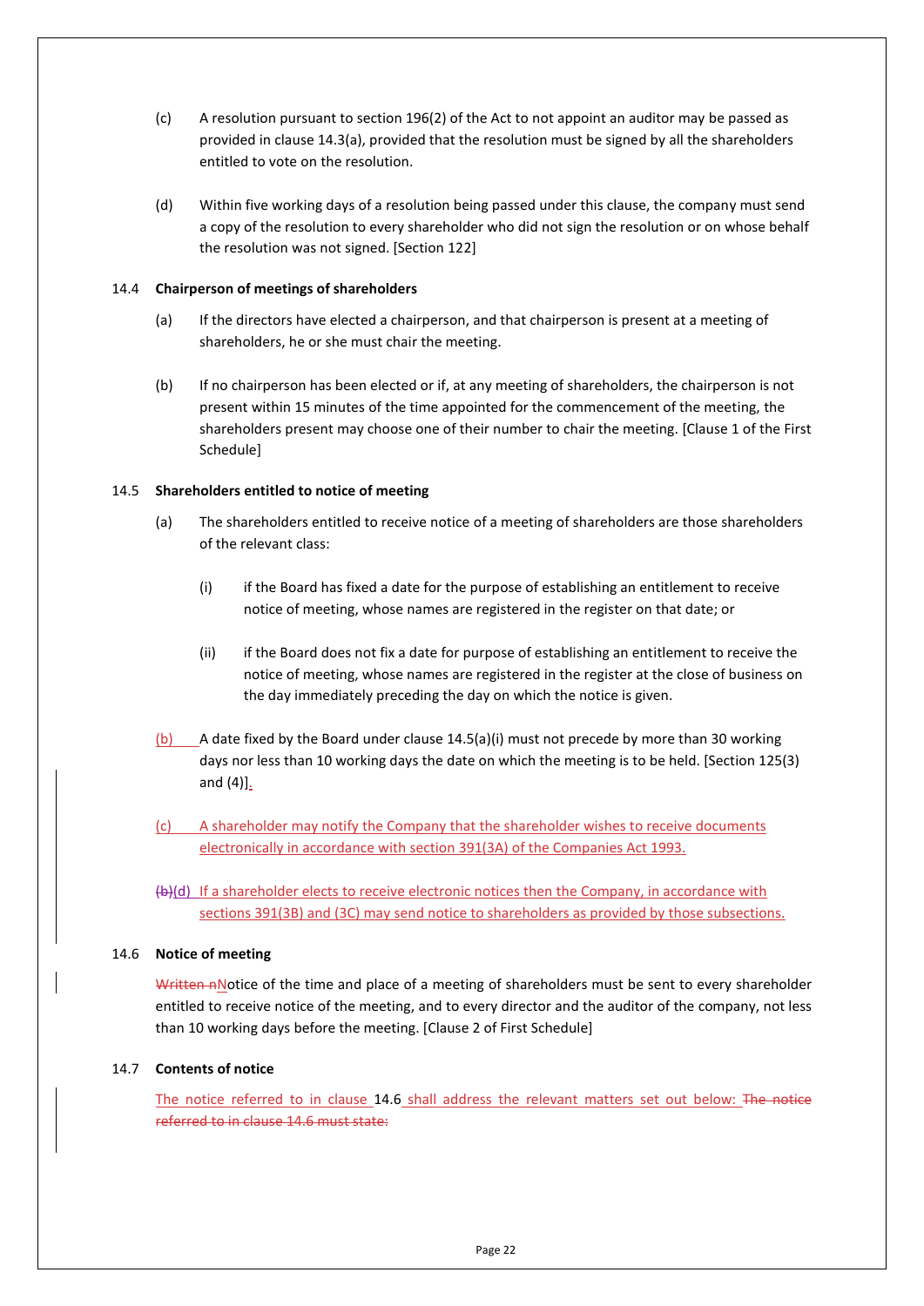(c) A resolution pursuant to section 196(2) of the Act to not appoint an auditor may be passed as provided in clause 14.3(a), provided that the resolution must be signed by all the shareholders entitled to vote on the resolution.

(d) Within five working days of a resolution being passed under this clause, the company must send a copy of the resolution to every shareholder who did not sign the resolution or on whose behalf the resolution was not signed. [Section 122]

14.4 **Chairperson of meetings of shareholders**

(a) If the directors have elected a chairperson, and that chairperson is present at a meeting of shareholders, he or she must chair the meeting.

(b) If no chairperson has been elected or if, at any meeting of shareholders, the chairperson is not present within 15 minutes of the time appointed for the commencement of the meeting, the shareholders present may choose one of their number to chair the meeting. [Clause 1 of the First Schedule]

14.5 **Shareholders entitled to notice of meeting**

(a) The shareholders entitled to receive notice of a meeting of shareholders are those shareholders of the relevant class:

(i) if the Board has fixed a date for the purpose of establishing an entitlement to receive notice of meeting, whose names are registered in the register on that date; or

(ii) if the Board does not fix a date for purpose of establishing an entitlement to receive the notice of meeting, whose names are registered in the register at the close of business on the day immediately preceding the day on which the notice is given.

(b) A date fixed by the Board under clause 14.5(a)(i) must not precede by more than 30 working days nor less than 10 working days the date on which the meeting is to be held. [Section 125(3) and (4)].

(c) A shareholder may notify the Company that the shareholder wishes to receive documents electronically in accordance with section 391(3A) of the Companies Act 1993.

~~(b)~~(d) If a shareholder elects to receive electronic notices then the Company, in accordance with sections 391(3B) and (3C) may send notice to shareholders as provided by those subsections.

14.6 **Notice of meeting**

~~Written n~~Notice of the time and place of a meeting of shareholders must be sent to every shareholder entitled to receive notice of the meeting, and to every director and the auditor of the company, not less than 10 working days before the meeting. [Clause 2 of First Schedule]

14.7 **Contents of notice**

The notice referred to in clause 14.6 shall address the relevant matters set out below: ~~The notice referred to in clause 14.6 must state:~~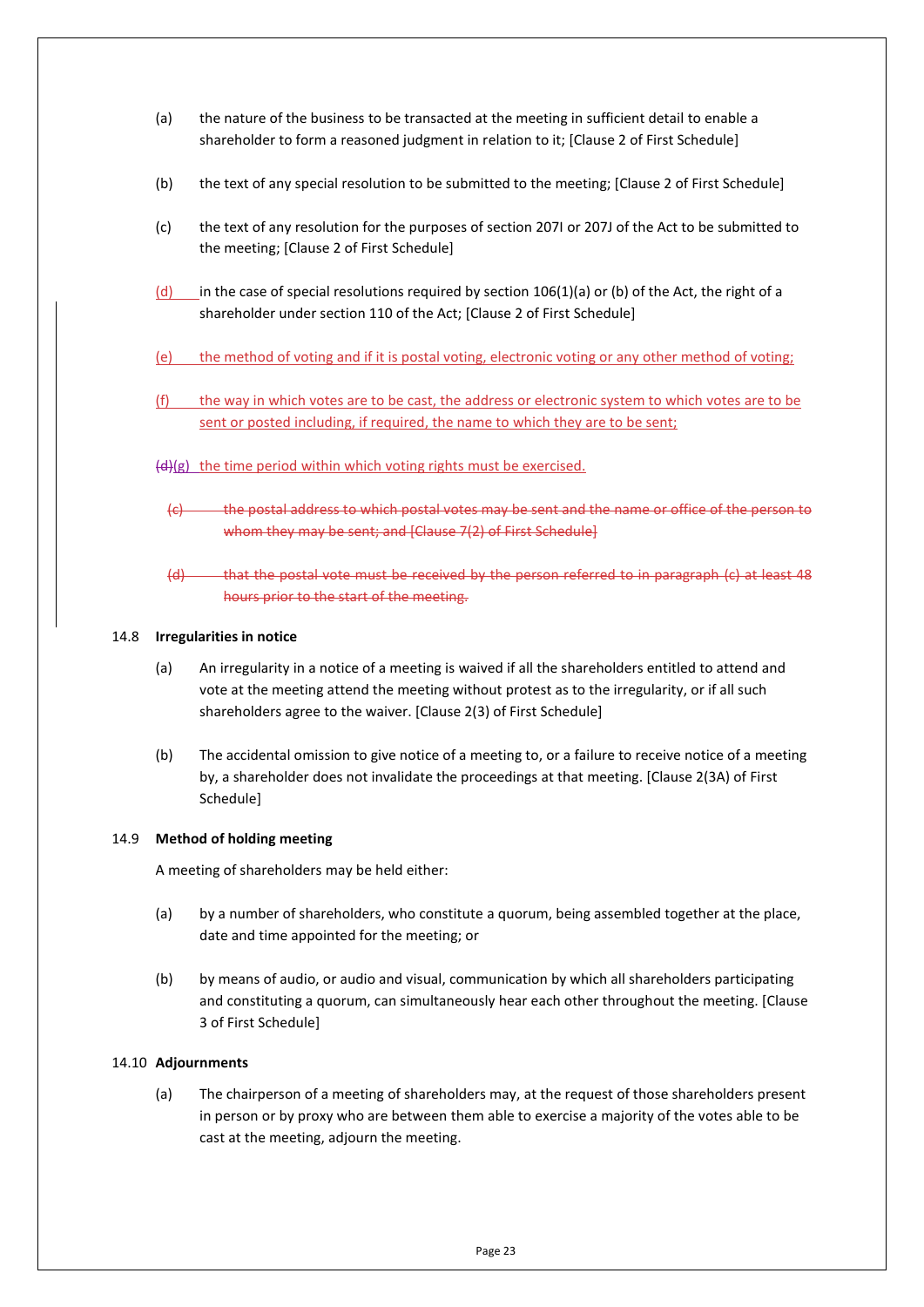(a) the nature of the business to be transacted at the meeting in sufficient detail to enable a shareholder to form a reasoned judgment in relation to it; [Clause 2 of First Schedule]

(b) the text of any special resolution to be submitted to the meeting; [Clause 2 of First Schedule]

(c) the text of any resolution for the purposes of section 207I or 207J of the Act to be submitted to the meeting; [Clause 2 of First Schedule]

(d) in the case of special resolutions required by section 106(1)(a) or (b) of the Act, the right of a shareholder under section 110 of the Act; [Clause 2 of First Schedule]

(e) the method of voting and if it is postal voting, electronic voting or any other method of voting;

(f) the way in which votes are to be cast, the address or electronic system to which votes are to be sent or posted including, if required, the name to which they are to be sent;

~~(d)~~(g) the time period within which voting rights must be exercised.

~~(c) the postal address to which postal votes may be sent and the name or office of the person to whom they may be sent; and [Clause 7(2) of First Schedule]~~

~~(d) that the postal vote must be received by the person referred to in paragraph (c) at least 48 hours prior to the start of the meeting.~~

14.8 **Irregularities in notice**

(a) An irregularity in a notice of a meeting is waived if all the shareholders entitled to attend and vote at the meeting attend the meeting without protest as to the irregularity, or if all such shareholders agree to the waiver. [Clause 2(3) of First Schedule]

(b) The accidental omission to give notice of a meeting to, or a failure to receive notice of a meeting by, a shareholder does not invalidate the proceedings at that meeting. [Clause 2(3A) of First Schedule]

14.9 **Method of holding meeting**

A meeting of shareholders may be held either:

(a) by a number of shareholders, who constitute a quorum, being assembled together at the place, date and time appointed for the meeting; or

(b) by means of audio, or audio and visual, communication by which all shareholders participating and constituting a quorum, can simultaneously hear each other throughout the meeting. [Clause 3 of First Schedule]

14.10 **Adjournments**

(a) The chairperson of a meeting of shareholders may, at the request of those shareholders present in person or by proxy who are between them able to exercise a majority of the votes able to be cast at the meeting, adjourn the meeting.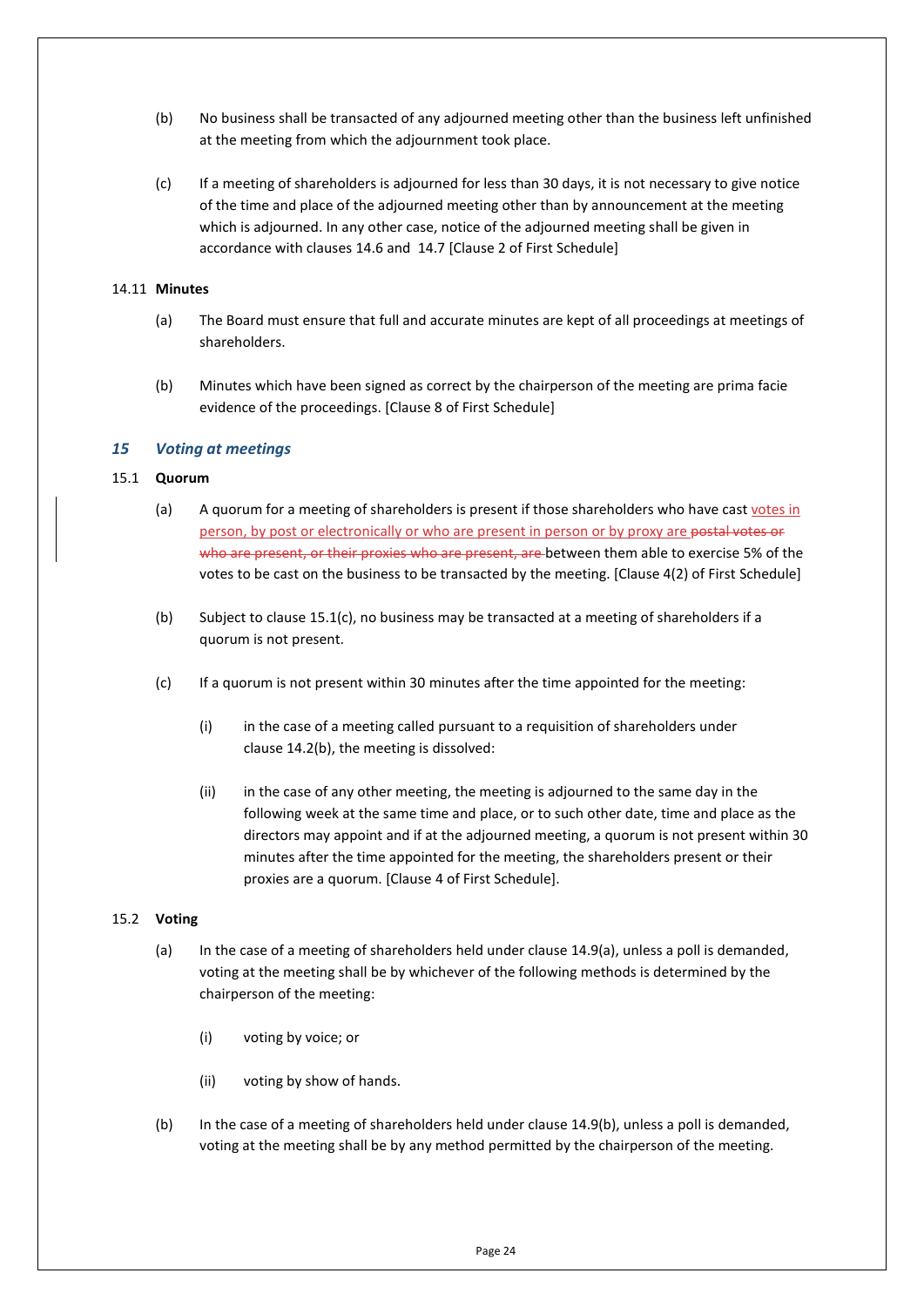(b) No business shall be transacted of any adjourned meeting other than the business left unfinished at the meeting from which the adjournment took place.

(c) If a meeting of shareholders is adjourned for less than 30 days, it is not necessary to give notice of the time and place of the adjourned meeting other than by announcement at the meeting which is adjourned. In any other case, notice of the adjourned meeting shall be given in accordance with clauses 14.6 and 14.7 [Clause 2 of First Schedule]

14.11 **Minutes**

(a) The Board must ensure that full and accurate minutes are kept of all proceedings at meetings of shareholders.

(b) Minutes which have been signed as correct by the chairperson of the meeting are prima facie evidence of the proceedings. [Clause 8 of First Schedule]

## *15 Voting at meetings*

15.1 **Quorum**

(a) A quorum for a meeting of shareholders is present if those shareholders who have cast votes in person, by post or electronically or who are present in person or by proxy are ~~postal votes or who are present, or their proxies who are present, are~~ between them able to exercise 5% of the votes to be cast on the business to be transacted by the meeting. [Clause 4(2) of First Schedule]

(b) Subject to clause 15.1(c), no business may be transacted at a meeting of shareholders if a quorum is not present.

(c) If a quorum is not present within 30 minutes after the time appointed for the meeting:

(i) in the case of a meeting called pursuant to a requisition of shareholders under clause 14.2(b), the meeting is dissolved:

(ii) in the case of any other meeting, the meeting is adjourned to the same day in the following week at the same time and place, or to such other date, time and place as the directors may appoint and if at the adjourned meeting, a quorum is not present within 30 minutes after the time appointed for the meeting, the shareholders present or their proxies are a quorum. [Clause 4 of First Schedule].

15.2 **Voting**

(a) In the case of a meeting of shareholders held under clause 14.9(a), unless a poll is demanded, voting at the meeting shall be by whichever of the following methods is determined by the chairperson of the meeting:

(i) voting by voice; or

(ii) voting by show of hands.

(b) In the case of a meeting of shareholders held under clause 14.9(b), unless a poll is demanded, voting at the meeting shall be by any method permitted by the chairperson of the meeting.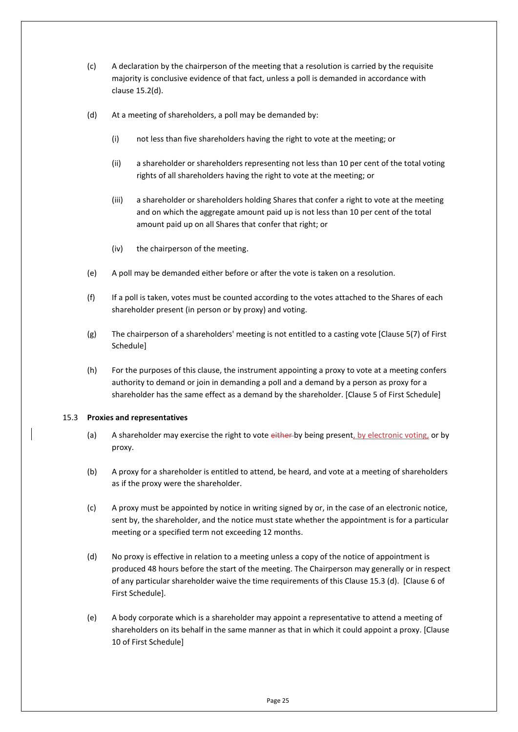(c) A declaration by the chairperson of the meeting that a resolution is carried by the requisite majority is conclusive evidence of that fact, unless a poll is demanded in accordance with clause 15.2(d).

(d) At a meeting of shareholders, a poll may be demanded by:

   (i) not less than five shareholders having the right to vote at the meeting; or

   (ii) a shareholder or shareholders representing not less than 10 per cent of the total voting rights of all shareholders having the right to vote at the meeting; or

   (iii) a shareholder or shareholders holding Shares that confer a right to vote at the meeting and on which the aggregate amount paid up is not less than 10 per cent of the total amount paid up on all Shares that confer that right; or

   (iv) the chairperson of the meeting.

(e) A poll may be demanded either before or after the vote is taken on a resolution.

(f) If a poll is taken, votes must be counted according to the votes attached to the Shares of each shareholder present (in person or by proxy) and voting.

(g) The chairperson of a shareholders' meeting is not entitled to a casting vote [Clause 5(7) of First Schedule]

(h) For the purposes of this clause, the instrument appointing a proxy to vote at a meeting confers authority to demand or join in demanding a poll and a demand by a person as proxy for a shareholder has the same effect as a demand by the shareholder. [Clause 5 of First Schedule]

15.3 **Proxies and representatives**

(a) A shareholder may exercise the right to vote ~~either~~ by being present, by electronic voting, or by proxy.

(b) A proxy for a shareholder is entitled to attend, be heard, and vote at a meeting of shareholders as if the proxy were the shareholder.

(c) A proxy must be appointed by notice in writing signed by or, in the case of an electronic notice, sent by, the shareholder, and the notice must state whether the appointment is for a particular meeting or a specified term not exceeding 12 months.

(d) No proxy is effective in relation to a meeting unless a copy of the notice of appointment is produced 48 hours before the start of the meeting. The Chairperson may generally or in respect of any particular shareholder waive the time requirements of this Clause 15.3 (d). [Clause 6 of First Schedule].

(e) A body corporate which is a shareholder may appoint a representative to attend a meeting of shareholders on its behalf in the same manner as that in which it could appoint a proxy. [Clause 10 of First Schedule]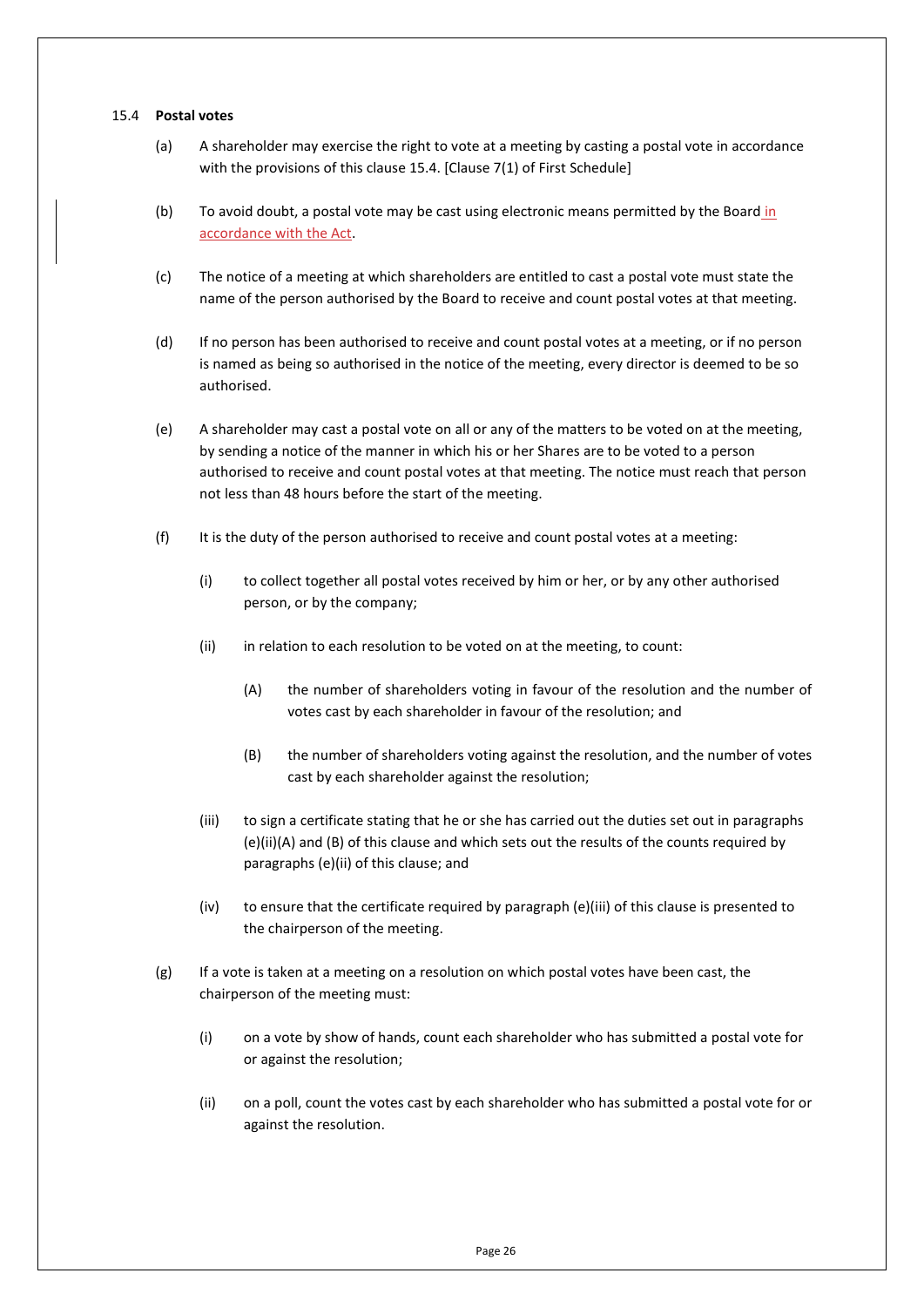### 15.4 **Postal votes**

(a) A shareholder may exercise the right to vote at a meeting by casting a postal vote in accordance with the provisions of this clause 15.4. [Clause 7(1) of First Schedule]

(b) To avoid doubt, a postal vote may be cast using electronic means permitted by the Board in accordance with the Act.

(c) The notice of a meeting at which shareholders are entitled to cast a postal vote must state the name of the person authorised by the Board to receive and count postal votes at that meeting.

(d) If no person has been authorised to receive and count postal votes at a meeting, or if no person is named as being so authorised in the notice of the meeting, every director is deemed to be so authorised.

(e) A shareholder may cast a postal vote on all or any of the matters to be voted on at the meeting, by sending a notice of the manner in which his or her Shares are to be voted to a person authorised to receive and count postal votes at that meeting. The notice must reach that person not less than 48 hours before the start of the meeting.

(f) It is the duty of the person authorised to receive and count postal votes at a meeting:

   (i) to collect together all postal votes received by him or her, or by any other authorised person, or by the company;

   (ii) in relation to each resolution to be voted on at the meeting, to count:

      (A) the number of shareholders voting in favour of the resolution and the number of votes cast by each shareholder in favour of the resolution; and

      (B) the number of shareholders voting against the resolution, and the number of votes cast by each shareholder against the resolution;

   (iii) to sign a certificate stating that he or she has carried out the duties set out in paragraphs (e)(ii)(A) and (B) of this clause and which sets out the results of the counts required by paragraphs (e)(ii) of this clause; and

   (iv) to ensure that the certificate required by paragraph (e)(iii) of this clause is presented to the chairperson of the meeting.

(g) If a vote is taken at a meeting on a resolution on which postal votes have been cast, the chairperson of the meeting must:

   (i) on a vote by show of hands, count each shareholder who has submitted a postal vote for or against the resolution;

   (ii) on a poll, count the votes cast by each shareholder who has submitted a postal vote for or against the resolution.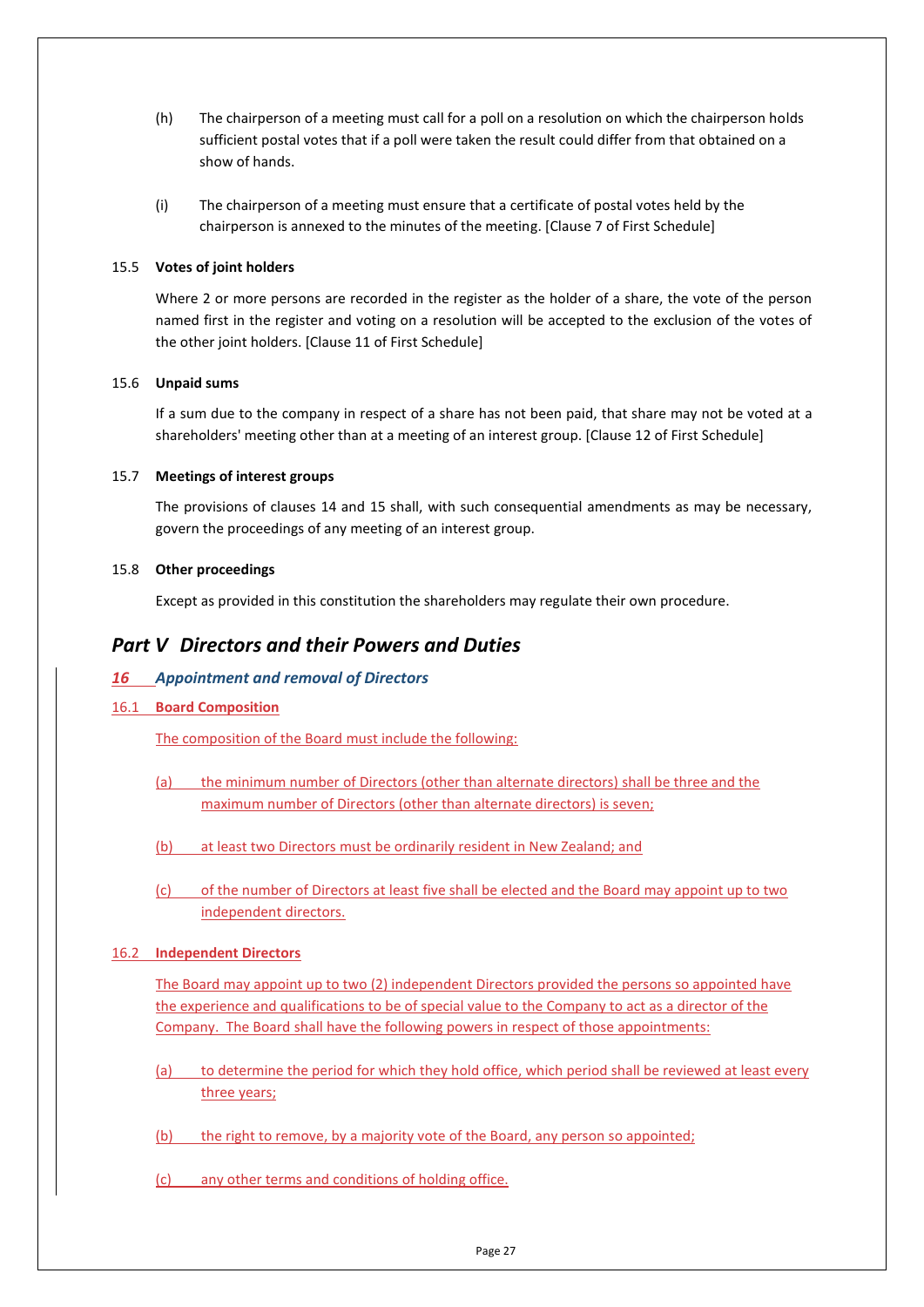(h) The chairperson of a meeting must call for a poll on a resolution on which the chairperson holds sufficient postal votes that if a poll were taken the result could differ from that obtained on a show of hands.

(i) The chairperson of a meeting must ensure that a certificate of postal votes held by the chairperson is annexed to the minutes of the meeting. [Clause 7 of First Schedule]

15.5 **Votes of joint holders**

Where 2 or more persons are recorded in the register as the holder of a share, the vote of the person named first in the register and voting on a resolution will be accepted to the exclusion of the votes of the other joint holders. [Clause 11 of First Schedule]

15.6 **Unpaid sums**

If a sum due to the company in respect of a share has not been paid, that share may not be voted at a shareholders' meeting other than at a meeting of an interest group. [Clause 12 of First Schedule]

15.7 **Meetings of interest groups**

The provisions of clauses 14 and 15 shall, with such consequential amendments as may be necessary, govern the proceedings of any meeting of an interest group.

15.8 **Other proceedings**

Except as provided in this constitution the shareholders may regulate their own procedure.

# *Part V Directors and their Powers and Duties*

## *16 Appointment and removal of Directors*

### 16.1 Board Composition

The composition of the Board must include the following:

(a) the minimum number of Directors (other than alternate directors) shall be three and the maximum number of Directors (other than alternate directors) is seven;

(b) at least two Directors must be ordinarily resident in New Zealand; and

(c) of the number of Directors at least five shall be elected and the Board may appoint up to two independent directors.

### 16.2 Independent Directors

The Board may appoint up to two (2) independent Directors provided the persons so appointed have the experience and qualifications to be of special value to the Company to act as a director of the Company. The Board shall have the following powers in respect of those appointments:

(a) to determine the period for which they hold office, which period shall be reviewed at least every three years;

(b) the right to remove, by a majority vote of the Board, any person so appointed;

(c) any other terms and conditions of holding office.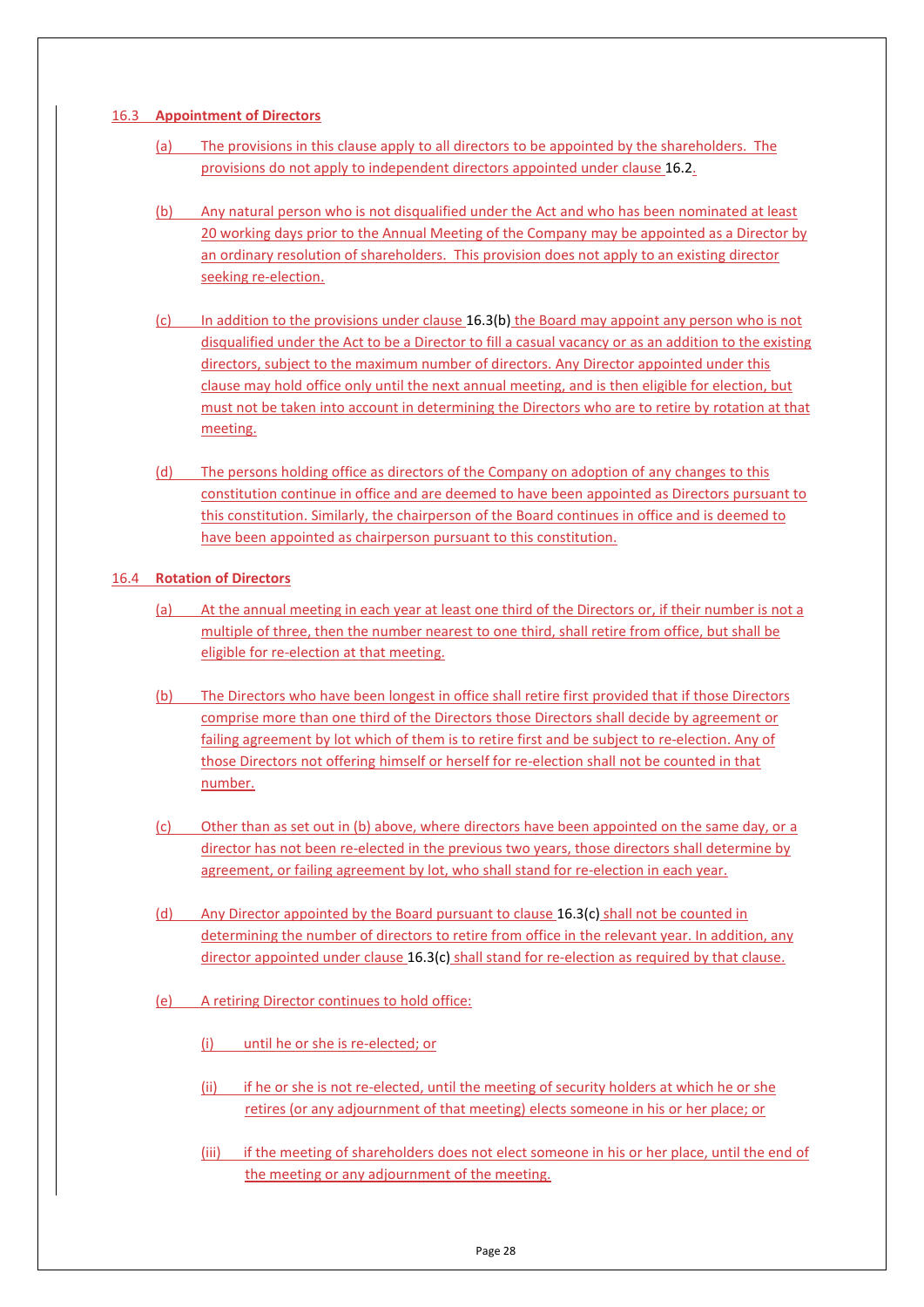### 16.3 Appointment of Directors

(a) The provisions in this clause apply to all directors to be appointed by the shareholders. The provisions do not apply to independent directors appointed under clause 16.2.

(b) Any natural person who is not disqualified under the Act and who has been nominated at least 20 working days prior to the Annual Meeting of the Company may be appointed as a Director by an ordinary resolution of shareholders. This provision does not apply to an existing director seeking re-election.

(c) In addition to the provisions under clause 16.3(b) the Board may appoint any person who is not disqualified under the Act to be a Director to fill a casual vacancy or as an addition to the existing directors, subject to the maximum number of directors. Any Director appointed under this clause may hold office only until the next annual meeting, and is then eligible for election, but must not be taken into account in determining the Directors who are to retire by rotation at that meeting.

(d) The persons holding office as directors of the Company on adoption of any changes to this constitution continue in office and are deemed to have been appointed as Directors pursuant to this constitution. Similarly, the chairperson of the Board continues in office and is deemed to have been appointed as chairperson pursuant to this constitution.

### 16.4 Rotation of Directors

(a) At the annual meeting in each year at least one third of the Directors or, if their number is not a multiple of three, then the number nearest to one third, shall retire from office, but shall be eligible for re-election at that meeting.

(b) The Directors who have been longest in office shall retire first provided that if those Directors comprise more than one third of the Directors those Directors shall decide by agreement or failing agreement by lot which of them is to retire first and be subject to re-election. Any of those Directors not offering himself or herself for re-election shall not be counted in that number.

(c) Other than as set out in (b) above, where directors have been appointed on the same day, or a director has not been re-elected in the previous two years, those directors shall determine by agreement, or failing agreement by lot, who shall stand for re-election in each year.

(d) Any Director appointed by the Board pursuant to clause 16.3(c) shall not be counted in determining the number of directors to retire from office in the relevant year. In addition, any director appointed under clause 16.3(c) shall stand for re-election as required by that clause.

(e) A retiring Director continues to hold office:

  (i) until he or she is re-elected; or

  (ii) if he or she is not re-elected, until the meeting of security holders at which he or she retires (or any adjournment of that meeting) elects someone in his or her place; or

  (iii) if the meeting of shareholders does not elect someone in his or her place, until the end of the meeting or any adjournment of the meeting.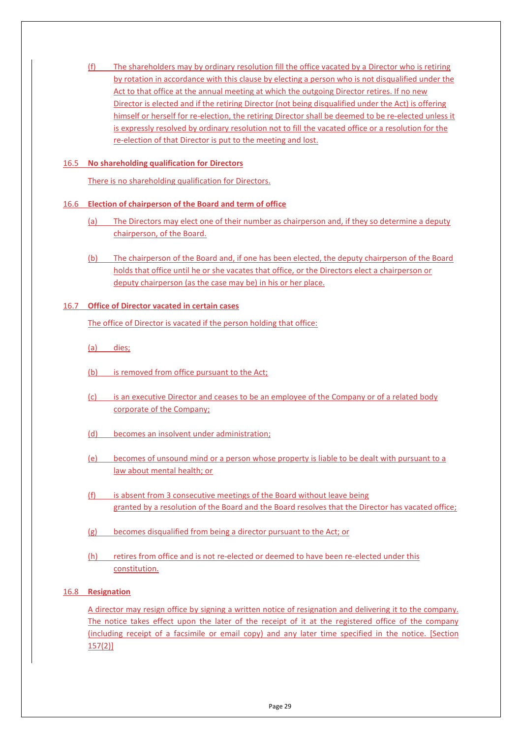(f) The shareholders may by ordinary resolution fill the office vacated by a Director who is retiring by rotation in accordance with this clause by electing a person who is not disqualified under the Act to that office at the annual meeting at which the outgoing Director retires. If no new Director is elected and if the retiring Director (not being disqualified under the Act) is offering himself or herself for re-election, the retiring Director shall be deemed to be re-elected unless it is expressly resolved by ordinary resolution not to fill the vacated office or a resolution for the re-election of that Director is put to the meeting and lost.

### 16.5 No shareholding qualification for Directors

There is no shareholding qualification for Directors.

### 16.6 Election of chairperson of the Board and term of office

(a) The Directors may elect one of their number as chairperson and, if they so determine a deputy chairperson, of the Board.

(b) The chairperson of the Board and, if one has been elected, the deputy chairperson of the Board holds that office until he or she vacates that office, or the Directors elect a chairperson or deputy chairperson (as the case may be) in his or her place.

### 16.7 Office of Director vacated in certain cases

The office of Director is vacated if the person holding that office:

(a) dies;

(b) is removed from office pursuant to the Act;

(c) is an executive Director and ceases to be an employee of the Company or of a related body corporate of the Company;

(d) becomes an insolvent under administration;

(e) becomes of unsound mind or a person whose property is liable to be dealt with pursuant to a law about mental health; or

(f) is absent from 3 consecutive meetings of the Board without leave being granted by a resolution of the Board and the Board resolves that the Director has vacated office;

(g) becomes disqualified from being a director pursuant to the Act; or

(h) retires from office and is not re-elected or deemed to have been re-elected under this constitution.

### 16.8 Resignation

A director may resign office by signing a written notice of resignation and delivering it to the company. The notice takes effect upon the later of the receipt of it at the registered office of the company (including receipt of a facsimile or email copy) and any later time specified in the notice. [Section 157(2)]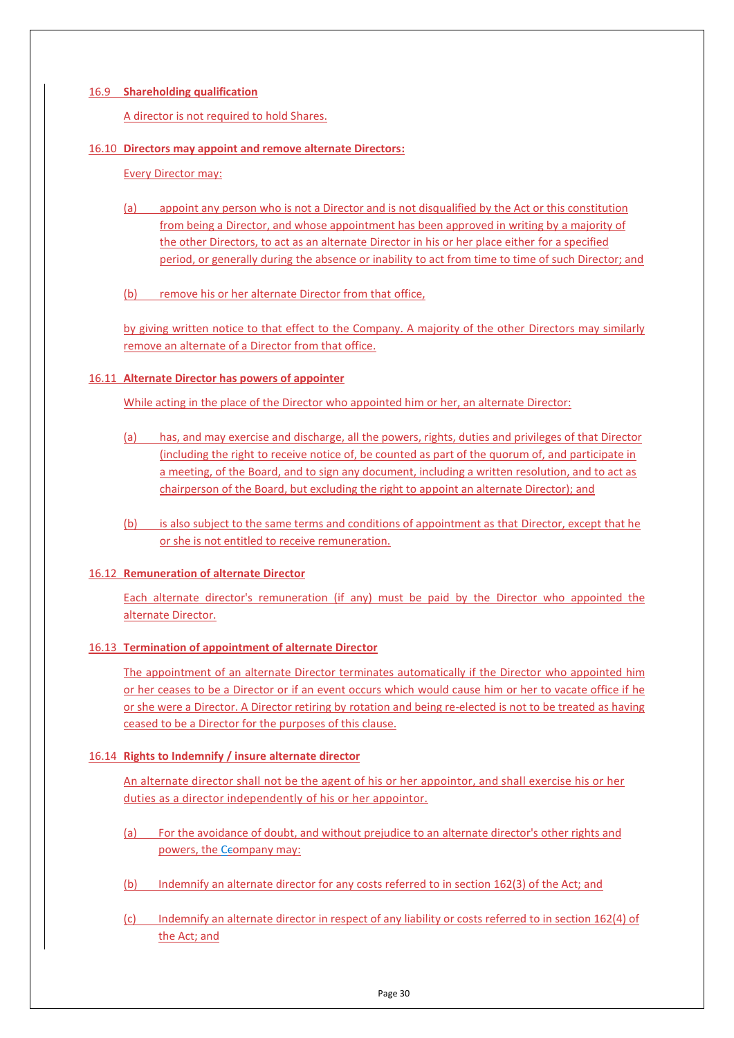### 16.9 Shareholding qualification

A director is not required to hold Shares.

### 16.10 Directors may appoint and remove alternate Directors:

Every Director may:

(a) appoint any person who is not a Director and is not disqualified by the Act or this constitution from being a Director, and whose appointment has been approved in writing by a majority of the other Directors, to act as an alternate Director in his or her place either for a specified period, or generally during the absence or inability to act from time to time of such Director; and

(b) remove his or her alternate Director from that office,

by giving written notice to that effect to the Company. A majority of the other Directors may similarly remove an alternate of a Director from that office.

### 16.11 Alternate Director has powers of appointer

While acting in the place of the Director who appointed him or her, an alternate Director:

(a) has, and may exercise and discharge, all the powers, rights, duties and privileges of that Director (including the right to receive notice of, be counted as part of the quorum of, and participate in a meeting, of the Board, and to sign any document, including a written resolution, and to act as chairperson of the Board, but excluding the right to appoint an alternate Director); and

(b) is also subject to the same terms and conditions of appointment as that Director, except that he or she is not entitled to receive remuneration.

### 16.12 Remuneration of alternate Director

Each alternate director's remuneration (if any) must be paid by the Director who appointed the alternate Director.

### 16.13 Termination of appointment of alternate Director

The appointment of an alternate Director terminates automatically if the Director who appointed him or her ceases to be a Director or if an event occurs which would cause him or her to vacate office if he or she were a Director. A Director retiring by rotation and being re-elected is not to be treated as having ceased to be a Director for the purposes of this clause.

### 16.14 Rights to Indemnify / insure alternate director

An alternate director shall not be the agent of his or her appointor, and shall exercise his or her duties as a director independently of his or her appointor.

(a) For the avoidance of doubt, and without prejudice to an alternate director's other rights and powers, the Ccompany may:

(b) Indemnify an alternate director for any costs referred to in section 162(3) of the Act; and

(c) Indemnify an alternate director in respect of any liability or costs referred to in section 162(4) of the Act; and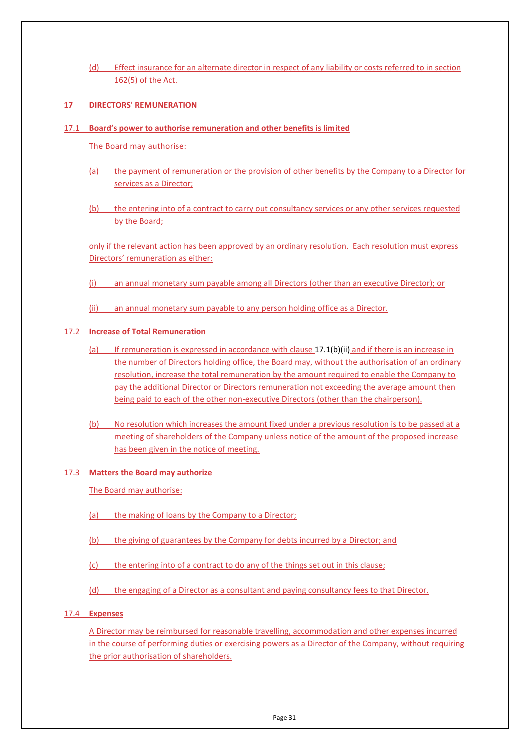(d) Effect insurance for an alternate director in respect of any liability or costs referred to in section 162(5) of the Act.

## 17 DIRECTORS' REMUNERATION

### 17.1 Board's power to authorise remuneration and other benefits is limited

The Board may authorise:

(a) the payment of remuneration or the provision of other benefits by the Company to a Director for services as a Director;

(b) the entering into of a contract to carry out consultancy services or any other services requested by the Board;

only if the relevant action has been approved by an ordinary resolution. Each resolution must express Directors' remuneration as either:

(i) an annual monetary sum payable among all Directors (other than an executive Director); or

(ii) an annual monetary sum payable to any person holding office as a Director.

### 17.2 Increase of Total Remuneration

(a) If remuneration is expressed in accordance with clause 17.1(b)(ii) and if there is an increase in the number of Directors holding office, the Board may, without the authorisation of an ordinary resolution, increase the total remuneration by the amount required to enable the Company to pay the additional Director or Directors remuneration not exceeding the average amount then being paid to each of the other non-executive Directors (other than the chairperson).

(b) No resolution which increases the amount fixed under a previous resolution is to be passed at a meeting of shareholders of the Company unless notice of the amount of the proposed increase has been given in the notice of meeting.

### 17.3 Matters the Board may authorize

The Board may authorise:

(a) the making of loans by the Company to a Director;

(b) the giving of guarantees by the Company for debts incurred by a Director; and

(c) the entering into of a contract to do any of the things set out in this clause;

(d) the engaging of a Director as a consultant and paying consultancy fees to that Director.

### 17.4 Expenses

A Director may be reimbursed for reasonable travelling, accommodation and other expenses incurred in the course of performing duties or exercising powers as a Director of the Company, without requiring the prior authorisation of shareholders.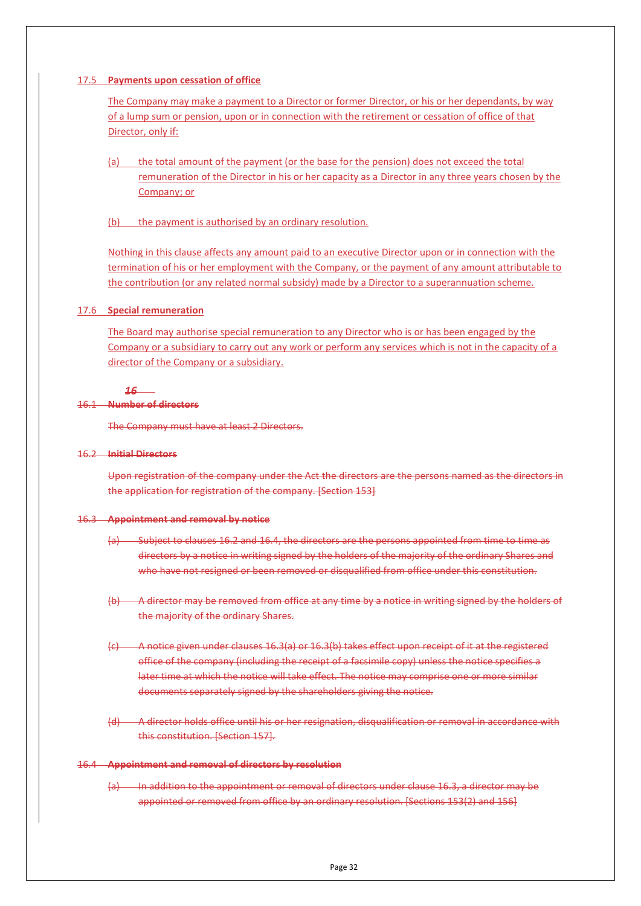### 17.5 Payments upon cessation of office

The Company may make a payment to a Director or former Director, or his or her dependants, by way of a lump sum or pension, upon or in connection with the retirement or cessation of office of that Director, only if:

(a) the total amount of the payment (or the base for the pension) does not exceed the total remuneration of the Director in his or her capacity as a Director in any three years chosen by the Company; or

(b) the payment is authorised by an ordinary resolution.

Nothing in this clause affects any amount paid to an executive Director upon or in connection with the termination of his or her employment with the Company, or the payment of any amount attributable to the contribution (or any related normal subsidy) made by a Director to a superannuation scheme.

### 17.6 Special remuneration

The Board may authorise special remuneration to any Director who is or has been engaged by the Company or a subsidiary to carry out any work or perform any services which is not in the capacity of a director of the Company or a subsidiary.

~~*16*~~

### ~~16.1 Number of directors~~

~~The Company must have at least 2 Directors.~~

### ~~16.2 Initial Directors~~

~~Upon registration of the company under the Act the directors are the persons named as the directors in the application for registration of the company. [Section 153]~~

### ~~16.3 Appointment and removal by notice~~

~~(a) Subject to clauses 16.2 and 16.4, the directors are the persons appointed from time to time as directors by a notice in writing signed by the holders of the majority of the ordinary Shares and who have not resigned or been removed or disqualified from office under this constitution.~~

~~(b) A director may be removed from office at any time by a notice in writing signed by the holders of the majority of the ordinary Shares.~~

~~(c) A notice given under clauses 16.3(a) or 16.3(b) takes effect upon receipt of it at the registered office of the company (including the receipt of a facsimile copy) unless the notice specifies a later time at which the notice will take effect. The notice may comprise one or more similar documents separately signed by the shareholders giving the notice.~~

~~(d) A director holds office until his or her resignation, disqualification or removal in accordance with this constitution. [Section 157].~~

### ~~16.4 Appointment and removal of directors by resolution~~

~~(a) In addition to the appointment or removal of directors under clause 16.3, a director may be appointed or removed from office by an ordinary resolution. [Sections 153(2) and 156]~~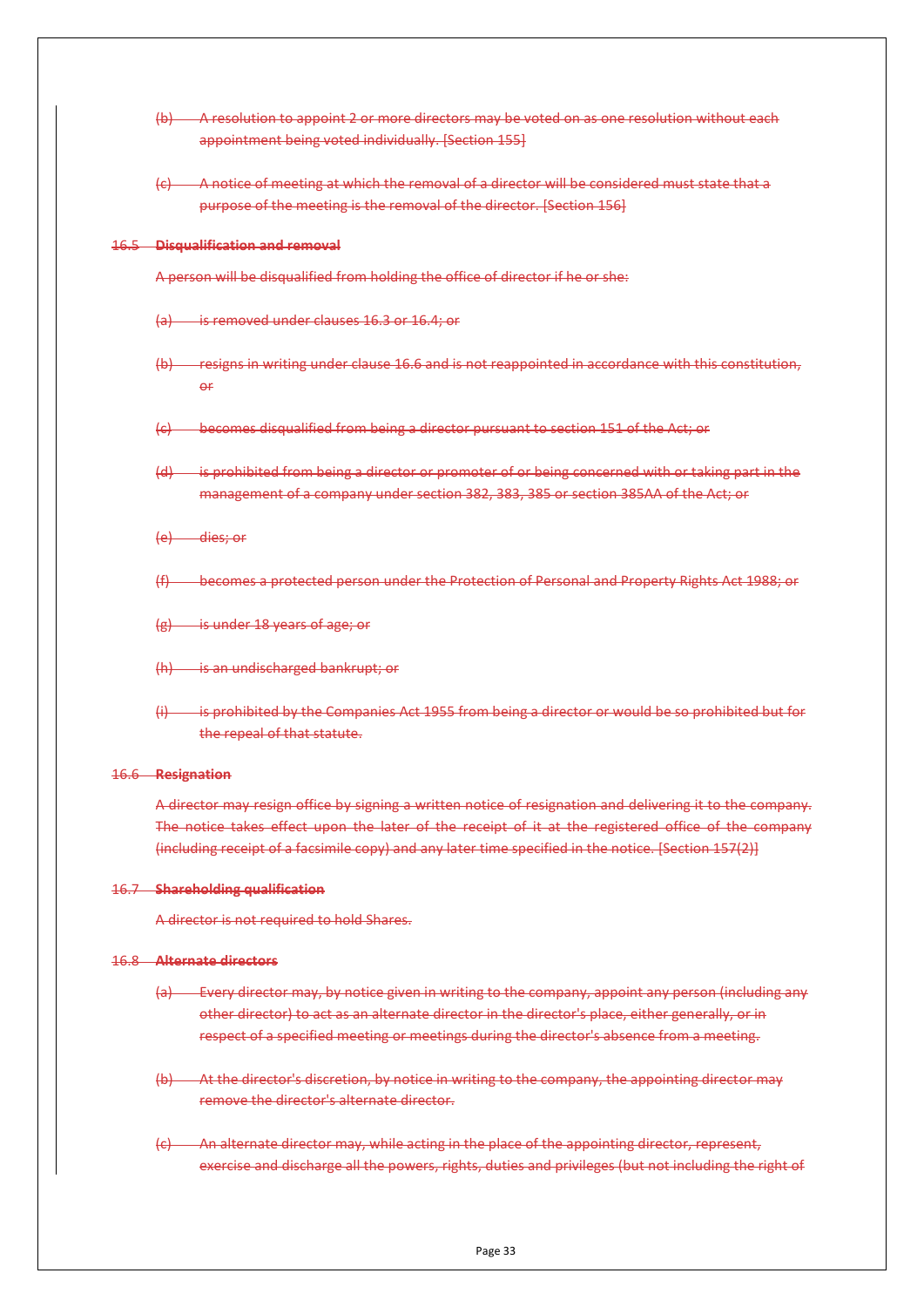(b) A resolution to appoint 2 or more directors may be voted on as one resolution without each appointment being voted individually. [Section 155]

(c) A notice of meeting at which the removal of a director will be considered must state that a purpose of the meeting is the removal of the director. [Section 156]

### 16.5 Disqualification and removal

A person will be disqualified from holding the office of director if he or she:

(a) is removed under clauses 16.3 or 16.4; or

(b) resigns in writing under clause 16.6 and is not reappointed in accordance with this constitution, or

(c) becomes disqualified from being a director pursuant to section 151 of the Act; or

(d) is prohibited from being a director or promoter of or being concerned with or taking part in the management of a company under section 382, 383, 385 or section 385AA of the Act; or

(e) dies; or

(f) becomes a protected person under the Protection of Personal and Property Rights Act 1988; or

(g) is under 18 years of age; or

(h) is an undischarged bankrupt; or

(i) is prohibited by the Companies Act 1955 from being a director or would be so prohibited but for the repeal of that statute.

### 16.6 Resignation

A director may resign office by signing a written notice of resignation and delivering it to the company. The notice takes effect upon the later of the receipt of it at the registered office of the company (including receipt of a facsimile copy) and any later time specified in the notice. [Section 157(2)]

### 16.7 Shareholding qualification

A director is not required to hold Shares.

### 16.8 Alternate directors

(a) Every director may, by notice given in writing to the company, appoint any person (including any other director) to act as an alternate director in the director's place, either generally, or in respect of a specified meeting or meetings during the director's absence from a meeting.

(b) At the director's discretion, by notice in writing to the company, the appointing director may remove the director's alternate director.

(c) An alternate director may, while acting in the place of the appointing director, represent, exercise and discharge all the powers, rights, duties and privileges (but not including the right of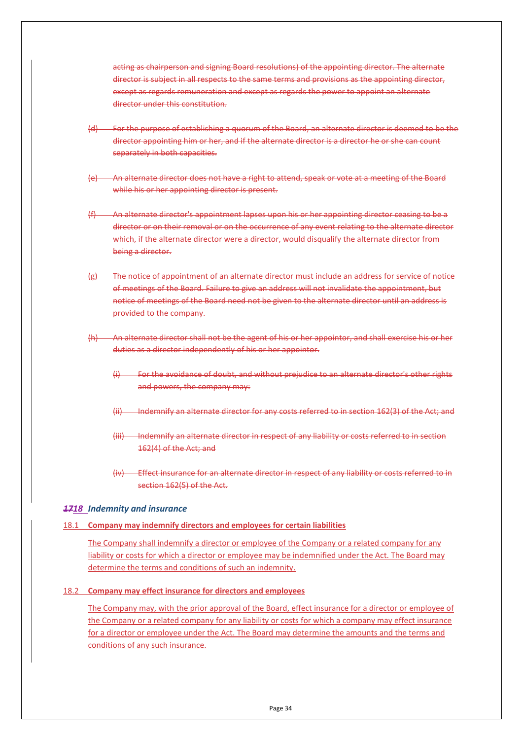~~acting as chairperson and signing Board resolutions) of the appointing director. The alternate director is subject in all respects to the same terms and provisions as the appointing director, except as regards remuneration and except as regards the power to appoint an alternate director under this constitution.~~

~~(d) For the purpose of establishing a quorum of the Board, an alternate director is deemed to be the director appointing him or her, and if the alternate director is a director he or she can count separately in both capacities.~~

~~(e) An alternate director does not have a right to attend, speak or vote at a meeting of the Board while his or her appointing director is present.~~

~~(f) An alternate director's appointment lapses upon his or her appointing director ceasing to be a director or on their removal or on the occurrence of any event relating to the alternate director which, if the alternate director were a director, would disqualify the alternate director from being a director.~~

~~(g) The notice of appointment of an alternate director must include an address for service of notice of meetings of the Board. Failure to give an address will not invalidate the appointment, but notice of meetings of the Board need not be given to the alternate director until an address is provided to the company.~~

~~(h) An alternate director shall not be the agent of his or her appointor, and shall exercise his or her duties as a director independently of his or her appointor.~~

~~(i) For the avoidance of doubt, and without prejudice to an alternate director's other rights and powers, the company may:~~

~~(ii) Indemnify an alternate director for any costs referred to in section 162(3) of the Act; and~~

~~(iii) Indemnify an alternate director in respect of any liability or costs referred to in section 162(4) of the Act; and~~

~~(iv) Effect insurance for an alternate director in respect of any liability or costs referred to in section 162(5) of the Act.~~

## ~~*17*~~*18 Indemnity and insurance*

### 18.1 **Company may indemnify directors and employees for certain liabilities**

The Company shall indemnify a director or employee of the Company or a related company for any liability or costs for which a director or employee may be indemnified under the Act. The Board may determine the terms and conditions of such an indemnity.

### 18.2 **Company may effect insurance for directors and employees**

The Company may, with the prior approval of the Board, effect insurance for a director or employee of the Company or a related company for any liability or costs for which a company may effect insurance for a director or employee under the Act. The Board may determine the amounts and the terms and conditions of any such insurance.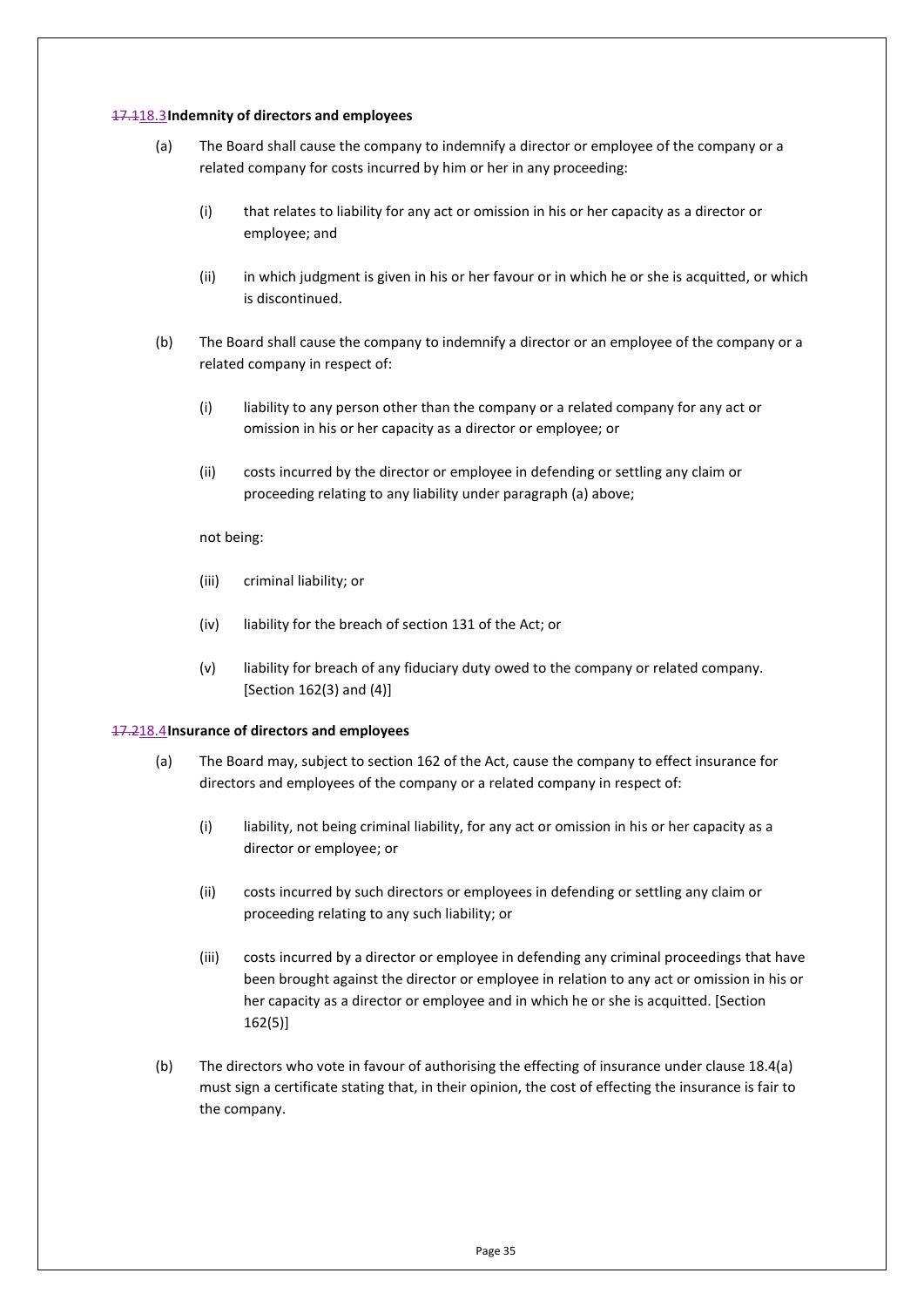### ~~17.1~~18.3 Indemnity of directors and employees

(a) The Board shall cause the company to indemnify a director or employee of the company or a related company for costs incurred by him or her in any proceeding:

(i) that relates to liability for any act or omission in his or her capacity as a director or employee; and

(ii) in which judgment is given in his or her favour or in which he or she is acquitted, or which is discontinued.

(b) The Board shall cause the company to indemnify a director or an employee of the company or a related company in respect of:

(i) liability to any person other than the company or a related company for any act or omission in his or her capacity as a director or employee; or

(ii) costs incurred by the director or employee in defending or settling any claim or proceeding relating to any liability under paragraph (a) above;

not being:

(iii) criminal liability; or

(iv) liability for the breach of section 131 of the Act; or

(v) liability for breach of any fiduciary duty owed to the company or related company. [Section 162(3) and (4)]

### ~~17.2~~18.4 Insurance of directors and employees

(a) The Board may, subject to section 162 of the Act, cause the company to effect insurance for directors and employees of the company or a related company in respect of:

(i) liability, not being criminal liability, for any act or omission in his or her capacity as a director or employee; or

(ii) costs incurred by such directors or employees in defending or settling any claim or proceeding relating to any such liability; or

(iii) costs incurred by a director or employee in defending any criminal proceedings that have been brought against the director or employee in relation to any act or omission in his or her capacity as a director or employee and in which he or she is acquitted. [Section 162(5)]

(b) The directors who vote in favour of authorising the effecting of insurance under clause 18.4(a) must sign a certificate stating that, in their opinion, the cost of effecting the insurance is fair to the company.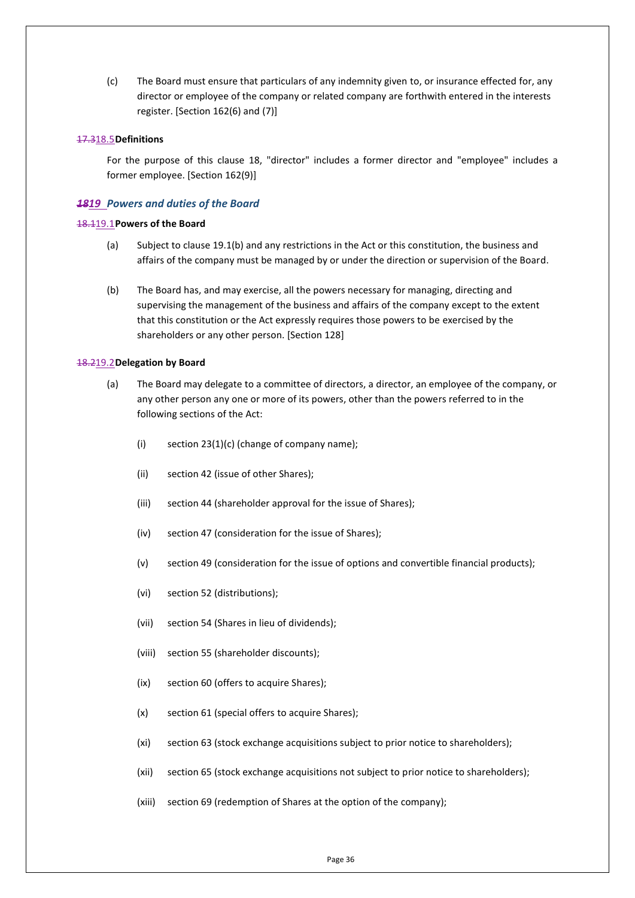(c) The Board must ensure that particulars of any indemnity given to, or insurance effected for, any director or employee of the company or related company are forthwith entered in the interests register. [Section 162(6) and (7)]

#### ~~17.3~~18.5 Definitions

For the purpose of this clause 18, "director" includes a former director and "employee" includes a former employee. [Section 162(9)]

### ~~*18*~~*19* *Powers and duties of the Board*

#### ~~18.1~~19.1 Powers of the Board

(a) Subject to clause 19.1(b) and any restrictions in the Act or this constitution, the business and affairs of the company must be managed by or under the direction or supervision of the Board.

(b) The Board has, and may exercise, all the powers necessary for managing, directing and supervising the management of the business and affairs of the company except to the extent that this constitution or the Act expressly requires those powers to be exercised by the shareholders or any other person. [Section 128]

#### ~~18.2~~19.2 Delegation by Board

(a) The Board may delegate to a committee of directors, a director, an employee of the company, or any other person any one or more of its powers, other than the powers referred to in the following sections of the Act:

(i) section 23(1)(c) (change of company name);

(ii) section 42 (issue of other Shares);

(iii) section 44 (shareholder approval for the issue of Shares);

(iv) section 47 (consideration for the issue of Shares);

(v) section 49 (consideration for the issue of options and convertible financial products);

(vi) section 52 (distributions);

(vii) section 54 (Shares in lieu of dividends);

(viii) section 55 (shareholder discounts);

(ix) section 60 (offers to acquire Shares);

(x) section 61 (special offers to acquire Shares);

(xi) section 63 (stock exchange acquisitions subject to prior notice to shareholders);

(xii) section 65 (stock exchange acquisitions not subject to prior notice to shareholders);

(xiii) section 69 (redemption of Shares at the option of the company);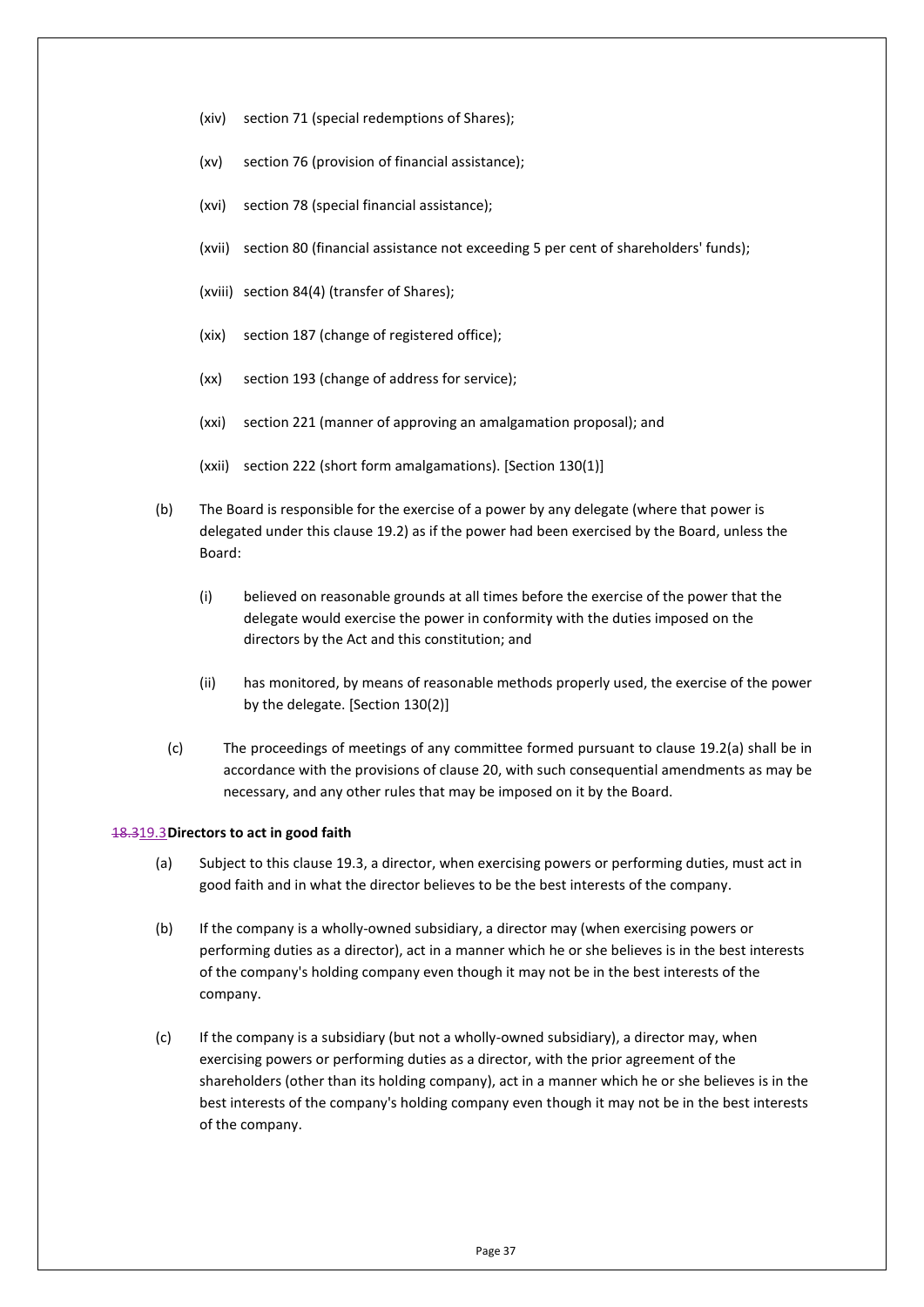(xiv) section 71 (special redemptions of Shares);

(xv) section 76 (provision of financial assistance);

(xvi) section 78 (special financial assistance);

(xvii) section 80 (financial assistance not exceeding 5 per cent of shareholders' funds);

(xviii) section 84(4) (transfer of Shares);

(xix) section 187 (change of registered office);

(xx) section 193 (change of address for service);

(xxi) section 221 (manner of approving an amalgamation proposal); and

(xxii) section 222 (short form amalgamations). [Section 130(1)]

(b) The Board is responsible for the exercise of a power by any delegate (where that power is delegated under this clause 19.2) as if the power had been exercised by the Board, unless the Board:

(i) believed on reasonable grounds at all times before the exercise of the power that the delegate would exercise the power in conformity with the duties imposed on the directors by the Act and this constitution; and

(ii) has monitored, by means of reasonable methods properly used, the exercise of the power by the delegate. [Section 130(2)]

(c) The proceedings of meetings of any committee formed pursuant to clause 19.2(a) shall be in accordance with the provisions of clause 20, with such consequential amendments as may be necessary, and any other rules that may be imposed on it by the Board.

### ~~18.3~~19.3 Directors to act in good faith

(a) Subject to this clause 19.3, a director, when exercising powers or performing duties, must act in good faith and in what the director believes to be the best interests of the company.

(b) If the company is a wholly-owned subsidiary, a director may (when exercising powers or performing duties as a director), act in a manner which he or she believes is in the best interests of the company's holding company even though it may not be in the best interests of the company.

(c) If the company is a subsidiary (but not a wholly-owned subsidiary), a director may, when exercising powers or performing duties as a director, with the prior agreement of the shareholders (other than its holding company), act in a manner which he or she believes is in the best interests of the company's holding company even though it may not be in the best interests of the company.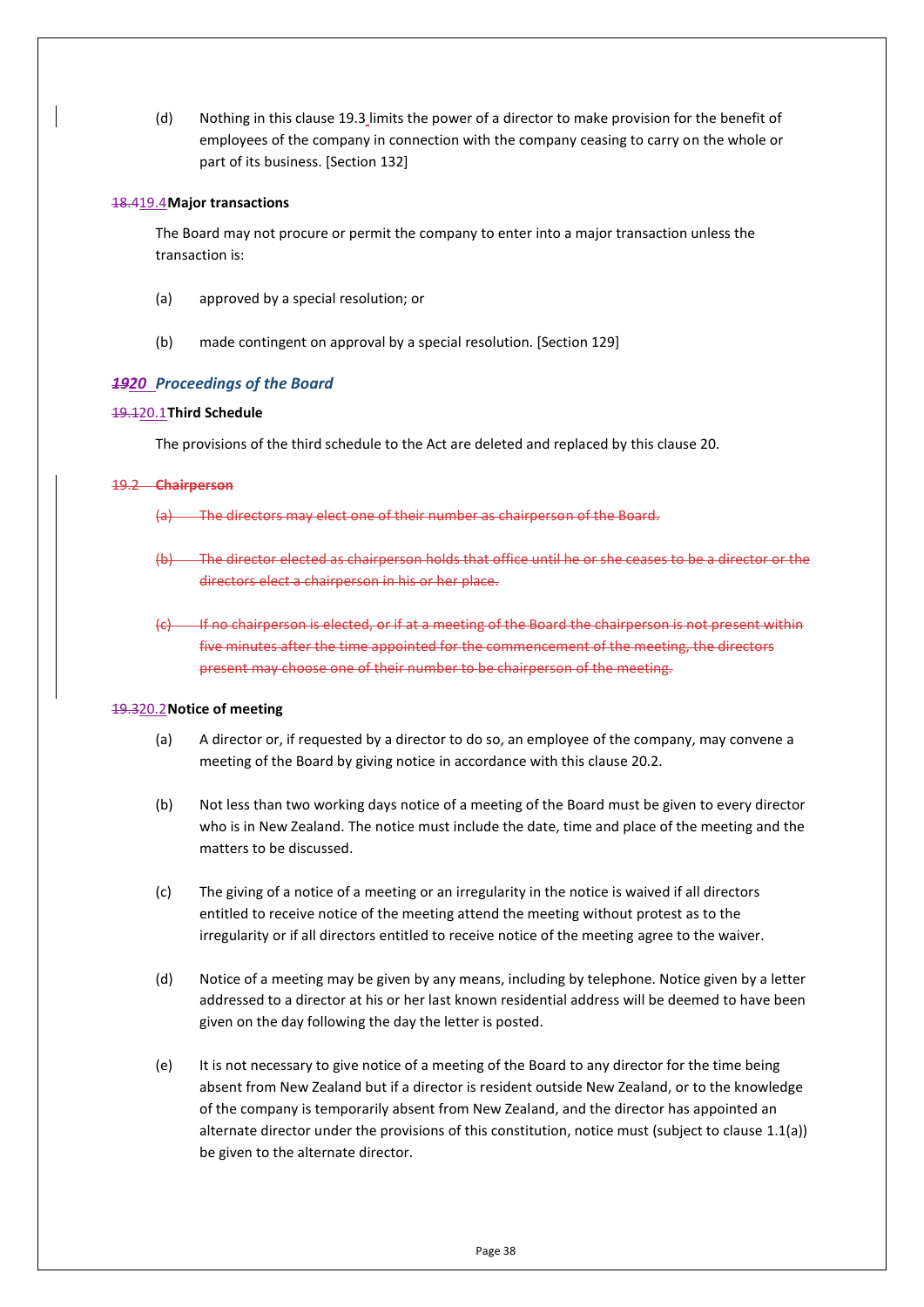(d) Nothing in this clause 19.3 limits the power of a director to make provision for the benefit of employees of the company in connection with the company ceasing to carry on the whole or part of its business. [Section 132]

**~~18.4~~19.4 Major transactions**

The Board may not procure or permit the company to enter into a major transaction unless the transaction is:

(a) approved by a special resolution; or

(b) made contingent on approval by a special resolution. [Section 129]

## ~~19~~20 *Proceedings of the Board*

**~~19.1~~20.1 Third Schedule**

The provisions of the third schedule to the Act are deleted and replaced by this clause 20.

~~19.2 **Chairperson**~~

~~(a) The directors may elect one of their number as chairperson of the Board.~~

~~(b) The director elected as chairperson holds that office until he or she ceases to be a director or the directors elect a chairperson in his or her place.~~

~~(c) If no chairperson is elected, or if at a meeting of the Board the chairperson is not present within five minutes after the time appointed for the commencement of the meeting, the directors present may choose one of their number to be chairperson of the meeting.~~

**~~19.3~~20.2 Notice of meeting**

(a) A director or, if requested by a director to do so, an employee of the company, may convene a meeting of the Board by giving notice in accordance with this clause 20.2.

(b) Not less than two working days notice of a meeting of the Board must be given to every director who is in New Zealand. The notice must include the date, time and place of the meeting and the matters to be discussed.

(c) The giving of a notice of a meeting or an irregularity in the notice is waived if all directors entitled to receive notice of the meeting attend the meeting without protest as to the irregularity or if all directors entitled to receive notice of the meeting agree to the waiver.

(d) Notice of a meeting may be given by any means, including by telephone. Notice given by a letter addressed to a director at his or her last known residential address will be deemed to have been given on the day following the day the letter is posted.

(e) It is not necessary to give notice of a meeting of the Board to any director for the time being absent from New Zealand but if a director is resident outside New Zealand, or to the knowledge of the company is temporarily absent from New Zealand, and the director has appointed an alternate director under the provisions of this constitution, notice must (subject to clause 1.1(a)) be given to the alternate director.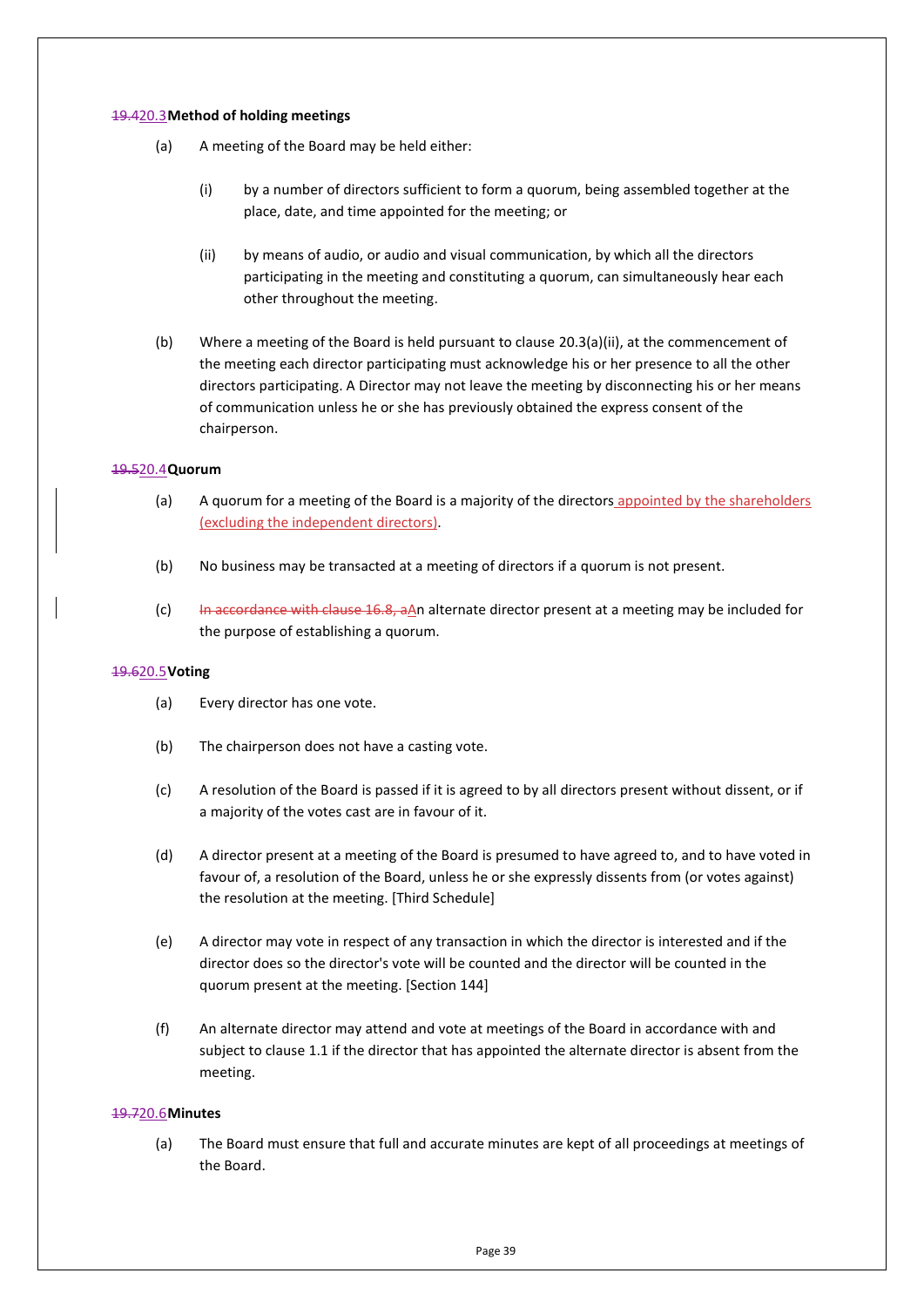### ~~19.4~~20.3 **Method of holding meetings**

(a) A meeting of the Board may be held either:

(i) by a number of directors sufficient to form a quorum, being assembled together at the place, date, and time appointed for the meeting; or

(ii) by means of audio, or audio and visual communication, by which all the directors participating in the meeting and constituting a quorum, can simultaneously hear each other throughout the meeting.

(b) Where a meeting of the Board is held pursuant to clause 20.3(a)(ii), at the commencement of the meeting each director participating must acknowledge his or her presence to all the other directors participating. A Director may not leave the meeting by disconnecting his or her means of communication unless he or she has previously obtained the express consent of the chairperson.

### ~~19.5~~20.4 **Quorum**

(a) A quorum for a meeting of the Board is a majority of the directors appointed by the shareholders (excluding the independent directors).

(b) No business may be transacted at a meeting of directors if a quorum is not present.

(c) ~~In accordance with clause 16.8, a~~An alternate director present at a meeting may be included for the purpose of establishing a quorum.

### ~~19.6~~20.5 **Voting**

(a) Every director has one vote.

(b) The chairperson does not have a casting vote.

(c) A resolution of the Board is passed if it is agreed to by all directors present without dissent, or if a majority of the votes cast are in favour of it.

(d) A director present at a meeting of the Board is presumed to have agreed to, and to have voted in favour of, a resolution of the Board, unless he or she expressly dissents from (or votes against) the resolution at the meeting. [Third Schedule]

(e) A director may vote in respect of any transaction in which the director is interested and if the director does so the director's vote will be counted and the director will be counted in the quorum present at the meeting. [Section 144]

(f) An alternate director may attend and vote at meetings of the Board in accordance with and subject to clause 1.1 if the director that has appointed the alternate director is absent from the meeting.

### ~~19.7~~20.6 **Minutes**

(a) The Board must ensure that full and accurate minutes are kept of all proceedings at meetings of the Board.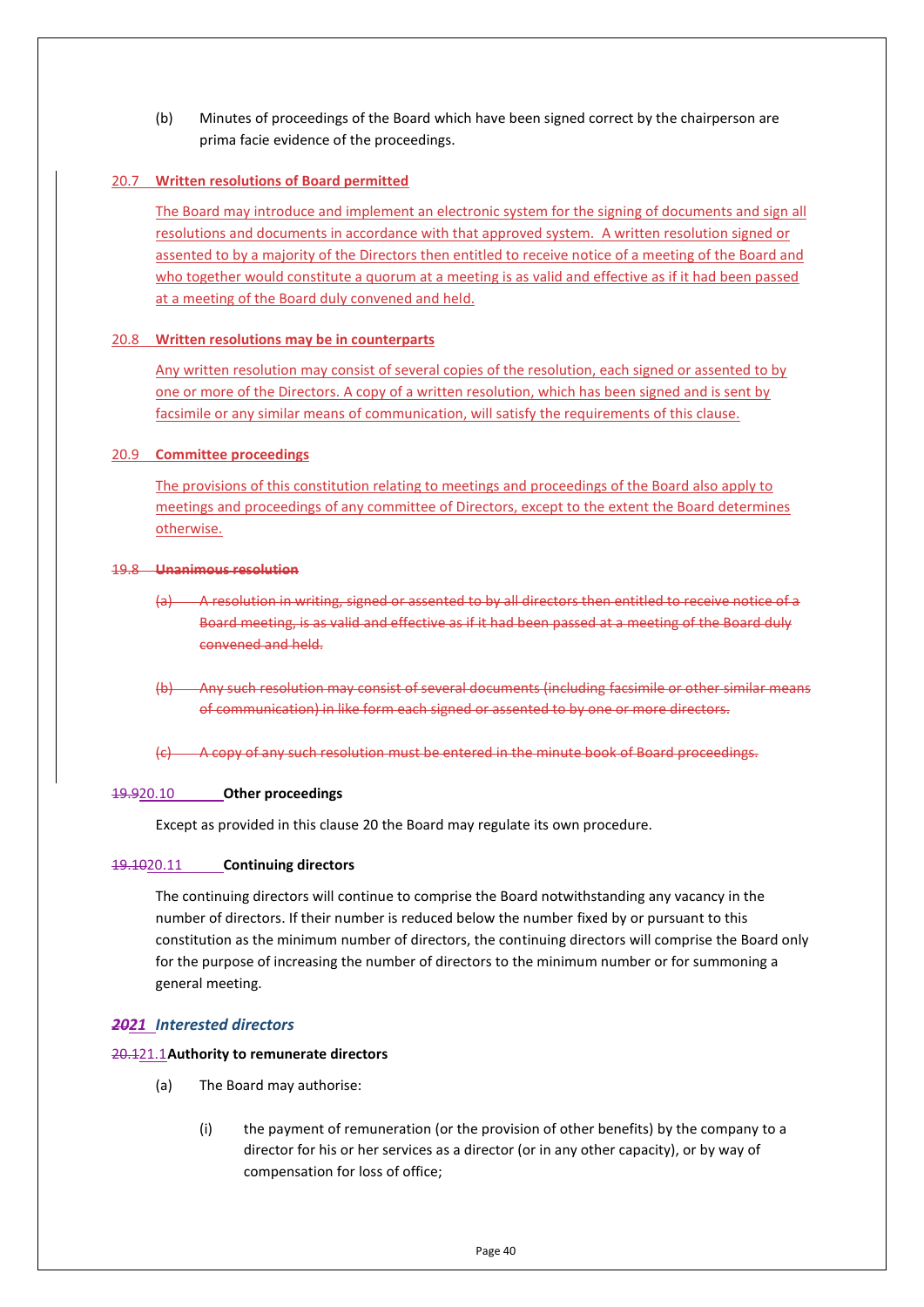(b) Minutes of proceedings of the Board which have been signed correct by the chairperson are prima facie evidence of the proceedings.

20.7 **Written resolutions of Board permitted**

The Board may introduce and implement an electronic system for the signing of documents and sign all resolutions and documents in accordance with that approved system. A written resolution signed or assented to by a majority of the Directors then entitled to receive notice of a meeting of the Board and who together would constitute a quorum at a meeting is as valid and effective as if it had been passed at a meeting of the Board duly convened and held.

20.8 **Written resolutions may be in counterparts**

Any written resolution may consist of several copies of the resolution, each signed or assented to by one or more of the Directors. A copy of a written resolution, which has been signed and is sent by facsimile or any similar means of communication, will satisfy the requirements of this clause.

20.9 **Committee proceedings**

The provisions of this constitution relating to meetings and proceedings of the Board also apply to meetings and proceedings of any committee of Directors, except to the extent the Board determines otherwise.

~~19.8 **Unanimous resolution**~~

~~(a) A resolution in writing, signed or assented to by all directors then entitled to receive notice of a Board meeting, is as valid and effective as if it had been passed at a meeting of the Board duly convened and held.~~

~~(b) Any such resolution may consist of several documents (including facsimile or other similar means of communication) in like form each signed or assented to by one or more directors.~~

~~(c) A copy of any such resolution must be entered in the minute book of Board proceedings.~~

~~19.9~~20.10 **Other proceedings**

Except as provided in this clause 20 the Board may regulate its own procedure.

~~19.10~~20.11 **Continuing directors**

The continuing directors will continue to comprise the Board notwithstanding any vacancy in the number of directors. If their number is reduced below the number fixed by or pursuant to this constitution as the minimum number of directors, the continuing directors will comprise the Board only for the purpose of increasing the number of directors to the minimum number or for summoning a general meeting.

## ~~20~~21 *Interested directors*

~~20.1~~21.1 **Authority to remunerate directors**

(a) The Board may authorise:

(i) the payment of remuneration (or the provision of other benefits) by the company to a director for his or her services as a director (or in any other capacity), or by way of compensation for loss of office;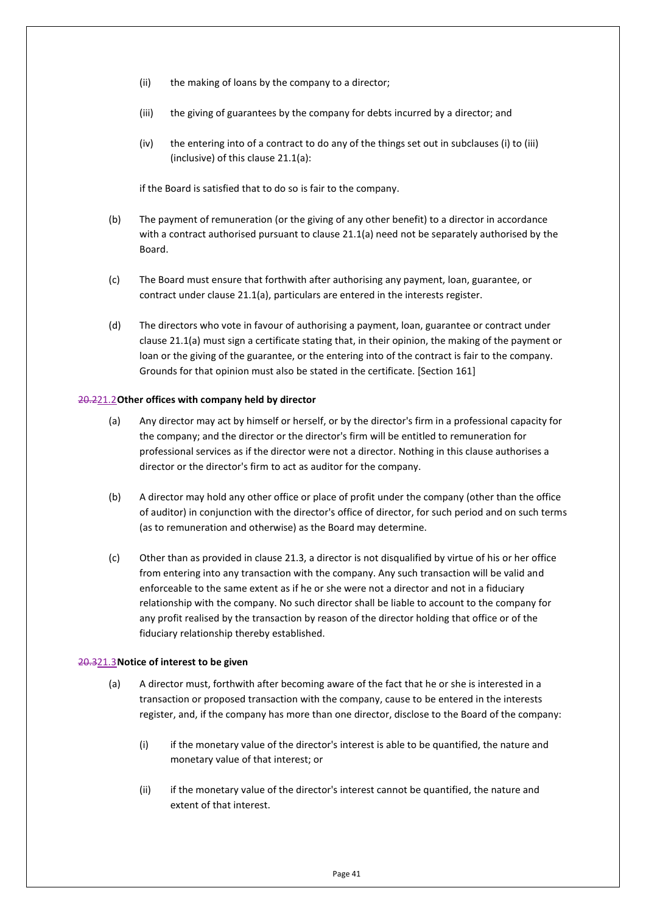(ii) the making of loans by the company to a director;

(iii) the giving of guarantees by the company for debts incurred by a director; and

(iv) the entering into of a contract to do any of the things set out in subclauses (i) to (iii) (inclusive) of this clause 21.1(a):

if the Board is satisfied that to do so is fair to the company.

(b) The payment of remuneration (or the giving of any other benefit) to a director in accordance with a contract authorised pursuant to clause 21.1(a) need not be separately authorised by the Board.

(c) The Board must ensure that forthwith after authorising any payment, loan, guarantee, or contract under clause 21.1(a), particulars are entered in the interests register.

(d) The directors who vote in favour of authorising a payment, loan, guarantee or contract under clause 21.1(a) must sign a certificate stating that, in their opinion, the making of the payment or loan or the giving of the guarantee, or the entering into of the contract is fair to the company. Grounds for that opinion must also be stated in the certificate. [Section 161]

### ~~20.2~~21.2 **Other offices with company held by director**

(a) Any director may act by himself or herself, or by the director's firm in a professional capacity for the company; and the director or the director's firm will be entitled to remuneration for professional services as if the director were not a director. Nothing in this clause authorises a director or the director's firm to act as auditor for the company.

(b) A director may hold any other office or place of profit under the company (other than the office of auditor) in conjunction with the director's office of director, for such period and on such terms (as to remuneration and otherwise) as the Board may determine.

(c) Other than as provided in clause 21.3, a director is not disqualified by virtue of his or her office from entering into any transaction with the company. Any such transaction will be valid and enforceable to the same extent as if he or she were not a director and not in a fiduciary relationship with the company. No such director shall be liable to account to the company for any profit realised by the transaction by reason of the director holding that office or of the fiduciary relationship thereby established.

### ~~20.3~~21.3 **Notice of interest to be given**

(a) A director must, forthwith after becoming aware of the fact that he or she is interested in a transaction or proposed transaction with the company, cause to be entered in the interests register, and, if the company has more than one director, disclose to the Board of the company:

(i) if the monetary value of the director's interest is able to be quantified, the nature and monetary value of that interest; or

(ii) if the monetary value of the director's interest cannot be quantified, the nature and extent of that interest.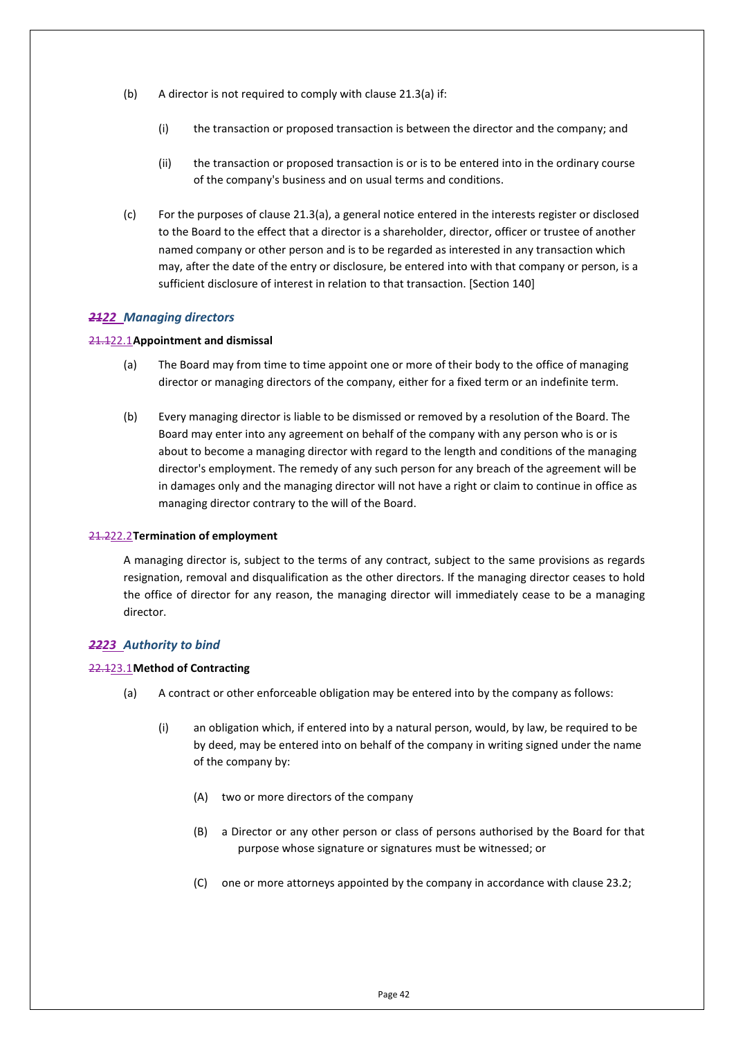(b) A director is not required to comply with clause 21.3(a) if:

(i) the transaction or proposed transaction is between the director and the company; and

(ii) the transaction or proposed transaction is or is to be entered into in the ordinary course of the company's business and on usual terms and conditions.

(c) For the purposes of clause 21.3(a), a general notice entered in the interests register or disclosed to the Board to the effect that a director is a shareholder, director, officer or trustee of another named company or other person and is to be regarded as interested in any transaction which may, after the date of the entry or disclosure, be entered into with that company or person, is a sufficient disclosure of interest in relation to that transaction. [Section 140]

## ~~21~~22 Managing directors

**~~21.1~~22.1 Appointment and dismissal**

(a) The Board may from time to time appoint one or more of their body to the office of managing director or managing directors of the company, either for a fixed term or an indefinite term.

(b) Every managing director is liable to be dismissed or removed by a resolution of the Board. The Board may enter into any agreement on behalf of the company with any person who is or is about to become a managing director with regard to the length and conditions of the managing director's employment. The remedy of any such person for any breach of the agreement will be in damages only and the managing director will not have a right or claim to continue in office as managing director contrary to the will of the Board.

**~~21.2~~22.2 Termination of employment**

A managing director is, subject to the terms of any contract, subject to the same provisions as regards resignation, removal and disqualification as the other directors. If the managing director ceases to hold the office of director for any reason, the managing director will immediately cease to be a managing director.

## ~~22~~23 Authority to bind

**~~22.1~~23.1 Method of Contracting**

(a) A contract or other enforceable obligation may be entered into by the company as follows:

(i) an obligation which, if entered into by a natural person, would, by law, be required to be by deed, may be entered into on behalf of the company in writing signed under the name of the company by:

(A) two or more directors of the company

(B) a Director or any other person or class of persons authorised by the Board for that purpose whose signature or signatures must be witnessed; or

(C) one or more attorneys appointed by the company in accordance with clause 23.2;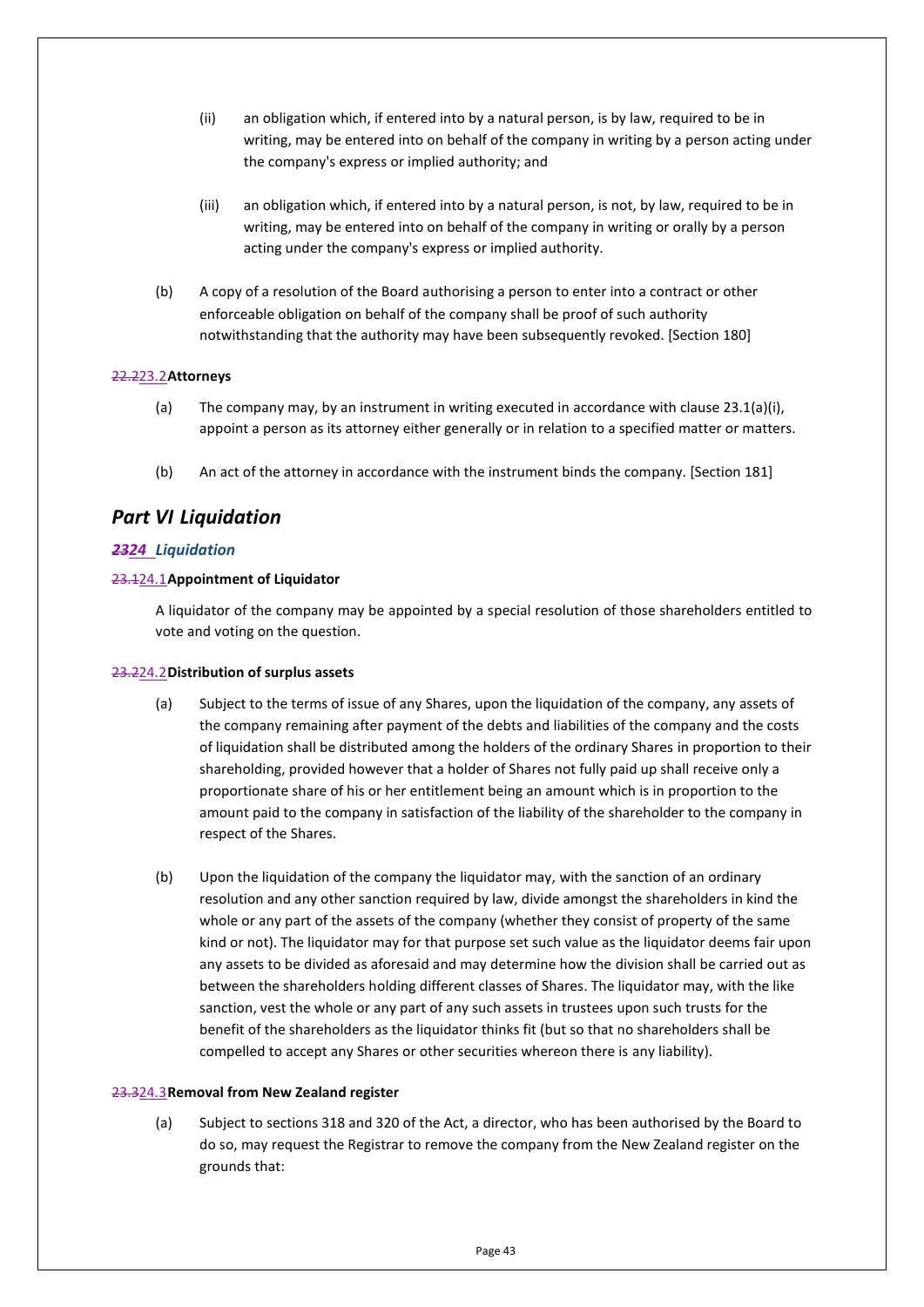(ii) an obligation which, if entered into by a natural person, is by law, required to be in writing, may be entered into on behalf of the company in writing by a person acting under the company's express or implied authority; and

(iii) an obligation which, if entered into by a natural person, is not, by law, required to be in writing, may be entered into on behalf of the company in writing or orally by a person acting under the company's express or implied authority.

(b) A copy of a resolution of the Board authorising a person to enter into a contract or other enforceable obligation on behalf of the company shall be proof of such authority notwithstanding that the authority may have been subsequently revoked. [Section 180]

#### ~~22.2~~23.2 **Attorneys**

(a) The company may, by an instrument in writing executed in accordance with clause 23.1(a)(i), appoint a person as its attorney either generally or in relation to a specified matter or matters.

(b) An act of the attorney in accordance with the instrument binds the company. [Section 181]

## *Part VI Liquidation*

### ~~*23*~~*24 Liquidation*

#### ~~23.1~~24.1 **Appointment of Liquidator**

A liquidator of the company may be appointed by a special resolution of those shareholders entitled to vote and voting on the question.

#### ~~23.2~~24.2 **Distribution of surplus assets**

(a) Subject to the terms of issue of any Shares, upon the liquidation of the company, any assets of the company remaining after payment of the debts and liabilities of the company and the costs of liquidation shall be distributed among the holders of the ordinary Shares in proportion to their shareholding, provided however that a holder of Shares not fully paid up shall receive only a proportionate share of his or her entitlement being an amount which is in proportion to the amount paid to the company in satisfaction of the liability of the shareholder to the company in respect of the Shares.

(b) Upon the liquidation of the company the liquidator may, with the sanction of an ordinary resolution and any other sanction required by law, divide amongst the shareholders in kind the whole or any part of the assets of the company (whether they consist of property of the same kind or not). The liquidator may for that purpose set such value as the liquidator deems fair upon any assets to be divided as aforesaid and may determine how the division shall be carried out as between the shareholders holding different classes of Shares. The liquidator may, with the like sanction, vest the whole or any part of any such assets in trustees upon such trusts for the benefit of the shareholders as the liquidator thinks fit (but so that no shareholders shall be compelled to accept any Shares or other securities whereon there is any liability).

#### ~~23.3~~24.3 **Removal from New Zealand register**

(a) Subject to sections 318 and 320 of the Act, a director, who has been authorised by the Board to do so, may request the Registrar to remove the company from the New Zealand register on the grounds that: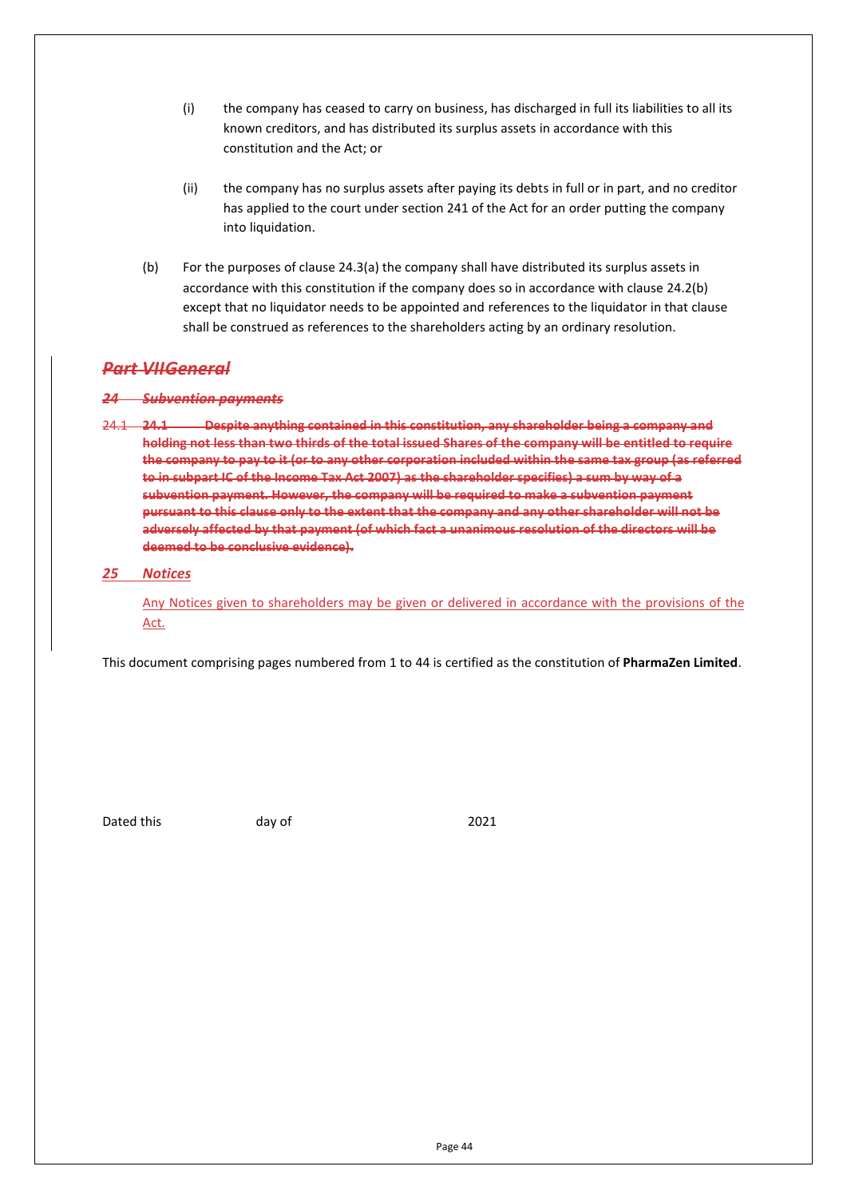(i) the company has ceased to carry on business, has discharged in full its liabilities to all its known creditors, and has distributed its surplus assets in accordance with this constitution and the Act; or

(ii) the company has no surplus assets after paying its debts in full or in part, and no creditor has applied to the court under section 241 of the Act for an order putting the company into liquidation.

(b) For the purposes of clause 24.3(a) the company shall have distributed its surplus assets in accordance with this constitution if the company does so in accordance with clause 24.2(b) except that no liquidator needs to be appointed and references to the liquidator in that clause shall be construed as references to the shareholders acting by an ordinary resolution.

## ~~*Part VIIGeneral*~~

### ~~*24 Subvention payments*~~

~~24.1~~ **~~24.1 Despite anything contained in this constitution, any shareholder being a company and holding not less than two thirds of the total issued Shares of the company will be entitled to require the company to pay to it (or to any other corporation included within the same tax group (as referred to in subpart IC of the Income Tax Act 2007) as the shareholder specifies) a sum by way of a subvention payment. However, the company will be required to make a subvention payment pursuant to this clause only to the extent that the company and any other shareholder will not be adversely affected by that payment (of which fact a unanimous resolution of the directors will be deemed to be conclusive evidence).~~**

### *25 Notices*

Any Notices given to shareholders may be given or delivered in accordance with the provisions of the Act.

This document comprising pages numbered from 1 to 44 is certified as the constitution of **PharmaZen Limited**.

Dated this day of 2021